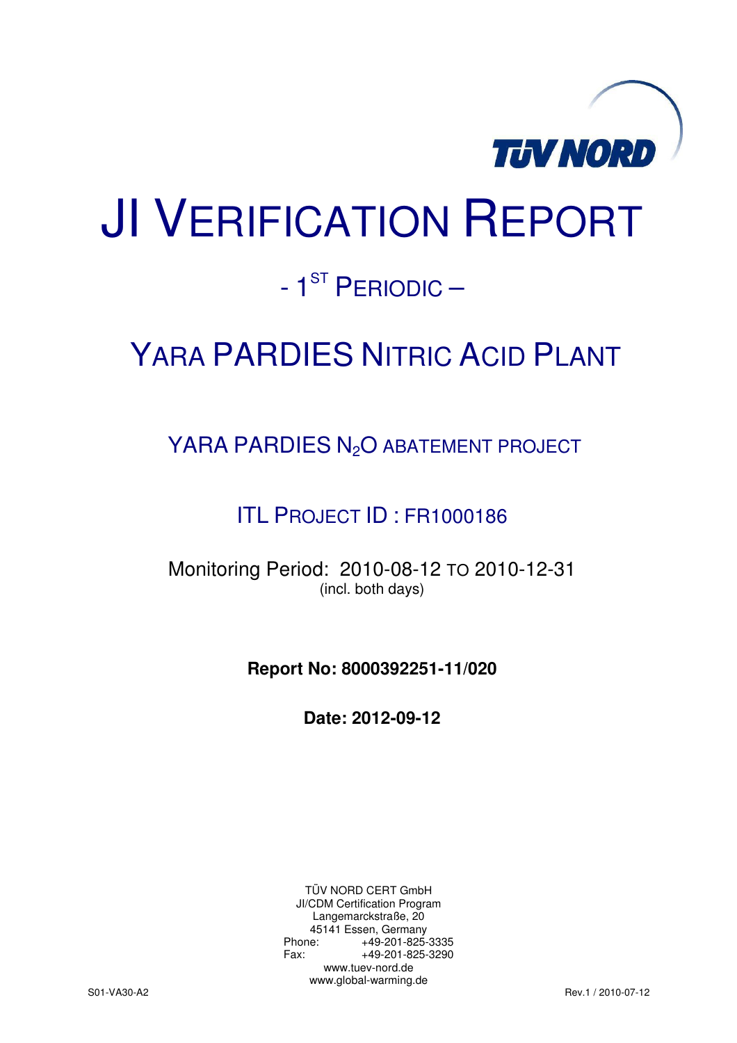# JI VERIFICATION REPORT

## - 1ST PERIODIC –

## YARA PARDIES NITRIC ACID PLANT

### YARA PARDIES $N_2O$ ABATEMENT PROJECT

### ITL PROJECT ID : FR1000186

Monitoring Period: 2010-08-12 TO 2010-12-31
(incl. both days)

**Report No: 8000392251-11/020**

**Date: 2012-09-12**

TÜV NORD CERT GmbH
JI/CDM Certification Program
Langemarckstraße, 20
45141 Essen, Germany
Phone: +49-201-825-3335
Fax: +49-201-825-3290
www.tuev-nord.de
www.global-warming.de

S01-VA30-A2 Rev.1 / 2010-07-12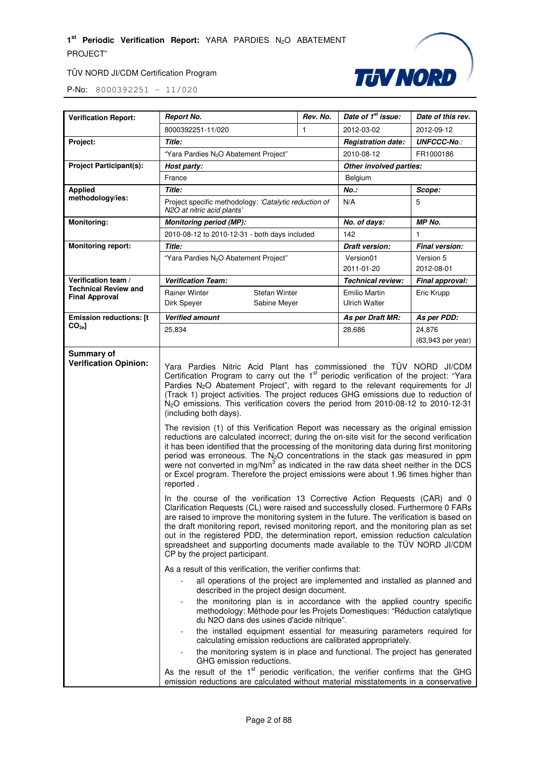| Verification Report: | *Report No.* | | *Rev. No.* | *Date of 1st issue:* | *Date of this rev.* |
|---|---|---|---|---|---|
| | 8000392251-11/020 | | 1 | 2012-03-02 | 2012-09-12 |
| **Project:** | *Title:* | | | *Registration date:* | *UNFCCC-No.:* |
| | "Yara Pardies $N_2O$ Abatement Project" | | | 2010-08-12 | FR1000186 |
| **Project Participant(s):** | *Host party:* | | | *Other involved parties:* | |
| | France | | | Belgium | |
| **Applied methodology/ies:** | *Title:* | | | *No.:* | *Scope:* |
| | Project specific methodology: *'Catalytic reduction of N2O at nitric acid plants'* | | | N/A | 5 |
| **Monitoring:** | *Monitoring period (MP):* | | | *No. of days:* | *MP No.* |
| | 2010-08-12 to 2010-12-31 - both days included | | | 142 | 1 |
| **Monitoring report:** | *Title:* | | | *Draft version:* | *Final version:* |
| | "Yara Pardies $N_2O$ Abatement Project" | | | Version01 2011-01-20 | Version 5 2012-08-01 |
| **Verification team / Technical Review and Final Approval** | *Verification Team:* | | | *Technical review:* | *Final approval:* |
| | Rainer Winter Dirk Speyer | Stefan Winter Sabine Meyer | | Emilio Martin Ulrich Walter | Eric Krupp |
| **Emission reductions: [t $CO_{2e}$]** | *Verified amount* | | | *As per Draft MR:* | *As per PDD:* |
| | 25,834 | | | 28,686 | 24,876 (63,943 per year) |
| **Summary of Verification Opinion:** | Yara Pardies Nitric Acid Plant has commissioned the TÜV NORD JI/CDM Certification Program to carry out the 1st periodic verification of the project: "Yara Pardies $N_2O$ Abatement Project", with regard to the relevant requirements for JI (Track 1) project activities. The project reduces GHG emissions due to reduction of $N_2O$ emissions. This verification covers the period from 2010-08-12 to 2010-12-31 (including both days).<br><br>The revision (1) of this Verification Report was necessary as the original emission reductions are calculated incorrect; during the on-site visit for the second verification it has been identified that the processing of the monitoring data during first monitoring period was erroneous. The $N_2O$ concentrations in the stack gas measured in ppm were not converted in mg/Nm$^3$ as indicated in the raw data sheet neither in the DCS or Excel program. Therefore the project emissions were about 1.96 times higher than reported .<br><br>In the course of the verification 13 Corrective Action Requests (CAR) and 0 Clarification Requests (CL) were raised and successfully closed. Furthermore 0 FARs are raised to improve the monitoring system in the future. The verification is based on the draft monitoring report, revised monitoring report, and the monitoring plan as set out in the registered PDD, the determination report, emission reduction calculation spreadsheet and supporting documents made available to the TÜV NORD JI/CDM CP by the project participant.<br><br>As a result of this verification, the verifier confirms that:<br>- all operations of the project are implemented and installed as planned and described in the project design document.<br>- the monitoring plan is in accordance with the applied country specific methodology: Méthode pour les Projets Domestiques: "Réduction catalytique du N2O dans des usines d'acide nitrique".<br>- the installed equipment essential for measuring parameters required for calculating emission reductions are calibrated appropriately.<br>- the monitoring system is in place and functional. The project has generated GHG emission reductions.<br><br>As the result of the 1st periodic verification, the verifier confirms that the GHG emission reductions are calculated without material misstatements in a conservative | | | | |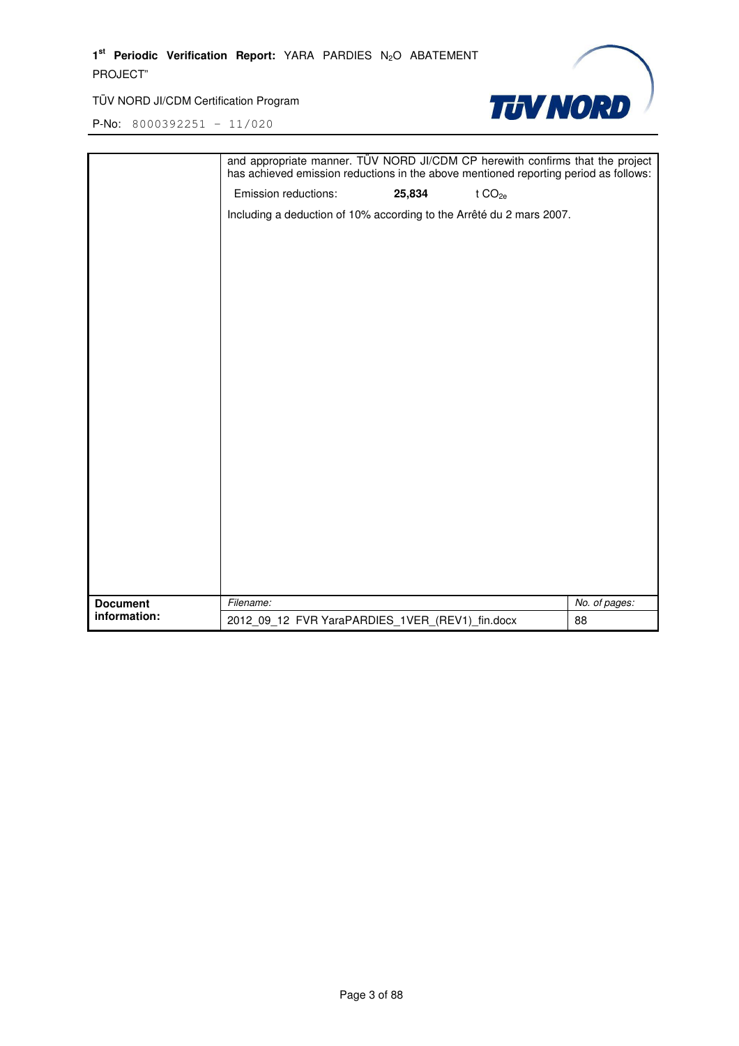| | and appropriate manner. TÜV NORD JI/CDM CP herewith confirms that the project has achieved emission reductions in the above mentioned reporting period as follows:<br><br>Emission reductions: **25,834** t $CO_{2e}$<br><br>Including a deduction of 10% according to the Arrêté du 2 mars 2007. | |
|---|---|---|
| **Document information:** | *Filename:* | *No. of pages:* |
| | 2012_09_12 FVR YaraPARDIES_1VER_(REV1)_fin.docx | 88 |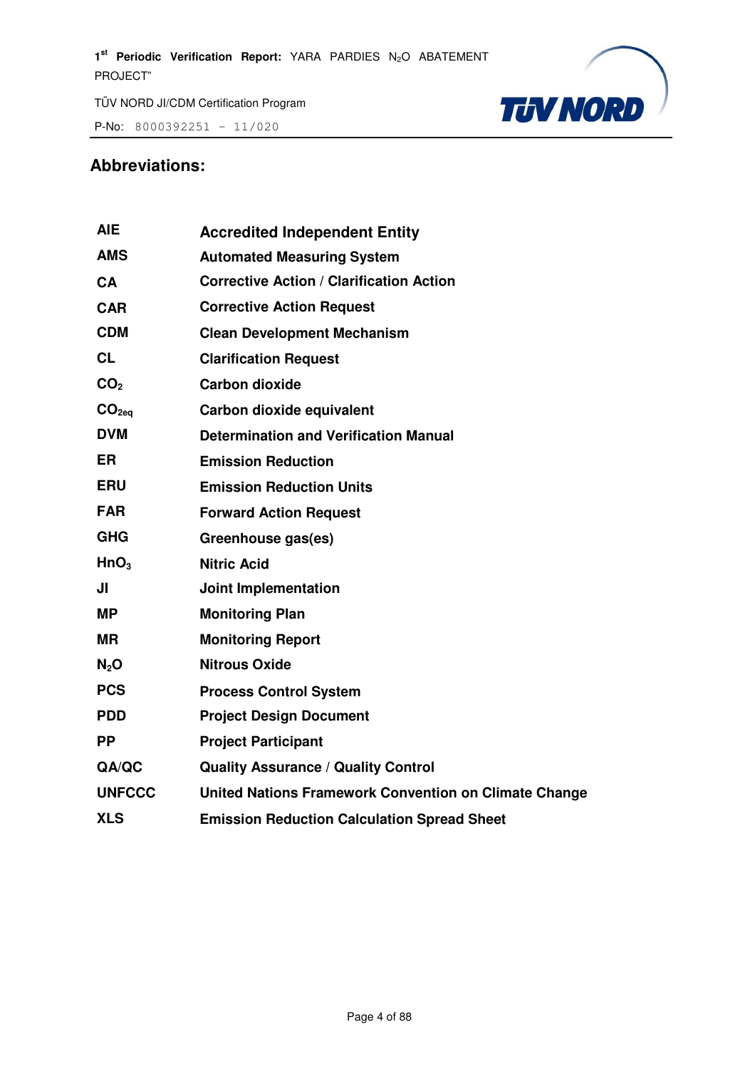## Abbreviations:

| | |
|---|---|
| **AIE** | **Accredited Independent Entity** |
| **AMS** | **Automated Measuring System** |
| **CA** | **Corrective Action / Clarification Action** |
| **CAR** | **Corrective Action Request** |
| **CDM** | **Clean Development Mechanism** |
| **CL** | **Clarification Request** |
| **$CO_2$** | **Carbon dioxide** |
| **$CO_{2eq}$** | **Carbon dioxide equivalent** |
| **DVM** | **Determination and Verification Manual** |
| **ER** | **Emission Reduction** |
| **ERU** | **Emission Reduction Units** |
| **FAR** | **Forward Action Request** |
| **GHG** | **Greenhouse gas(es)** |
| **$HnO_3$** | **Nitric Acid** |
| **JI** | **Joint Implementation** |
| **MP** | **Monitoring Plan** |
| **MR** | **Monitoring Report** |
| **$N_2O$** | **Nitrous Oxide** |
| **PCS** | **Process Control System** |
| **PDD** | **Project Design Document** |
| **PP** | **Project Participant** |
| **QA/QC** | **Quality Assurance / Quality Control** |
| **UNFCCC** | **United Nations Framework Convention on Climate Change** |
| **XLS** | **Emission Reduction Calculation Spread Sheet** |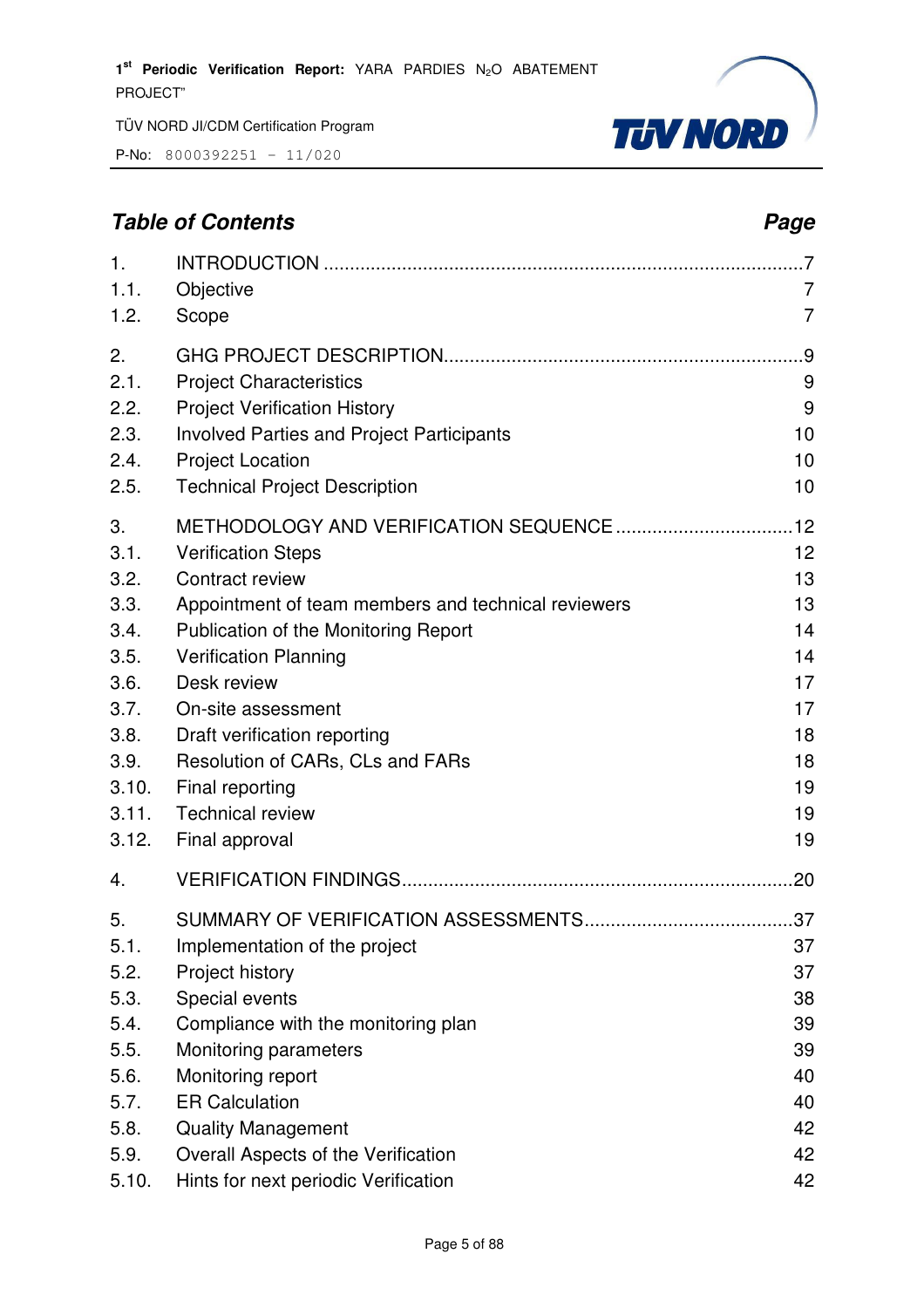## Table of Contents

| | | Page |
|---|---|---|
| 1. | INTRODUCTION | 7 |
| 1.1. | Objective | 7 |
| 1.2. | Scope | 7 |
| 2. | GHG PROJECT DESCRIPTION | 9 |
| 2.1. | Project Characteristics | 9 |
| 2.2. | Project Verification History | 9 |
| 2.3. | Involved Parties and Project Participants | 10 |
| 2.4. | Project Location | 10 |
| 2.5. | Technical Project Description | 10 |
| 3. | METHODOLOGY AND VERIFICATION SEQUENCE | 12 |
| 3.1. | Verification Steps | 12 |
| 3.2. | Contract review | 13 |
| 3.3. | Appointment of team members and technical reviewers | 13 |
| 3.4. | Publication of the Monitoring Report | 14 |
| 3.5. | Verification Planning | 14 |
| 3.6. | Desk review | 17 |
| 3.7. | On-site assessment | 17 |
| 3.8. | Draft verification reporting | 18 |
| 3.9. | Resolution of CARs, CLs and FARs | 18 |
| 3.10. | Final reporting | 19 |
| 3.11. | Technical review | 19 |
| 3.12. | Final approval | 19 |
| 4. | VERIFICATION FINDINGS | 20 |
| 5. | SUMMARY OF VERIFICATION ASSESSMENTS | 37 |
| 5.1. | Implementation of the project | 37 |
| 5.2. | Project history | 37 |
| 5.3. | Special events | 38 |
| 5.4. | Compliance with the monitoring plan | 39 |
| 5.5. | Monitoring parameters | 39 |
| 5.6. | Monitoring report | 40 |
| 5.7. | ER Calculation | 40 |
| 5.8. | Quality Management | 42 |
| 5.9. | Overall Aspects of the Verification | 42 |
| 5.10. | Hints for next periodic Verification | 42 |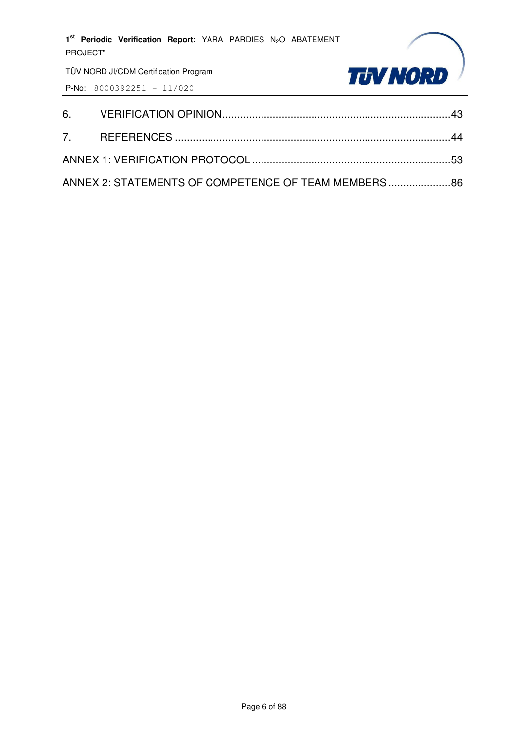6. VERIFICATION OPINION.....43

7. REFERENCES.....44

ANNEX 1: VERIFICATION PROTOCOL.....53

ANNEX 2: STATEMENTS OF COMPETENCE OF TEAM MEMBERS.....86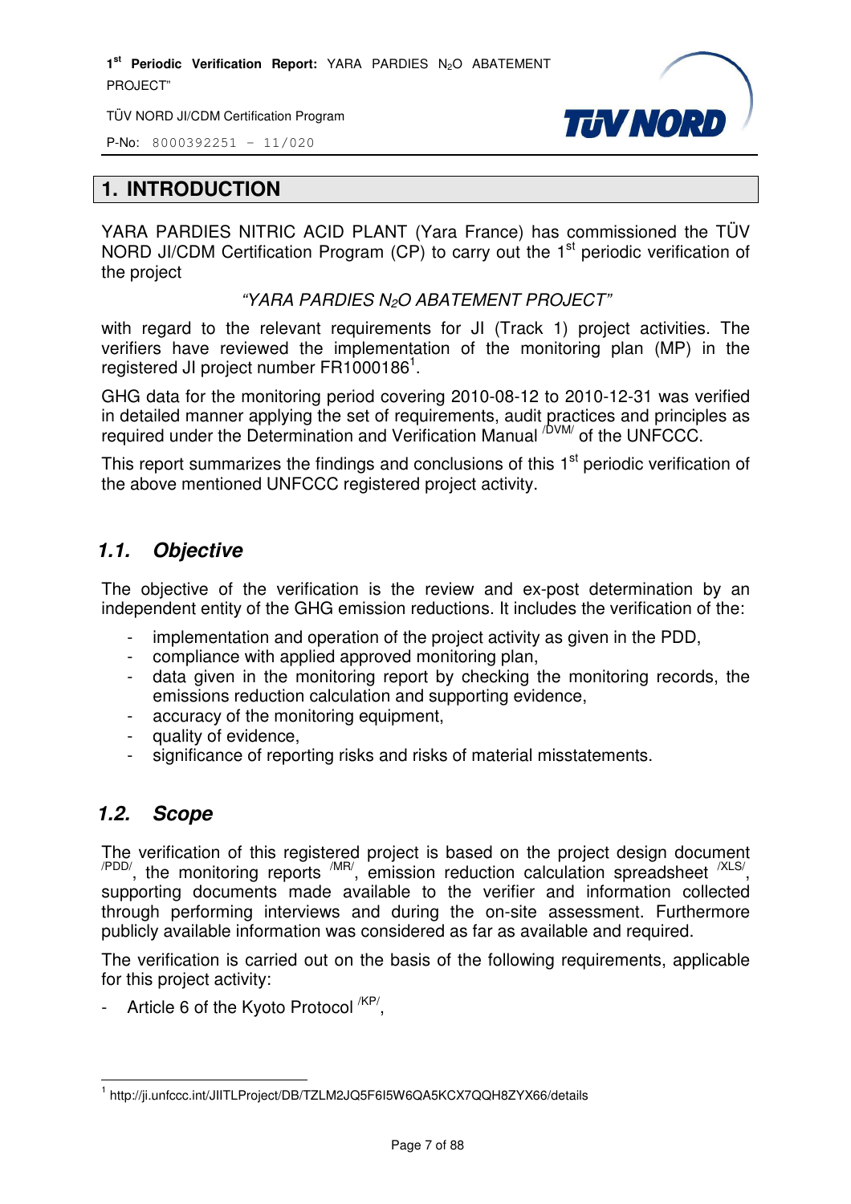# 1. INTRODUCTION

YARA PARDIES NITRIC ACID PLANT (Yara France) has commissioned the TÜV NORD JI/CDM Certification Program (CP) to carry out the 1st periodic verification of the project

*"YARA PARDIES $N_2O$ ABATEMENT PROJECT"*

with regard to the relevant requirements for JI (Track 1) project activities. The verifiers have reviewed the implementation of the monitoring plan (MP) in the registered JI project number FR1000186[1].

GHG data for the monitoring period covering 2010-08-12 to 2010-12-31 was verified in detailed manner applying the set of requirements, audit practices and principles as required under the Determination and Verification Manual /DVM/ of the UNFCCC.

This report summarizes the findings and conclusions of this 1st periodic verification of the above mentioned UNFCCC registered project activity.

## *1.1. Objective*

The objective of the verification is the review and ex-post determination by an independent entity of the GHG emission reductions. It includes the verification of the:

- implementation and operation of the project activity as given in the PDD,
- compliance with applied approved monitoring plan,
- data given in the monitoring report by checking the monitoring records, the emissions reduction calculation and supporting evidence,
- accuracy of the monitoring equipment,
- quality of evidence,
- significance of reporting risks and risks of material misstatements.

## *1.2. Scope*

The verification of this registered project is based on the project design document /PDD/, the monitoring reports /MR/, emission reduction calculation spreadsheet /XLS/, supporting documents made available to the verifier and information collected through performing interviews and during the on-site assessment. Furthermore publicly available information was considered as far as available and required.

The verification is carried out on the basis of the following requirements, applicable for this project activity:

- Article 6 of the Kyoto Protocol /KP/,

---

[1] http://ji.unfccc.int/JIITLProject/DB/TZLM2JQ5F6I5W6QA5KCX7QQH8ZYX66/details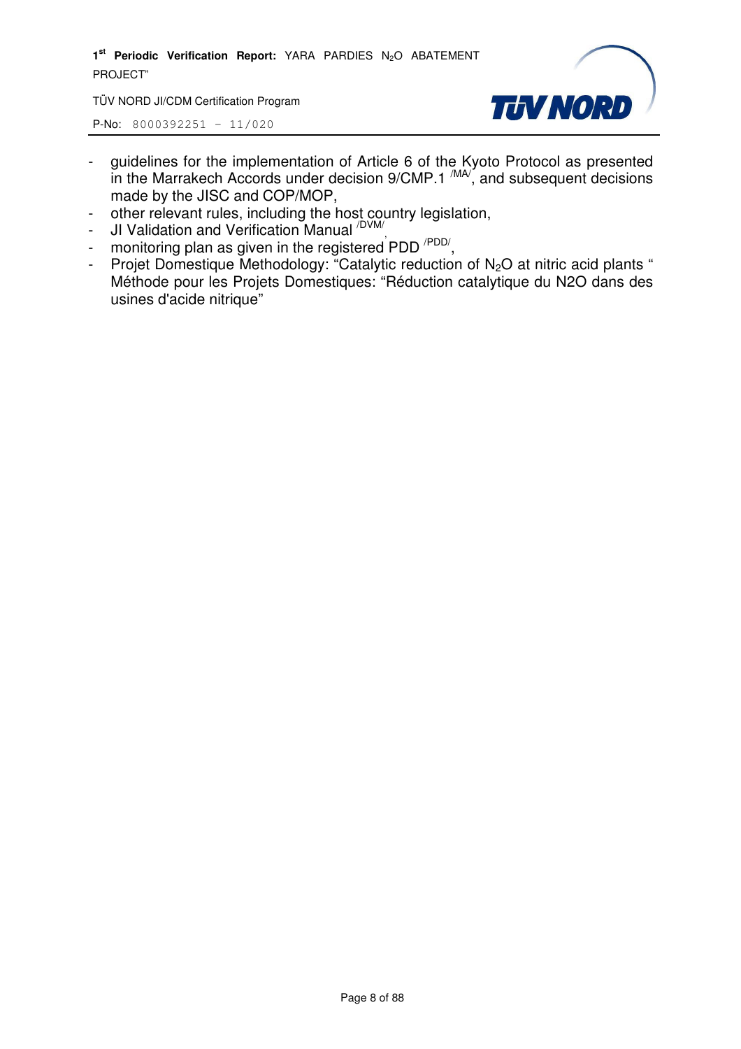- guidelines for the implementation of Article 6 of the Kyoto Protocol as presented in the Marrakech Accords under decision 9/CMP.1 [/MA/], and subsequent decisions made by the JISC and COP/MOP,
- other relevant rules, including the host country legislation,
- JI Validation and Verification Manual [/DVM/],
- monitoring plan as given in the registered PDD [/PDD/],
- Projet Domestique Methodology: "Catalytic reduction of $N_2O$ at nitric acid plants " Méthode pour les Projets Domestiques: "Réduction catalytique du N2O dans des usines d'acide nitrique"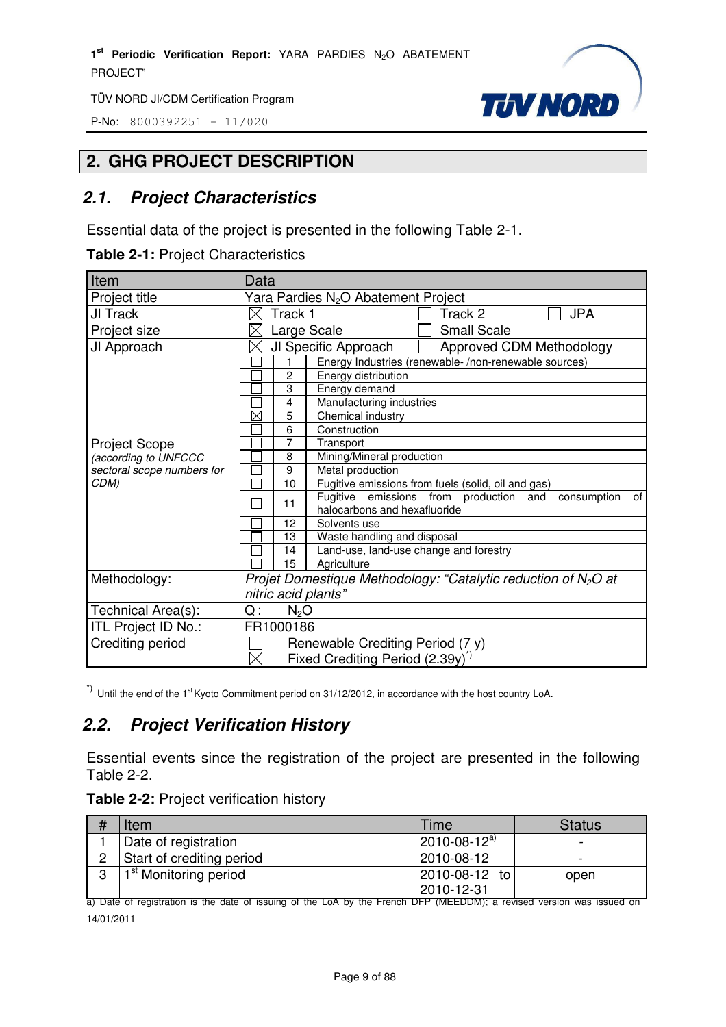## 2. GHG PROJECT DESCRIPTION

### 2.1. Project Characteristics

Essential data of the project is presented in the following Table 2-1.

**Table 2-1:** Project Characteristics

| Item | Data | | |
|---|---|---|---|
| Project title | Yara Pardies $N_2O$ Abatement Project | | |
| JI Track | ☒ Track 1 | ☐ Track 2 | ☐ JPA |
| Project size | ☒ Large Scale | ☐ Small Scale | |
| JI Approach | ☒ JI Specific Approach | ☐ Approved CDM Methodology | |
| Project Scope *(according to UNFCCC sectoral scope numbers for CDM)* | ☐ | 1 | Energy Industries (renewable- /non-renewable sources) |
| | ☐ | 2 | Energy distribution |
| | ☐ | 3 | Energy demand |
| | ☐ | 4 | Manufacturing industries |
| | ☒ | 5 | Chemical industry |
| | ☐ | 6 | Construction |
| | ☐ | 7 | Transport |
| | ☐ | 8 | Mining/Mineral production |
| | ☐ | 9 | Metal production |
| | ☐ | 10 | Fugitive emissions from fuels (solid, oil and gas) |
| | ☐ | 11 | Fugitive emissions from production and consumption of halocarbons and hexafluoride |
| | ☐ | 12 | Solvents use |
| | ☐ | 13 | Waste handling and disposal |
| | ☐ | 14 | Land-use, land-use change and forestry |
| | ☐ | 15 | Agriculture |
| Methodology: | *Projet Domestique Methodology: "Catalytic reduction of $N_2O$ at nitric acid plants"* | | |
| Technical Area(s): | Q: $N_2O$ | | |
| ITL Project ID No.: | FR1000186 | | |
| Crediting period | ☐ Renewable Crediting Period (7 y)<br>☒ Fixed Crediting Period (2.39y)[*)] | | |

[*)] Until the end of the 1st Kyoto Commitment period on 31/12/2012, in accordance with the host country LoA.

### 2.2. Project Verification History

Essential events since the registration of the project are presented in the following Table 2-2.

**Table 2-2:** Project verification history

| # | Item | Time | Status |
|---|---|---|---|
| 1 | Date of registration | 2010-08-12[a)] | - |
| 2 | Start of crediting period | 2010-08-12 | - |
| 3 | 1st Monitoring period | 2010-08-12 to 2010-12-31 | open |

a) Date of registration is the date of issuing of the LoA by the French DFP (MEEDDM); a revised version was issued on 14/01/2011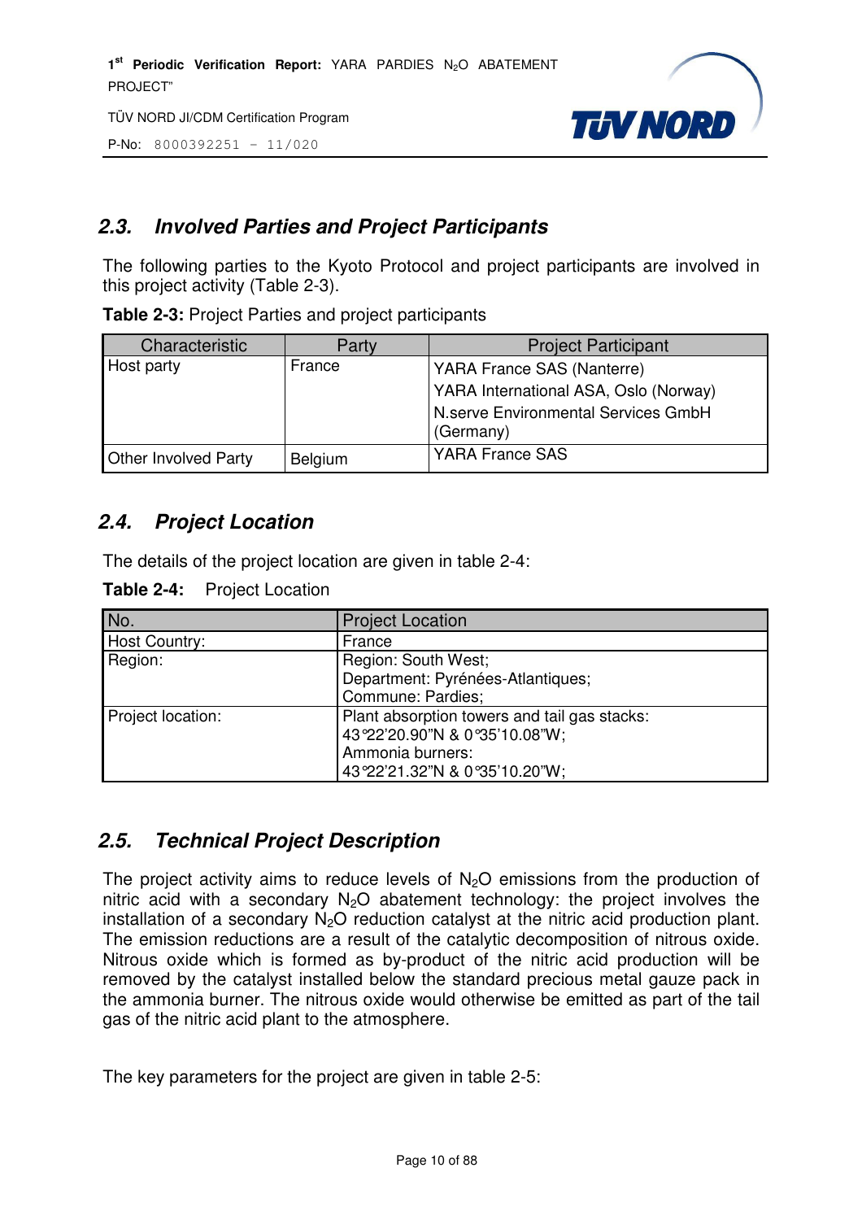## 2.3. Involved Parties and Project Participants

The following parties to the Kyoto Protocol and project participants are involved in this project activity (Table 2-3).

**Table 2-3:** Project Parties and project participants

| Characteristic | Party | Project Participant |
|---|---|---|
| Host party | France | YARA France SAS (Nanterre)<br>YARA International ASA, Oslo (Norway)<br>N.serve Environmental Services GmbH (Germany) |
| Other Involved Party | Belgium | YARA France SAS |

## 2.4. Project Location

The details of the project location are given in table 2-4:

**Table 2-4:** Project Location

| No. | Project Location |
|---|---|
| Host Country: | France |
| Region: | Region: South West;<br>Department: Pyrénées-Atlantiques;<br>Commune: Pardies; |
| Project location: | Plant absorption towers and tail gas stacks:<br>43°22'20.90"N & 0°35'10.08"W;<br>Ammonia burners:<br>43°22'21.32"N & 0°35'10.20"W; |

## 2.5. Technical Project Description

The project activity aims to reduce levels of $N_2O$ emissions from the production of nitric acid with a secondary $N_2O$ abatement technology: the project involves the installation of a secondary $N_2O$ reduction catalyst at the nitric acid production plant. The emission reductions are a result of the catalytic decomposition of nitrous oxide. Nitrous oxide which is formed as by-product of the nitric acid production will be removed by the catalyst installed below the standard precious metal gauze pack in the ammonia burner. The nitrous oxide would otherwise be emitted as part of the tail gas of the nitric acid plant to the atmosphere.

The key parameters for the project are given in table 2-5: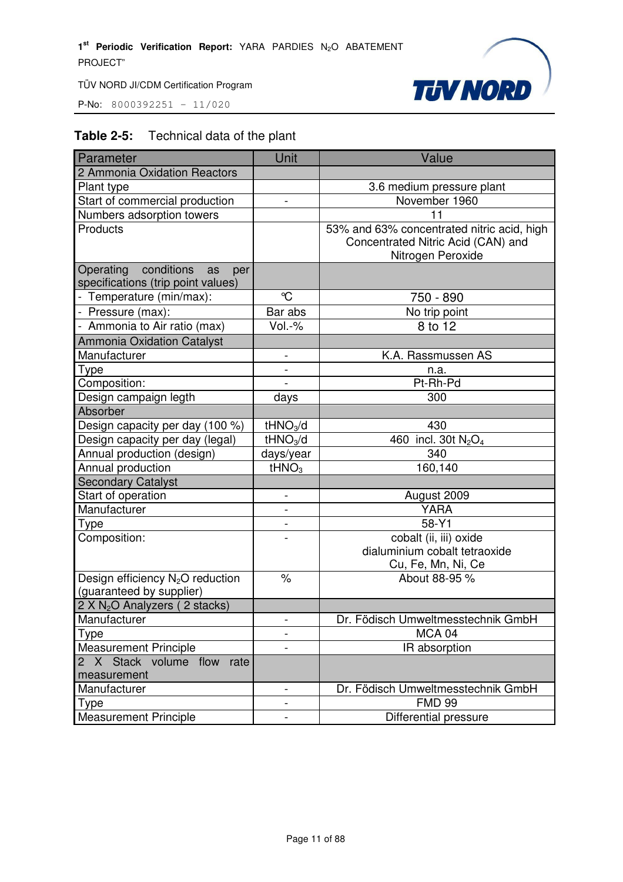**Table 2-5:** Technical data of the plant

| Parameter | Unit | Value |
|---|---|---|
| 2 Ammonia Oxidation Reactors | | |
| Plant type | | 3.6 medium pressure plant |
| Start of commercial production | - | November 1960 |
| Numbers adsorption towers | | 11 |
| Products | | 53% and 63% concentrated nitric acid, high Concentrated Nitric Acid (CAN) and Nitrogen Peroxide |
| Operating conditions as per specifications (trip point values) | | |
| - Temperature (min/max): | °C | 750 - 890 |
| - Pressure (max): | Bar abs | No trip point |
| - Ammonia to Air ratio (max) | Vol.-% | 8 to 12 |
| Ammonia Oxidation Catalyst | | |
| Manufacturer | - | K.A. Rassmussen AS |
| Type | - | n.a. |
| Composition: | - | Pt-Rh-Pd |
| Design campaign legth | days | 300 |
| Absorber | | |
| Design capacity per day (100 %) | $tHNO_3/d$ | 430 |
| Design capacity per day (legal) | $tHNO_3/d$ | 460 incl. 30t $N_2O_4$ |
| Annual production (design) | days/year | 340 |
| Annual production | $tHNO_3$ | 160,140 |
| Secondary Catalyst | | |
| Start of operation | - | August 2009 |
| Manufacturer | - | YARA |
| Type | - | 58-Y1 |
| Composition: | - | cobalt (ii, iii) oxide<br>dialuminium cobalt tetraoxide<br>Cu, Fe, Mn, Ni, Ce |
| Design efficiency $N_2O$ reduction (guaranteed by supplier) | % | About 88-95 % |
| 2 X $N_2O$ Analyzers ( 2 stacks) | | |
| Manufacturer | - | Dr. Födisch Umweltmesstechnik GmbH |
| Type | - | MCA 04 |
| Measurement Principle | - | IR absorption |
| 2 X Stack volume flow rate measurement | | |
| Manufacturer | - | Dr. Födisch Umweltmesstechnik GmbH |
| Type | - | FMD 99 |
| Measurement Principle | - | Differential pressure |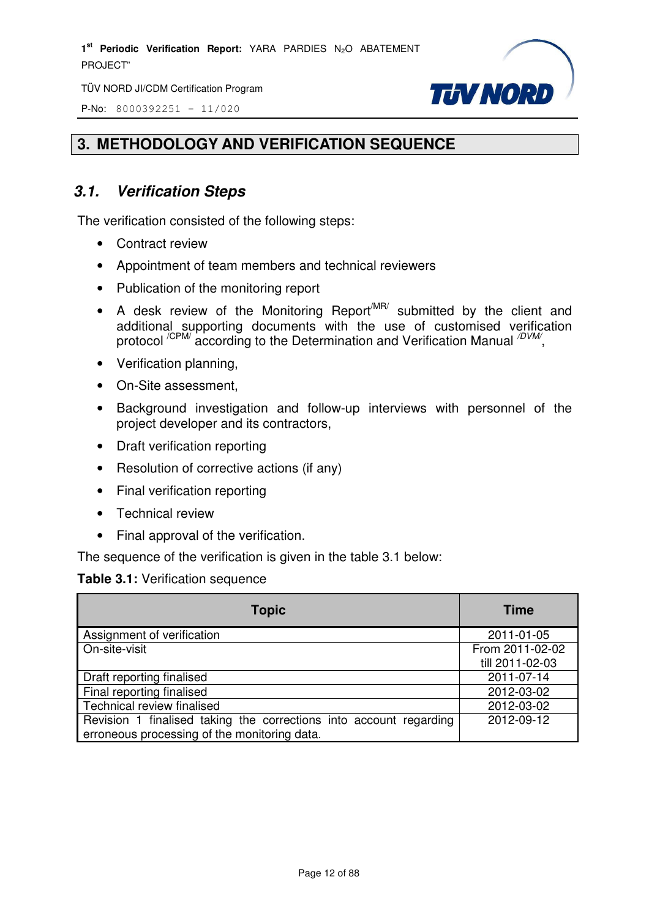# 3. METHODOLOGY AND VERIFICATION SEQUENCE

## 3.1. Verification Steps

The verification consisted of the following steps:

- Contract review
- Appointment of team members and technical reviewers
- Publication of the monitoring report
- A desk review of the Monitoring Report[/MR/] submitted by the client and additional supporting documents with the use of customised verification protocol [/CPM/] according to the Determination and Verification Manual [/DVM/],
- Verification planning,
- On-Site assessment,
- Background investigation and follow-up interviews with personnel of the project developer and its contractors,
- Draft verification reporting
- Resolution of corrective actions (if any)
- Final verification reporting
- Technical review
- Final approval of the verification.

The sequence of the verification is given in the table 3.1 below:

**Table 3.1:** Verification sequence

| Topic | Time |
|---|---|
| Assignment of verification | 2011-01-05 |
| On-site-visit | From 2011-02-02 till 2011-02-03 |
| Draft reporting finalised | 2011-07-14 |
| Final reporting finalised | 2012-03-02 |
| Technical review finalised | 2012-03-02 |
| Revision 1 finalised taking the corrections into account regarding erroneous processing of the monitoring data. | 2012-09-12 |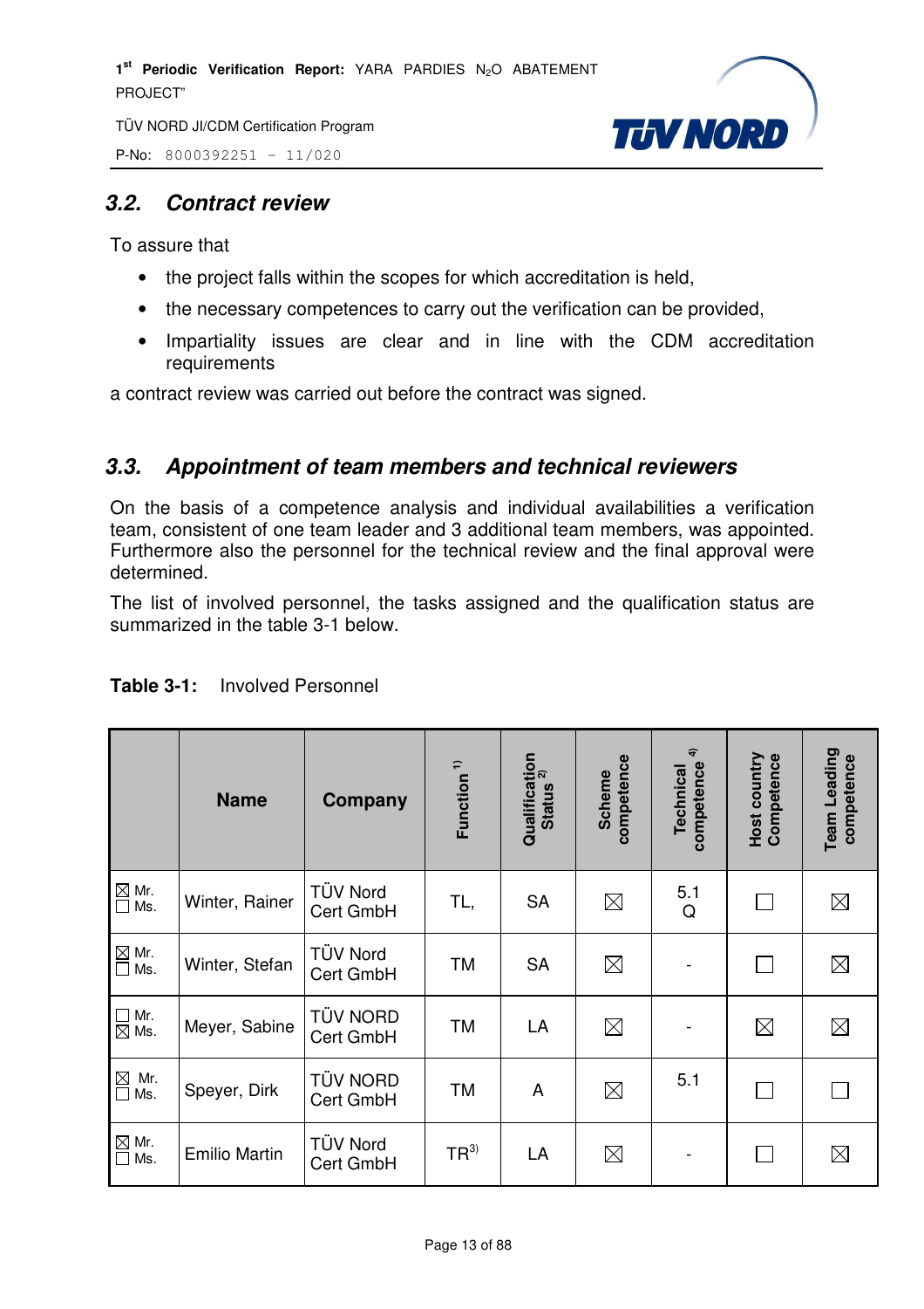## 3.2. Contract review

To assure that

- the project falls within the scopes for which accreditation is held,
- the necessary competences to carry out the verification can be provided,
- Impartiality issues are clear and in line with the CDM accreditation requirements

a contract review was carried out before the contract was signed.

## 3.3. Appointment of team members and technical reviewers

On the basis of a competence analysis and individual availabilities a verification team, consistent of one team leader and 3 additional team members, was appointed. Furthermore also the personnel for the technical review and the final approval were determined.

The list of involved personnel, the tasks assigned and the qualification status are summarized in the table 3-1 below.

**Table 3-1:** Involved Personnel

| | Name | Company | Function [1] | Qualification Status [2] | Scheme competence | Technical competence [4] | Host country Competence | Team Leading competence |
|---|---|---|---|---|---|---|---|---|
| ☒ Mr. ☐ Ms. | Winter, Rainer | TÜV Nord Cert GmbH | TL, | SA | ☒ | 5.1 Q | ☐ | ☒ |
| ☒ Mr. ☐ Ms. | Winter, Stefan | TÜV Nord Cert GmbH | TM | SA | ☒ | - | ☐ | ☒ |
| ☐ Mr. ☒ Ms. | Meyer, Sabine | TÜV NORD Cert GmbH | TM | LA | ☒ | - | ☒ | ☒ |
| ☒ Mr. ☐ Ms. | Speyer, Dirk | TÜV NORD Cert GmbH | TM | A | ☒ | 5.1 | ☐ | ☐ |
| ☒ Mr. ☐ Ms. | Emilio Martin | TÜV Nord Cert GmbH | TR[3] | LA | ☒ | - | ☐ | ☒ |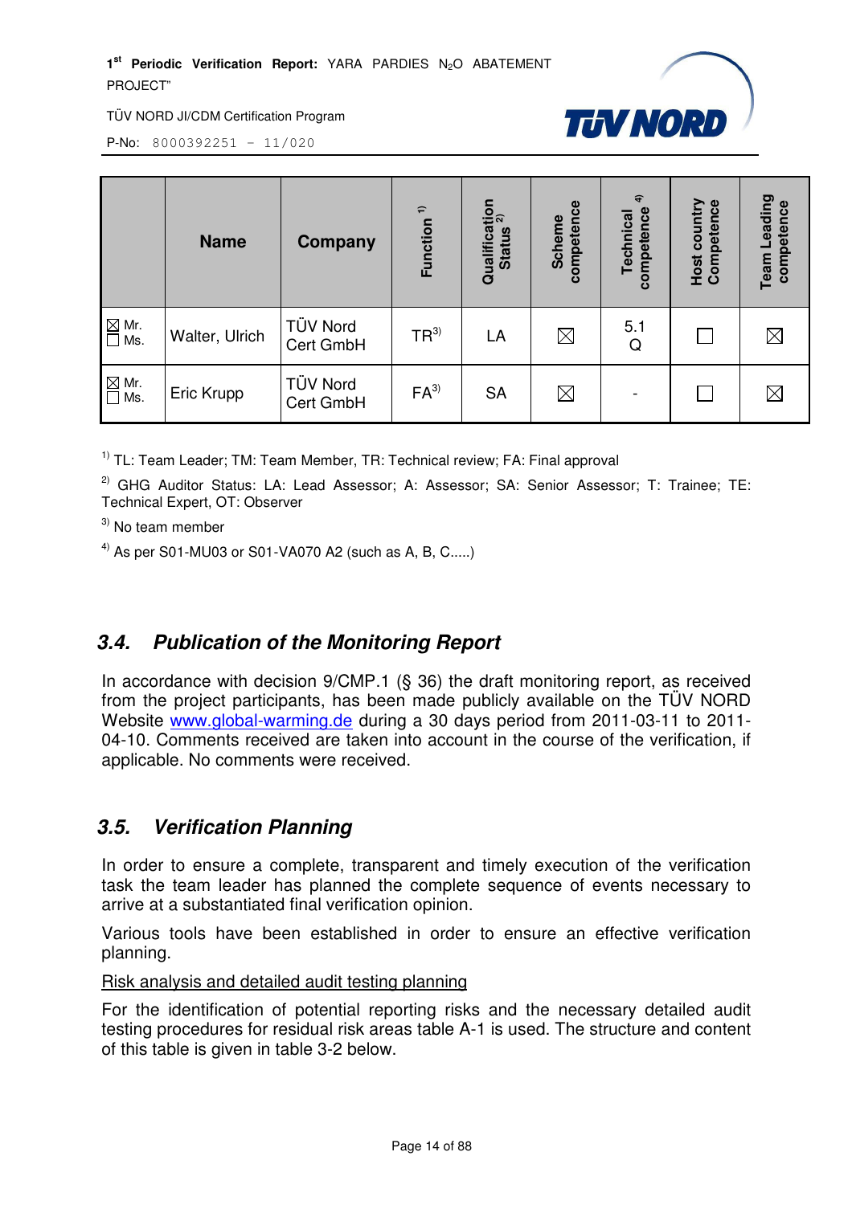| | Name | Company | Function [1] | Qualification Status [2] | Scheme competence | Technical competence [4] | Host country Competence | Team Leading competence |
|---|---|---|---|---|---|---|---|---|
| ☒ Mr. ☐ Ms. | Walter, Ulrich | TÜV Nord Cert GmbH | TR[3] | LA | ☒ | 5.1 Q | ☐ | ☒ |
| ☒ Mr. ☐ Ms. | Eric Krupp | TÜV Nord Cert GmbH | FA[3] | SA | ☒ | - | ☐ | ☒ |

[1] TL: Team Leader; TM: Team Member, TR: Technical review; FA: Final approval

[2] GHG Auditor Status: LA: Lead Assessor; A: Assessor; SA: Senior Assessor; T: Trainee; TE: Technical Expert, OT: Observer

[3] No team member

[4] As per S01-MU03 or S01-VA070 A2 (such as A, B, C.....)

## *3.4. Publication of the Monitoring Report*

In accordance with decision 9/CMP.1 (§ 36) the draft monitoring report, as received from the project participants, has been made publicly available on the TÜV NORD Website www.global-warming.de during a 30 days period from 2011-03-11 to 2011-04-10. Comments received are taken into account in the course of the verification, if applicable. No comments were received.

## *3.5. Verification Planning*

In order to ensure a complete, transparent and timely execution of the verification task the team leader has planned the complete sequence of events necessary to arrive at a substantiated final verification opinion.

Various tools have been established in order to ensure an effective verification planning.

Risk analysis and detailed audit testing planning

For the identification of potential reporting risks and the necessary detailed audit testing procedures for residual risk areas table A-1 is used. The structure and content of this table is given in table 3-2 below.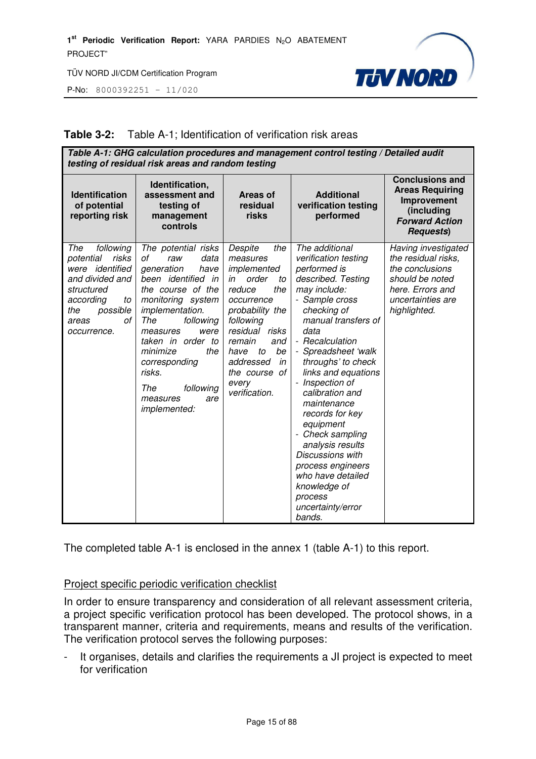**Table 3-2:** Table A-1; Identification of verification risk areas

| ***Table A-1: GHG calculation procedures and management control testing / Detailed audit testing of residual risk areas and random testing*** | | | | |
|---|---|---|---|---|
| **Identification of potential reporting risk** | **Identification, assessment and testing of management controls** | **Areas of residual risks** | **Additional verification testing performed** | **Conclusions and Areas Requiring Improvement (including *Forward Action Requests*)** |
| *The following potential risks were identified and divided and structured according to the possible areas of occurrence.* | *The potential risks of raw data generation have been identified in the course of the monitoring system implementation. The following measures were taken in order to minimize the corresponding risks.*<br><br>*The following measures are implemented:* | *Despite the measures implemented in order to reduce the occurrence probability the following residual risks remain and have to be addressed in the course of every verification.* | *The additional verification testing performed is described. Testing may include:*<br>*- Sample cross checking of manual transfers of data*<br>*- Recalculation*<br>*- Spreadsheet 'walk throughs' to check links and equations*<br>*- Inspection of calibration and maintenance records for key equipment*<br>*- Check sampling analysis results*<br>*Discussions with process engineers who have detailed knowledge of process uncertainty/error bands.* | *Having investigated the residual risks, the conclusions should be noted here. Errors and uncertainties are highlighted.* |

The completed table A-1 is enclosed in the annex 1 (table A-1) to this report.

<u>Project specific periodic verification checklist</u>

In order to ensure transparency and consideration of all relevant assessment criteria, a project specific verification protocol has been developed. The protocol shows, in a transparent manner, criteria and requirements, means and results of the verification. The verification protocol serves the following purposes:

- It organises, details and clarifies the requirements a JI project is expected to meet for verification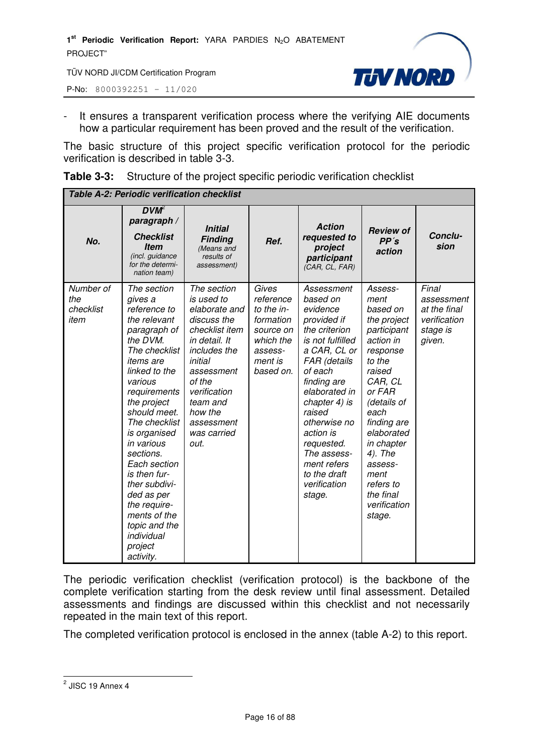- It ensures a transparent verification process where the verifying AIE documents how a particular requirement has been proved and the result of the verification.

The basic structure of this project specific verification protocol for the periodic verification is described in table 3-3.

**Table 3-3:** Structure of the project specific periodic verification checklist

| ***Table A-2: Periodic verification checklist*** | | | | | | |
|---|---|---|---|---|---|---|
| ***No.*** | ***DVM[2] paragraph / Checklist Item*** *(incl. guidance for the determination team)* | ***Initial Finding*** *(Means and results of assessment)* | ***Ref.*** | ***Action requested to project participant*** *(CAR, CL, FAR)* | ***Review of PP´s action*** | ***Conclusion*** |
| *Number of the checklist item* | *The section gives a reference to the relevant paragraph of the DVM. The checklist items are linked to the various requirements the project should meet. The checklist is organised in various sections. Each section is then further subdivided as per the requirements of the topic and the individual project activity.* | *The section is used to elaborate and discuss the checklist item in detail. It includes the initial assessment of the verification team and how the assessment was carried out.* | *Gives reference to the information source on which the assessment is based on.* | *Assessment based on evidence provided if the criterion is not fulfilled a CAR, CL or FAR (details of each finding are elaborated in chapter 4) is raised otherwise no action is requested. The assessment refers to the draft verification stage.* | *Assessment based on the project participant action in response to the raised CAR, CL or FAR (details of each finding are elaborated in chapter 4). The assessment refers to the final verification stage.* | *Final assessment at the final verification stage is given.* |

The periodic verification checklist (verification protocol) is the backbone of the complete verification starting from the desk review until final assessment. Detailed assessments and findings are discussed within this checklist and not necessarily repeated in the main text of this report.

The completed verification protocol is enclosed in the annex (table A-2) to this report.

---

[2] JISC 19 Annex 4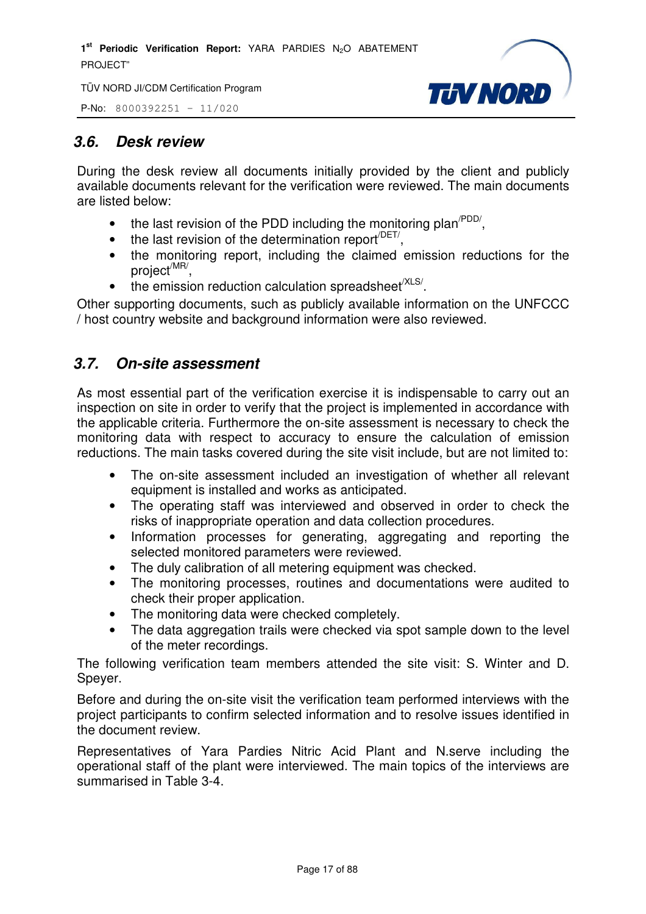### 3.6. Desk review

During the desk review all documents initially provided by the client and publicly available documents relevant for the verification were reviewed. The main documents are listed below:

- the last revision of the PDD including the monitoring plan[/PDD/],
- the last revision of the determination report[/DET/],
- the monitoring report, including the claimed emission reductions for the project[/MR/],
- the emission reduction calculation spreadsheet[/XLS/].

Other supporting documents, such as publicly available information on the UNFCCC / host country website and background information were also reviewed.

### 3.7. On-site assessment

As most essential part of the verification exercise it is indispensable to carry out an inspection on site in order to verify that the project is implemented in accordance with the applicable criteria. Furthermore the on-site assessment is necessary to check the monitoring data with respect to accuracy to ensure the calculation of emission reductions. The main tasks covered during the site visit include, but are not limited to:

- The on-site assessment included an investigation of whether all relevant equipment is installed and works as anticipated.
- The operating staff was interviewed and observed in order to check the risks of inappropriate operation and data collection procedures.
- Information processes for generating, aggregating and reporting the selected monitored parameters were reviewed.
- The duly calibration of all metering equipment was checked.
- The monitoring processes, routines and documentations were audited to check their proper application.
- The monitoring data were checked completely.
- The data aggregation trails were checked via spot sample down to the level of the meter recordings.

The following verification team members attended the site visit: S. Winter and D. Speyer.

Before and during the on-site visit the verification team performed interviews with the project participants to confirm selected information and to resolve issues identified in the document review.

Representatives of Yara Pardies Nitric Acid Plant and N.serve including the operational staff of the plant were interviewed. The main topics of the interviews are summarised in Table 3-4.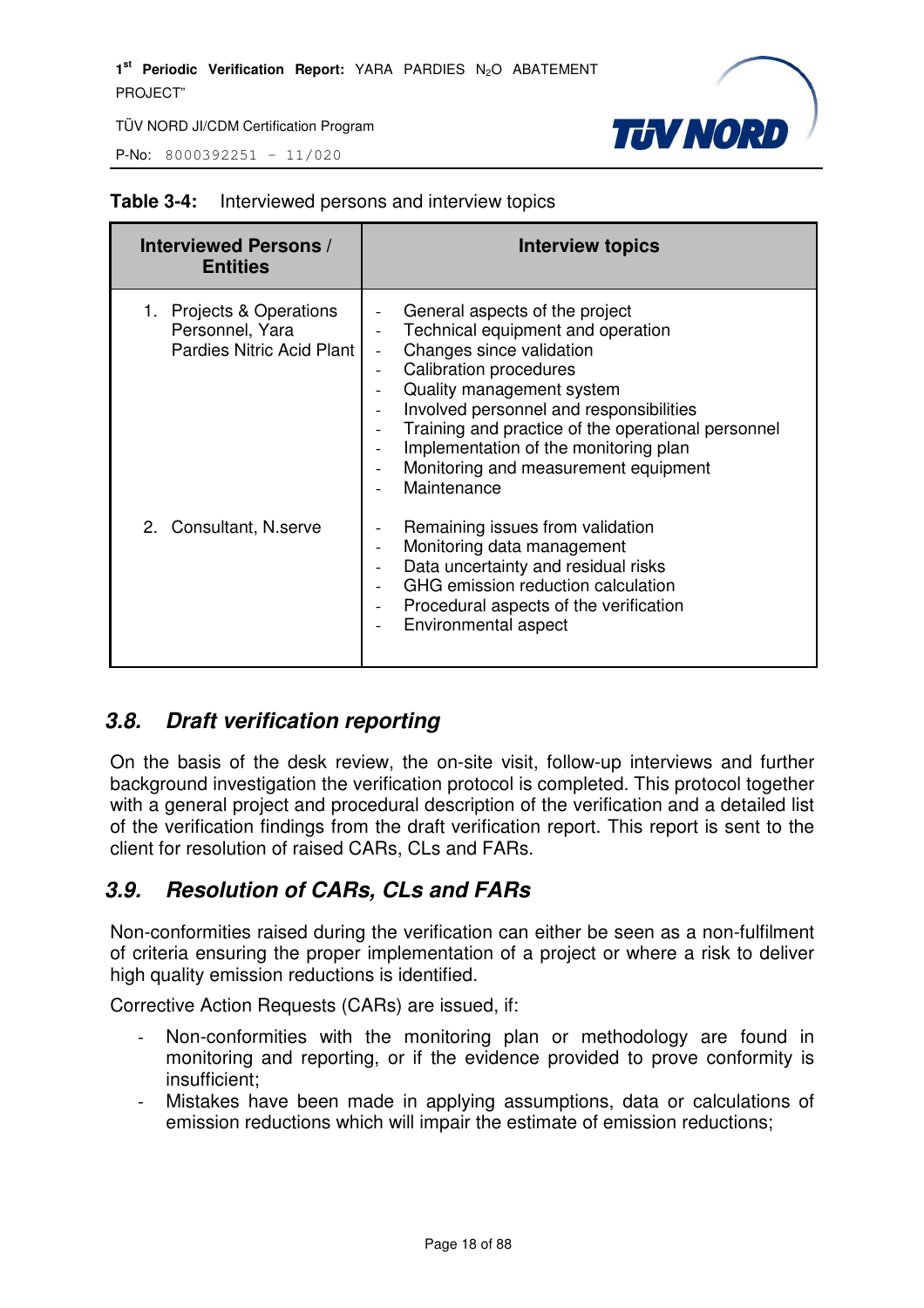**Table 3-4:** Interviewed persons and interview topics

| Interviewed Persons / Entities | Interview topics |
|---|---|
| 1. Projects & Operations Personnel, Yara Pardies Nitric Acid Plant | - General aspects of the project<br>- Technical equipment and operation<br>- Changes since validation<br>- Calibration procedures<br>- Quality management system<br>- Involved personnel and responsibilities<br>- Training and practice of the operational personnel<br>- Implementation of the monitoring plan<br>- Monitoring and measurement equipment<br>- Maintenance |
| 2. Consultant, N.serve | - Remaining issues from validation<br>- Monitoring data management<br>- Data uncertainty and residual risks<br>- GHG emission reduction calculation<br>- Procedural aspects of the verification<br>- Environmental aspect |

## 3.8. Draft verification reporting

On the basis of the desk review, the on-site visit, follow-up interviews and further background investigation the verification protocol is completed. This protocol together with a general project and procedural description of the verification and a detailed list of the verification findings from the draft verification report. This report is sent to the client for resolution of raised CARs, CLs and FARs.

## 3.9. Resolution of CARs, CLs and FARs

Non-conformities raised during the verification can either be seen as a non-fulfilment of criteria ensuring the proper implementation of a project or where a risk to deliver high quality emission reductions is identified.

Corrective Action Requests (CARs) are issued, if:

- Non-conformities with the monitoring plan or methodology are found in monitoring and reporting, or if the evidence provided to prove conformity is insufficient;
- Mistakes have been made in applying assumptions, data or calculations of emission reductions which will impair the estimate of emission reductions;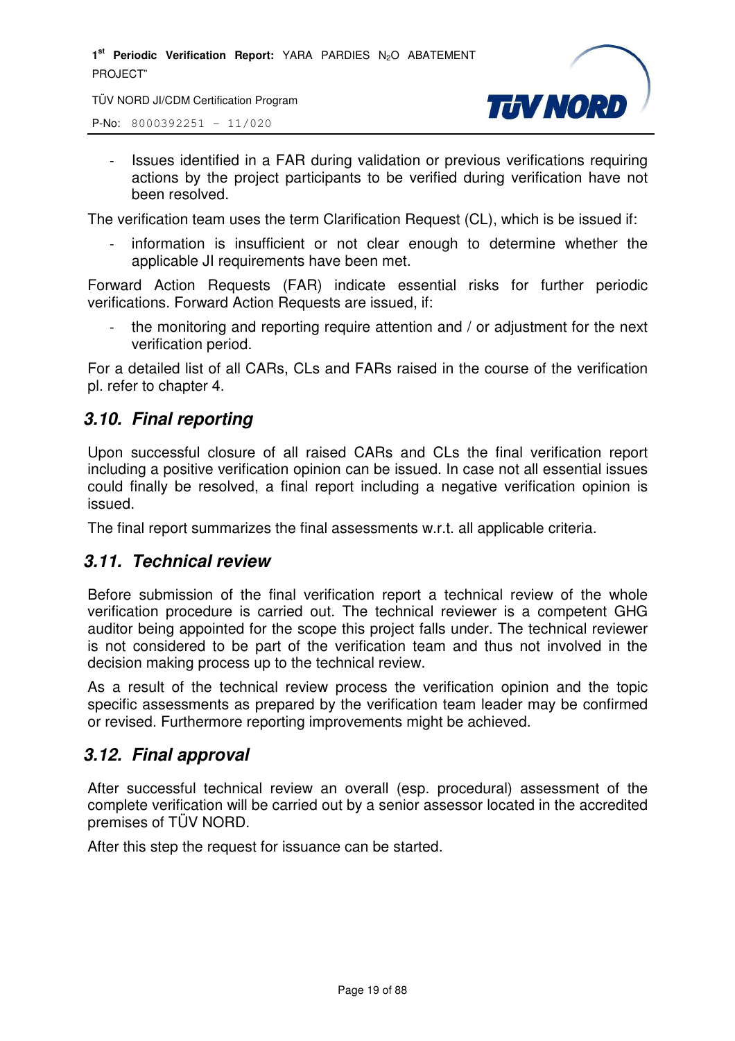- Issues identified in a FAR during validation or previous verifications requiring actions by the project participants to be verified during verification have not been resolved.

The verification team uses the term Clarification Request (CL), which is be issued if:

- information is insufficient or not clear enough to determine whether the applicable JI requirements have been met.

Forward Action Requests (FAR) indicate essential risks for further periodic verifications. Forward Action Requests are issued, if:

- the monitoring and reporting require attention and / or adjustment for the next verification period.

For a detailed list of all CARs, CLs and FARs raised in the course of the verification pl. refer to chapter 4.

## 3.10. Final reporting

Upon successful closure of all raised CARs and CLs the final verification report including a positive verification opinion can be issued. In case not all essential issues could finally be resolved, a final report including a negative verification opinion is issued.

The final report summarizes the final assessments w.r.t. all applicable criteria.

## 3.11. Technical review

Before submission of the final verification report a technical review of the whole verification procedure is carried out. The technical reviewer is a competent GHG auditor being appointed for the scope this project falls under. The technical reviewer is not considered to be part of the verification team and thus not involved in the decision making process up to the technical review.

As a result of the technical review process the verification opinion and the topic specific assessments as prepared by the verification team leader may be confirmed or revised. Furthermore reporting improvements might be achieved.

## 3.12. Final approval

After successful technical review an overall (esp. procedural) assessment of the complete verification will be carried out by a senior assessor located in the accredited premises of TÜV NORD.

After this step the request for issuance can be started.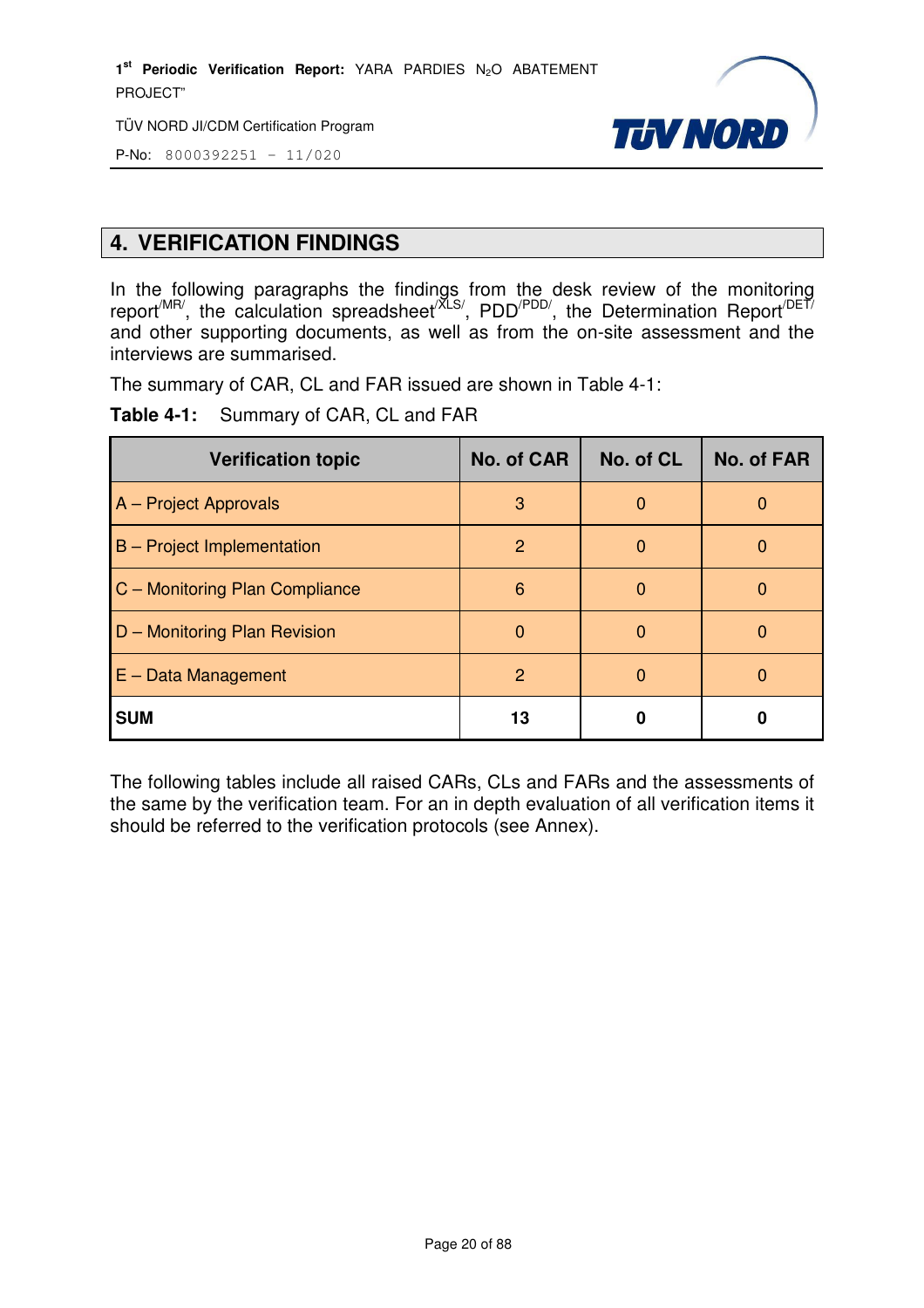## 4. VERIFICATION FINDINGS

In the following paragraphs the findings from the desk review of the monitoring report[/MR/], the calculation spreadsheet[/XLS/], PDD[/PDD/], the Determination Report[/DET/] and other supporting documents, as well as from the on-site assessment and the interviews are summarised.

The summary of CAR, CL and FAR issued are shown in Table 4-1:

**Table 4-1:** Summary of CAR, CL and FAR

| Verification topic | No. of CAR | No. of CL | No. of FAR |
|---|---|---|---|
| A – Project Approvals | 3 | 0 | 0 |
| B – Project Implementation | 2 | 0 | 0 |
| C – Monitoring Plan Compliance | 6 | 0 | 0 |
| D – Monitoring Plan Revision | 0 | 0 | 0 |
| E – Data Management | 2 | 0 | 0 |
| **SUM** | **13** | **0** | **0** |

The following tables include all raised CARs, CLs and FARs and the assessments of the same by the verification team. For an in depth evaluation of all verification items it should be referred to the verification protocols (see Annex).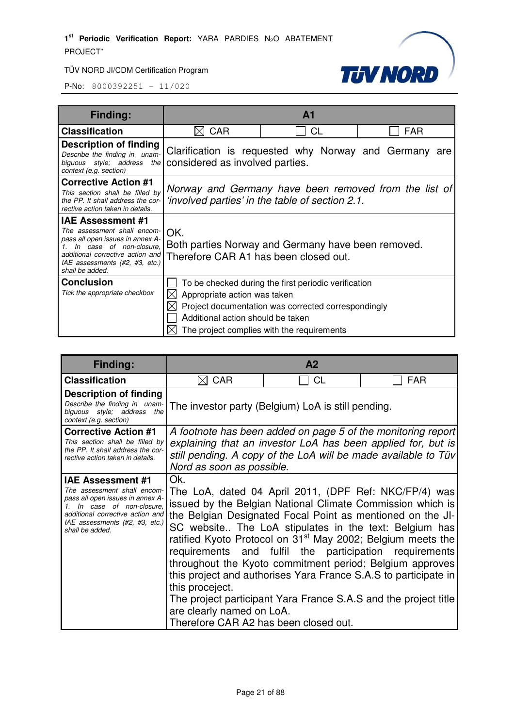| **Finding:** | **A1** | | |
|---|---|---|---|
| **Classification** | ☒ CAR | ☐ CL | ☐ FAR |
| **Description of finding** *Describe the finding in unambiguous style; address the context (e.g. section)* | Clarification is requested why Norway and Germany are considered as involved parties. | | |
| **Corrective Action #1** *This section shall be filled by the PP. It shall address the corrective action taken in details.* | *Norway and Germany have been removed from the list of 'involved parties' in the table of section 2.1.* | | |
| **IAE Assessment #1** *The assessment shall encompass all open issues in annex A-1. In case of non-closure, additional corrective action and IAE assessments (#2, #3, etc.) shall be added.* | OK.<br>Both parties Norway and Germany have been removed. Therefore CAR A1 has been closed out. | | |
| **Conclusion** *Tick the appropriate checkbox* | ☐ To be checked during the first periodic verification<br>☒ Appropriate action was taken<br>☒ Project documentation was corrected correspondingly<br>☐ Additional action should be taken<br>☒ The project complies with the requirements | | |

| **Finding:** | **A2** | | |
|---|---|---|---|
| **Classification** | ☒ CAR | ☐ CL | ☐ FAR |
| **Description of finding** *Describe the finding in unambiguous style; address the context (e.g. section)* | The investor party (Belgium) LoA is still pending. | | |
| **Corrective Action #1** *This section shall be filled by the PP. It shall address the corrective action taken in details.* | *A footnote has been added on page 5 of the monitoring report explaining that an investor LoA has been applied for, but is still pending. A copy of the LoA will be made available to Tüv Nord as soon as possible.* | | |
| **IAE Assessment #1** *The assessment shall encompass all open issues in annex A-1. In case of non-closure, additional corrective action and IAE assessments (#2, #3, etc.) shall be added.* | Ok.<br>The LoA, dated 04 April 2011, (DPF Ref: NKC/FP/4) was issued by the Belgian National Climate Commission which is the Belgian Designated Focal Point as mentioned on the JI-SC website.. The LoA stipulates in the text: Belgium has ratified Kyoto Protocol on 31st May 2002; Belgium meets the requirements and fulfil the participation requirements throughout the Kyoto commitment period; Belgium approves this project and authorises Yara France S.A.S to participate in this procejectt.<br>The project participant Yara France S.A.S and the project title are clearly named on LoA.<br>Therefore CAR A2 has been closed out. | | |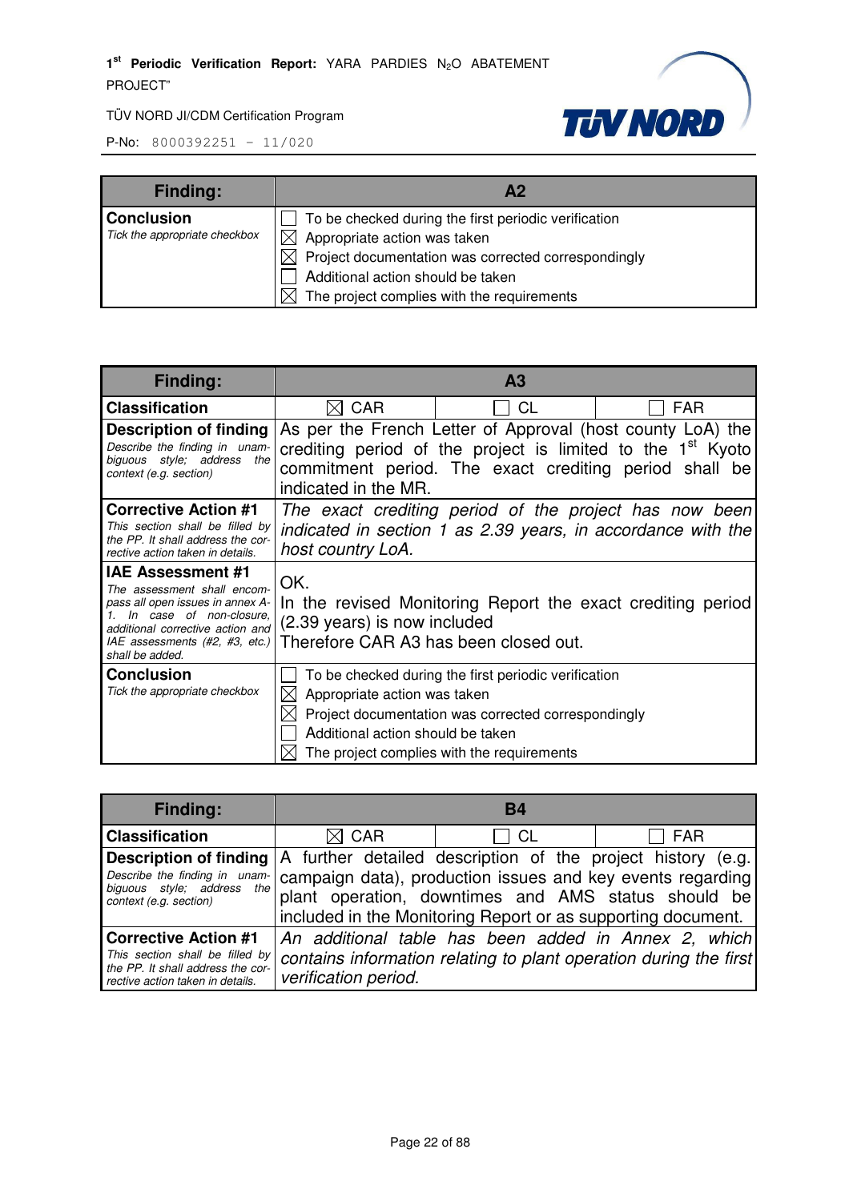| Finding: | A2 | | |
|---|---|---|---|
| **Conclusion**<br>*Tick the appropriate checkbox* | ☐ To be checked during the first periodic verification<br>☒ Appropriate action was taken<br>☒ Project documentation was corrected correspondingly<br>☐ Additional action should be taken<br>☒ The project complies with the requirements | | |

| Finding: | A3 | | |
|---|---|---|---|
| **Classification** | ☒ CAR | ☐ CL | ☐ FAR |
| **Description of finding**<br>*Describe the finding in unambiguous style; address the context (e.g. section)* | As per the French Letter of Approval (host county LoA) the crediting period of the project is limited to the 1st Kyoto commitment period. The exact crediting period shall be indicated in the MR. | | |
| **Corrective Action #1**<br>*This section shall be filled by the PP. It shall address the corrective action taken in details.* | *The exact crediting period of the project has now been indicated in section 1 as 2.39 years, in accordance with the host country LoA.* | | |
| **IAE Assessment #1**<br>*The assessment shall encompass all open issues in annex A-1. In case of non-closure, additional corrective action and IAE assessments (#2, #3, etc.) shall be added.* | OK.<br>In the revised Monitoring Report the exact crediting period (2.39 years) is now included<br>Therefore CAR A3 has been closed out. | | |
| **Conclusion**<br>*Tick the appropriate checkbox* | ☐ To be checked during the first periodic verification<br>☒ Appropriate action was taken<br>☒ Project documentation was corrected correspondingly<br>☐ Additional action should be taken<br>☒ The project complies with the requirements | | |

| Finding: | B4 | | |
|---|---|---|---|
| **Classification** | ☒ CAR | ☐ CL | ☐ FAR |
| **Description of finding**<br>*Describe the finding in unambiguous style; address the context (e.g. section)* | A further detailed description of the project history (e.g. campaign data), production issues and key events regarding plant operation, downtimes and AMS status should be included in the Monitoring Report or as supporting document. | | |
| **Corrective Action #1**<br>*This section shall be filled by the PP. It shall address the corrective action taken in details.* | *An additional table has been added in Annex 2, which contains information relating to plant operation during the first verification period.* | | |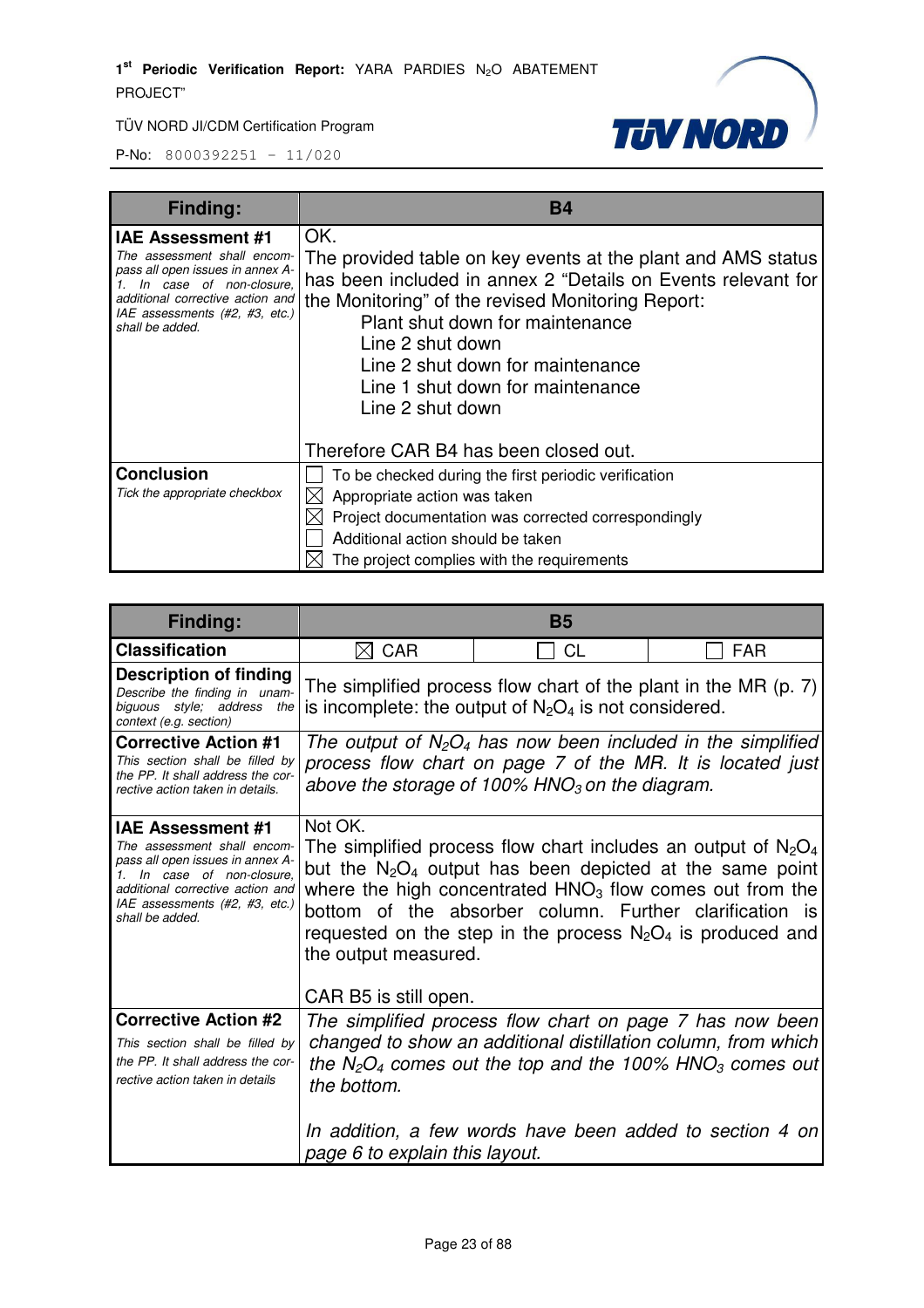| **Finding:** | **B4** |
|---|---|
| **IAE Assessment #1**<br>*The assessment shall encompass all open issues in annex A-1. In case of non-closure, additional corrective action and IAE assessments (#2, #3, etc.) shall be added.* | OK.<br>The provided table on key events at the plant and AMS status has been included in annex 2 "Details on Events relevant for the Monitoring" of the revised Monitoring Report:<br>Plant shut down for maintenance<br>Line 2 shut down<br>Line 2 shut down for maintenance<br>Line 1 shut down for maintenance<br>Line 2 shut down<br><br>Therefore CAR B4 has been closed out. |
| **Conclusion**<br>*Tick the appropriate checkbox* | ☐ To be checked during the first periodic verification<br>☒ Appropriate action was taken<br>☒ Project documentation was corrected correspondingly<br>☐ Additional action should be taken<br>☒ The project complies with the requirements |

| **Finding:** | **B5** | | |
|---|---|---|---|
| **Classification** | ☒ CAR | ☐ CL | ☐ FAR |
| **Description of finding**<br>*Describe the finding in unambiguous style; address the context (e.g. section)* | The simplified process flow chart of the plant in the MR (p. 7) is incomplete: the output of $N_2O_4$ is not considered. | | |
| **Corrective Action #1**<br>*This section shall be filled by the PP. It shall address the corrective action taken in details.* | *The output of $N_2O_4$ has now been included in the simplified process flow chart on page 7 of the MR. It is located just above the storage of 100% $HNO_3$ on the diagram.* | | |
| **IAE Assessment #1**<br>*The assessment shall encompass all open issues in annex A-1. In case of non-closure, additional corrective action and IAE assessments (#2, #3, etc.) shall be added.* | Not OK.<br>The simplified process flow chart includes an output of $N_2O_4$ but the $N_2O_4$ output has been depicted at the same point where the high concentrated $HNO_3$ flow comes out from the bottom of the absorber column. Further clarification is requested on the step in the process $N_2O_4$ is produced and the output measured.<br><br>CAR B5 is still open. | | |
| **Corrective Action #2**<br>*This section shall be filled by the PP. It shall address the corrective action taken in details* | *The simplified process flow chart on page 7 has now been changed to show an additional distillation column, from which the $N_2O_4$ comes out the top and the 100% $HNO_3$ comes out the bottom.*<br><br>*In addition, a few words have been added to section 4 on page 6 to explain this layout.* | | |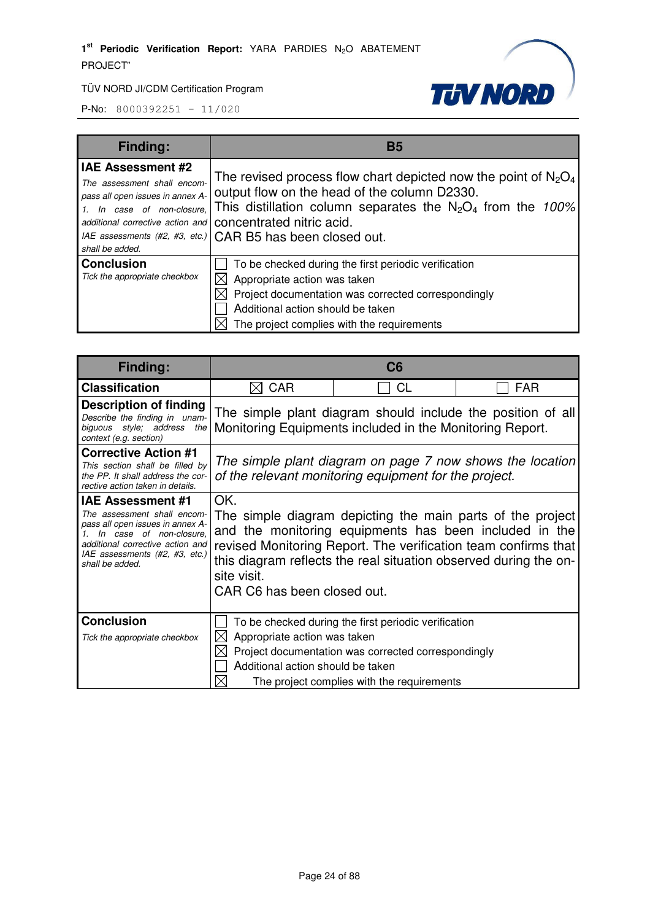| Finding: | B5 |
|---|---|
| **IAE Assessment #2**<br>*The assessment shall encompass all open issues in annex A-1. In case of non-closure, additional corrective action and IAE assessments (#2, #3, etc.) shall be added.* | The revised process flow chart depicted now the point of $N_2O_4$ output flow on the head of the column D2330.<br>This distillation column separates the $N_2O_4$ from the *100%* concentrated nitric acid.<br>CAR B5 has been closed out. |
| **Conclusion**<br>*Tick the appropriate checkbox* | ☐ To be checked during the first periodic verification<br>☒ Appropriate action was taken<br>☒ Project documentation was corrected correspondingly<br>☐ Additional action should be taken<br>☒ The project complies with the requirements |

| Finding: | C6 | | |
|---|---|---|---|
| **Classification** | ☒ CAR | ☐ CL | ☐ FAR |
| **Description of finding**<br>*Describe the finding in unambiguous style; address the context (e.g. section)* | The simple plant diagram should include the position of all Monitoring Equipments included in the Monitoring Report. | | |
| **Corrective Action #1**<br>*This section shall be filled by the PP. It shall address the corrective action taken in details.* | *The simple plant diagram on page 7 now shows the location of the relevant monitoring equipment for the project.* | | |
| **IAE Assessment #1**<br>*The assessment shall encompass all open issues in annex A-1. In case of non-closure, additional corrective action and IAE assessments (#2, #3, etc.) shall be added.* | OK.<br>The simple diagram depicting the main parts of the project and the monitoring equipments has been included in the revised Monitoring Report. The verification team confirms that this diagram reflects the real situation observed during the on-site visit.<br>CAR C6 has been closed out. | | |
| **Conclusion**<br>*Tick the appropriate checkbox* | ☐ To be checked during the first periodic verification<br>☒ Appropriate action was taken<br>☒ Project documentation was corrected correspondingly<br>☐ Additional action should be taken<br>☒ The project complies with the requirements | | |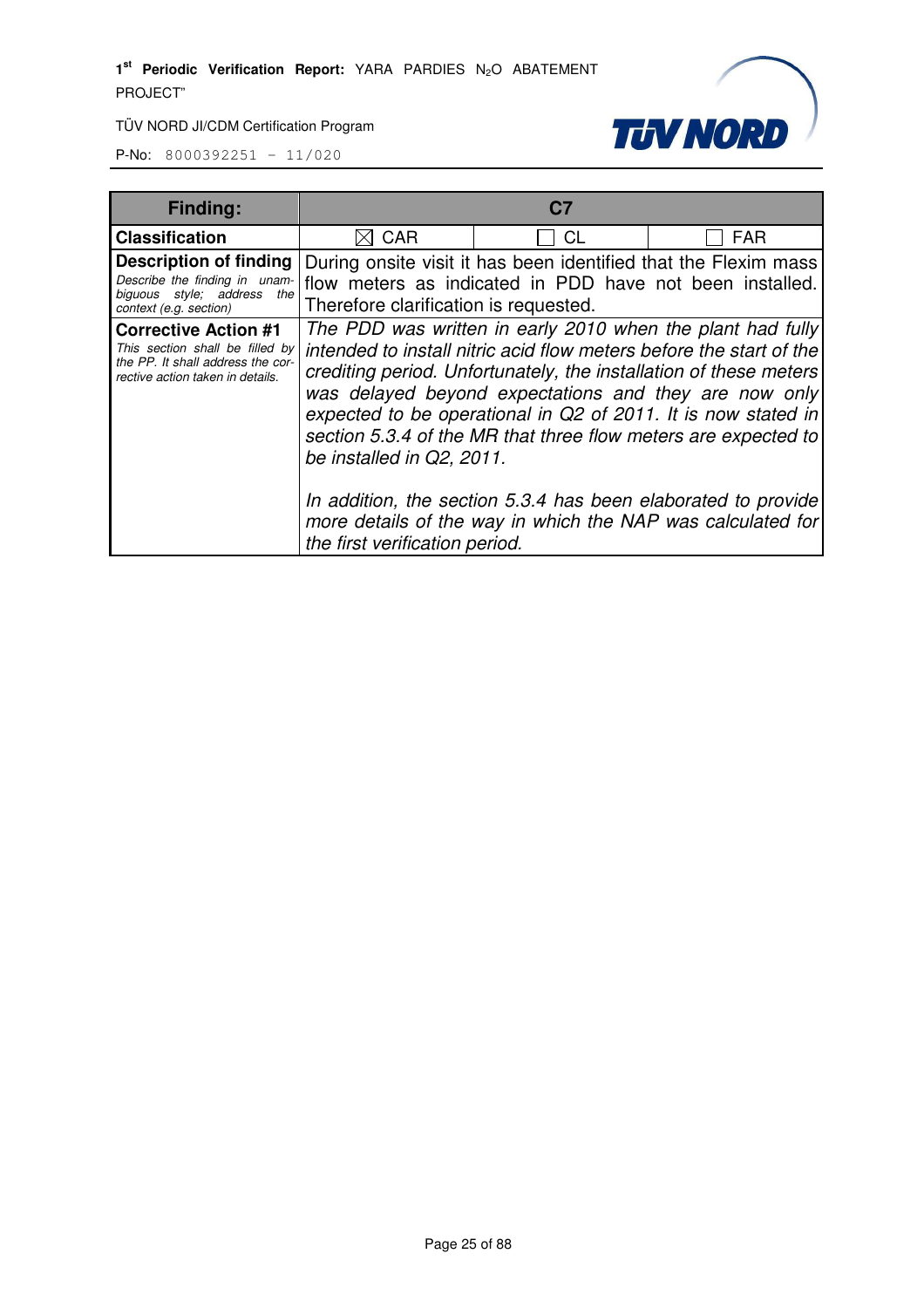| Finding: | C7 | | |
|---|---|---|---|
| **Classification** | ☒ CAR | ☐ CL | ☐ FAR |
| **Description of finding** *Describe the finding in unambiguous style; address the context (e.g. section)* | During onsite visit it has been identified that the Flexim mass flow meters as indicated in PDD have not been installed. Therefore clarification is requested. | | |
| **Corrective Action #1** *This section shall be filled by the PP. It shall address the corrective action taken in details.* | *The PDD was written in early 2010 when the plant had fully intended to install nitric acid flow meters before the start of the crediting period. Unfortunately, the installation of these meters was delayed beyond expectations and they are now only expected to be operational in Q2 of 2011. It is now stated in section 5.3.4 of the MR that three flow meters are expected to be installed in Q2, 2011.*<br><br>*In addition, the section 5.3.4 has been elaborated to provide more details of the way in which the NAP was calculated for the first verification period.* | | |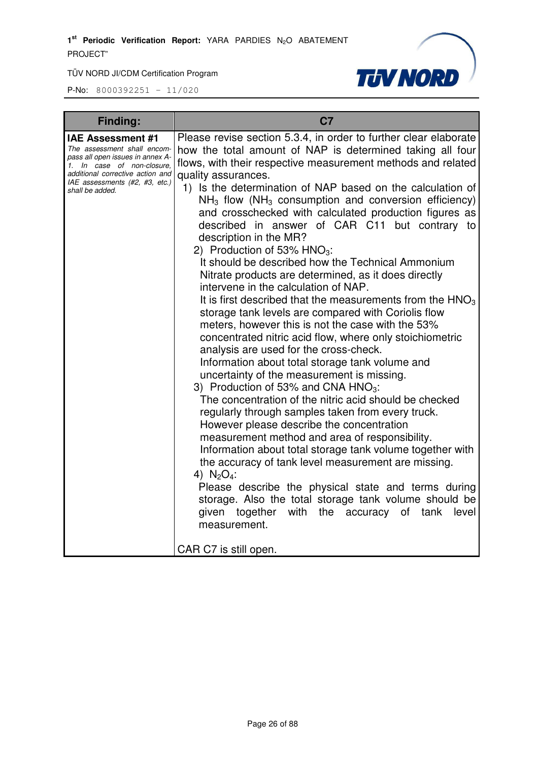| Finding: | C7 |
|---|---|
| **IAE Assessment #1**<br>*The assessment shall encompass all open issues in annex A-1. In case of non-closure, additional corrective action and IAE assessments (#2, #3, etc.) shall be added.* | Please revise section 5.3.4, in order to further clear elaborate how the total amount of NAP is determined taking all four flows, with their respective measurement methods and related quality assurances.<br>1) Is the determination of NAP based on the calculation of $NH_3$ flow ($NH_3$ consumption and conversion efficiency) and crosschecked with calculated production figures as described in answer of CAR C11 but contrary to description in the MR?<br>2) Production of 53% $HNO_3$:<br>It should be described how the Technical Ammonium Nitrate products are determined, as it does directly intervene in the calculation of NAP.<br>It is first described that the measurements from the $HNO_3$ storage tank levels are compared with Coriolis flow meters, however this is not the case with the 53% concentrated nitric acid flow, where only stoichiometric analysis are used for the cross-check.<br>Information about total storage tank volume and uncertainty of the measurement is missing.<br>3) Production of 53% and CNA $HNO_3$:<br>The concentration of the nitric acid should be checked regularly through samples taken from every truck.<br>However please describe the concentration measurement method and area of responsibility.<br>Information about total storage tank volume together with the accuracy of tank level measurement are missing.<br>4) $N_2O_4$:<br>Please describe the physical state and terms during storage. Also the total storage tank volume should be given together with the accuracy of tank level measurement.<br><br>CAR C7 is still open. |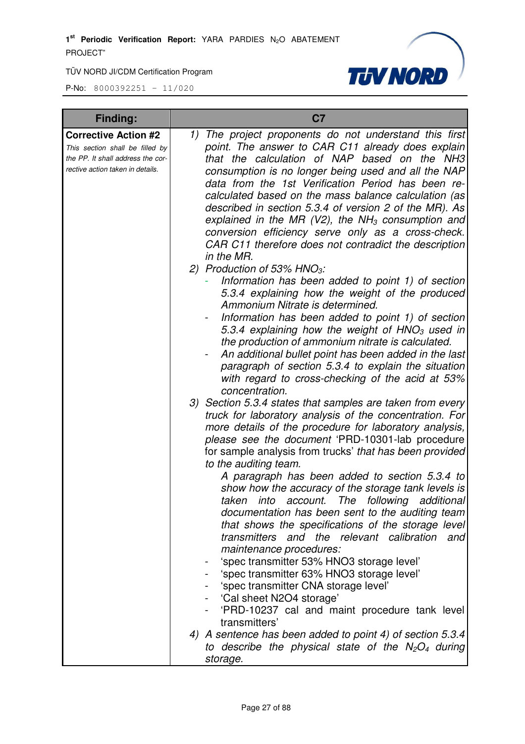| **Finding:** | **C7** |
| --- | --- |
| **Corrective Action #2**<br>*This section shall be filled by the PP. It shall address the corrective action taken in details.* | 1) *The project proponents do not understand this first point. The answer to CAR C11 already does explain that the calculation of NAP based on the NH3 consumption is no longer being used and all the NAP data from the 1st Verification Period has been re-calculated based on the mass balance calculation (as described in section 5.3.4 of version 2 of the MR). As explained in the MR (V2), the $NH_3$ consumption and conversion efficiency serve only as a cross-check. CAR C11 therefore does not contradict the description in the MR.*<br>2) *Production of 53% $HNO_3$:*<br>- *Information has been added to point 1) of section 5.3.4 explaining how the weight of the produced Ammonium Nitrate is determined.*<br>- *Information has been added to point 1) of section 5.3.4 explaining how the weight of $HNO_3$ used in the production of ammonium nitrate is calculated.*<br>- *An additional bullet point has been added in the last paragraph of section 5.3.4 to explain the situation with regard to cross-checking of the acid at 53% concentration.*<br>3) *Section 5.3.4 states that samples are taken from every truck for laboratory analysis of the concentration. For more details of the procedure for laboratory analysis, please see the document* 'PRD-10301-lab procedure for sample analysis from trucks' *that has been provided to the auditing team.*<br>*A paragraph has been added to section 5.3.4 to show how the accuracy of the storage tank levels is taken into account. The following additional documentation has been sent to the auditing team that shows the specifications of the storage level transmitters and the relevant calibration and maintenance procedures:*<br>- 'spec transmitter 53% HNO3 storage level'<br>- 'spec transmitter 63% HNO3 storage level'<br>- 'spec transmitter CNA storage level'<br>- 'Cal sheet N2O4 storage'<br>- 'PRD-10237 cal and maint procedure tank level transmitters'<br>4) *A sentence has been added to point 4) of section 5.3.4 to describe the physical state of the $N_2O_4$ during storage.* |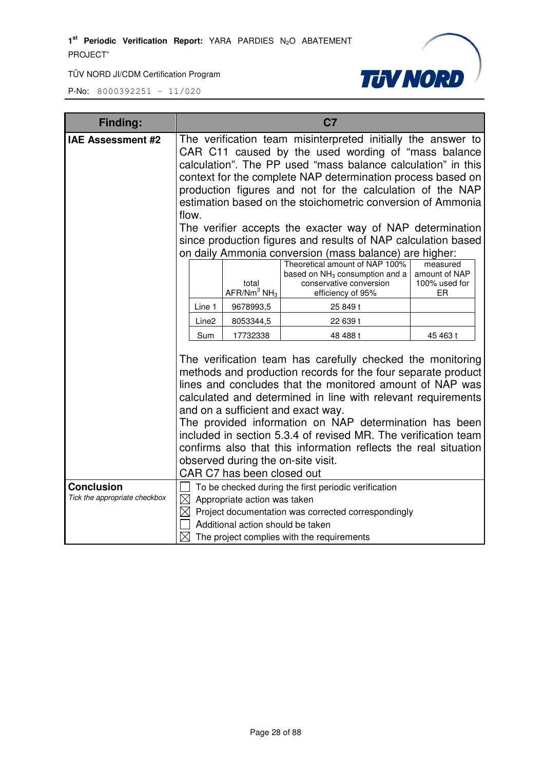| Finding: | C7 |
|---|---|
| **IAE Assessment #2** | The verification team misinterpreted initially the answer to CAR C11 caused by the used wording of "mass balance calculation". The PP used "mass balance calculation" in this context for the complete NAP determination process based on production figures and not for the calculation of the NAP estimation based on the stoichometric conversion of Ammonia flow.<br>The verifier accepts the exacter way of NAP determination since production figures and results of NAP calculation based on daily Ammonia conversion (mass balance) are higher:<br><br>(see table below)<br><br>The verification team has carefully checked the monitoring methods and production records for the four separate product lines and concludes that the monitored amount of NAP was calculated and determined in line with relevant requirements and on a sufficient and exact way.<br>The provided information on NAP determination has been included in section 5.3.4 of revised MR. The verification team confirms also that this information reflects the real situation observed during the on-site visit.<br>CAR C7 has been closed out |
| **Conclusion**<br>*Tick the appropriate checkbox* | ☐ To be checked during the first periodic verification<br>☒ Appropriate action was taken<br>☒ Project documentation was corrected correspondingly<br>☐ Additional action should be taken<br>☒ The project complies with the requirements |

|  | total AFR/Nm$^3$ $NH_3$ | Theoretical amount of NAP 100% based on $NH_3$ consumption and a conservative conversion efficiency of 95% | measured amount of NAP 100% used for ER |
|---|---|---|---|
| Line 1 | 9678993,5 | 25 849 t | |
| Line2 | 8053344,5 | 22 639 t | |
| Sum | 17732338 | 48 488 t | 45 463 t |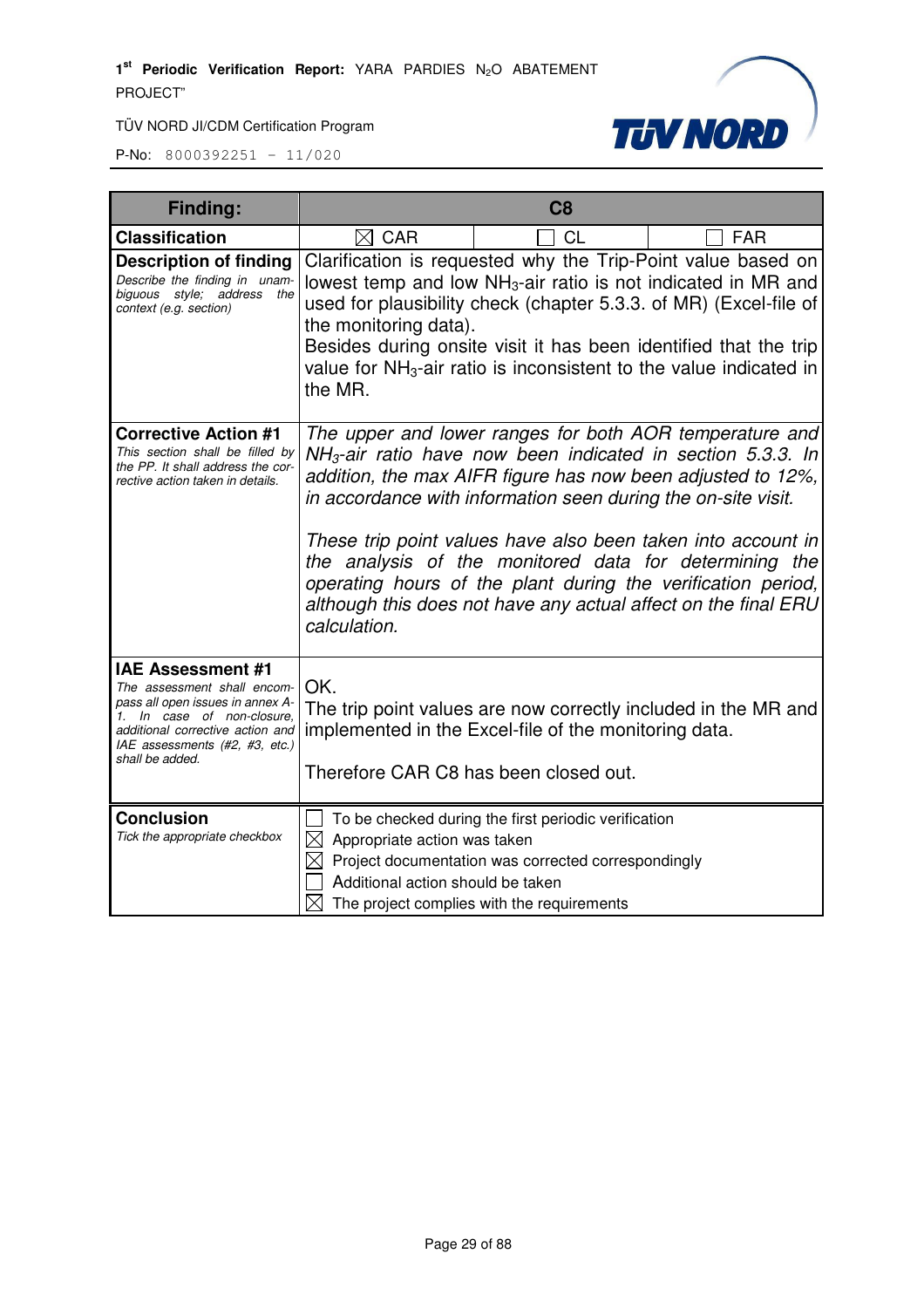| Finding: | C8 | | |
|---|---|---|---|
| **Classification** | ☒ CAR | ☐ CL | ☐ FAR |
| **Description of finding** *Describe the finding in unambiguous style; address the context (e.g. section)* | Clarification is requested why the Trip-Point value based on lowest temp and low $NH_3$-air ratio is not indicated in MR and used for plausibility check (chapter 5.3.3. of MR) (Excel-file of the monitoring data). Besides during onsite visit it has been identified that the trip value for $NH_3$-air ratio is inconsistent to the value indicated in the MR. | | |
| **Corrective Action #1** *This section shall be filled by the PP. It shall address the corrective action taken in details.* | *The upper and lower ranges for both AOR temperature and $NH_3$-air ratio have now been indicated in section 5.3.3. In addition, the max AIFR figure has now been adjusted to 12%, in accordance with information seen during the on-site visit.*<br><br>*These trip point values have also been taken into account in the analysis of the monitored data for determining the operating hours of the plant during the verification period, although this does not have any actual affect on the final ERU calculation.* | | |
| **IAE Assessment #1** *The assessment shall encompass all open issues in annex A-1. In case of non-closure, additional corrective action and IAE assessments (#2, #3, etc.) shall be added.* | OK.<br>The trip point values are now correctly included in the MR and implemented in the Excel-file of the monitoring data.<br><br>Therefore CAR C8 has been closed out. | | |
| **Conclusion** *Tick the appropriate checkbox* | ☐ To be checked during the first periodic verification<br>☒ Appropriate action was taken<br>☒ Project documentation was corrected correspondingly<br>☐ Additional action should be taken<br>☒ The project complies with the requirements | | |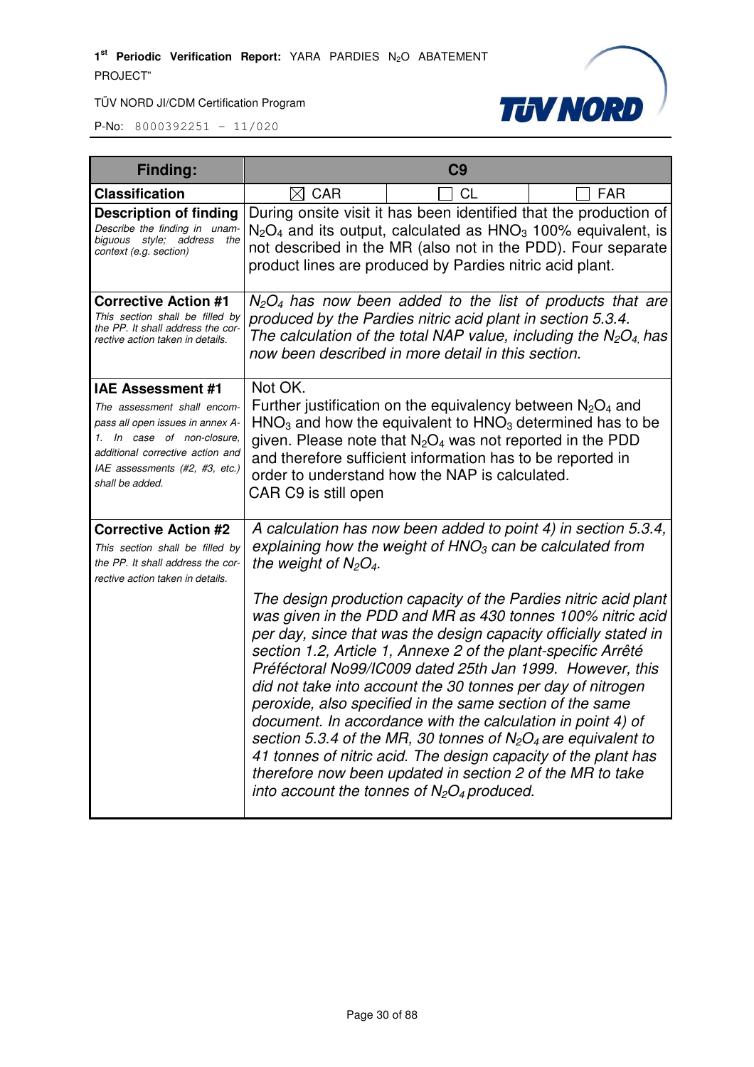| Finding: | C9 | | |
|---|---|---|---|
| **Classification** | ☒ CAR | ☐ CL | ☐ FAR |
| **Description of finding**<br>*Describe the finding in unambiguous style; address the context (e.g. section)* | During onsite visit it has been identified that the production of $N_2O_4$ and its output, calculated as $HNO_3$ 100% equivalent, is not described in the MR (also not in the PDD). Four separate product lines are produced by Pardies nitric acid plant. | | |
| **Corrective Action #1**<br>*This section shall be filled by the PP. It shall address the corrective action taken in details.* | *$N_2O_4$ has now been added to the list of products that are produced by the Pardies nitric acid plant in section 5.3.4.*<br>*The calculation of the total NAP value, including the $N_2O_4$, has now been described in more detail in this section.* | | |
| **IAE Assessment #1**<br>*The assessment shall encompass all open issues in annex A-1. In case of non-closure, additional corrective action and IAE assessments (#2, #3, etc.) shall be added.* | Not OK.<br>Further justification on the equivalency between $N_2O_4$ and $HNO_3$ and how the equivalent to $HNO_3$ determined has to be given. Please note that $N_2O_4$ was not reported in the PDD and therefore sufficient information has to be reported in order to understand how the NAP is calculated.<br>CAR C9 is still open | | |
| **Corrective Action #2**<br>*This section shall be filled by the PP. It shall address the corrective action taken in details.* | *A calculation has now been added to point 4) in section 5.3.4, explaining how the weight of $HNO_3$ can be calculated from the weight of $N_2O_4$.*<br><br>*The design production capacity of the Pardies nitric acid plant was given in the PDD and MR as 430 tonnes 100% nitric acid per day, since that was the design capacity officially stated in section 1.2, Article 1, Annexe 2 of the plant-specific Arrêté Préféctoral No99/IC009 dated 25th Jan 1999. However, this did not take into account the 30 tonnes per day of nitrogen peroxide, also specified in the same section of the same document. In accordance with the calculation in point 4) of section 5.3.4 of the MR, 30 tonnes of $N_2O_4$ are equivalent to 41 tonnes of nitric acid. The design capacity of the plant has therefore now been updated in section 2 of the MR to take into account the tonnes of $N_2O_4$ produced.* | | |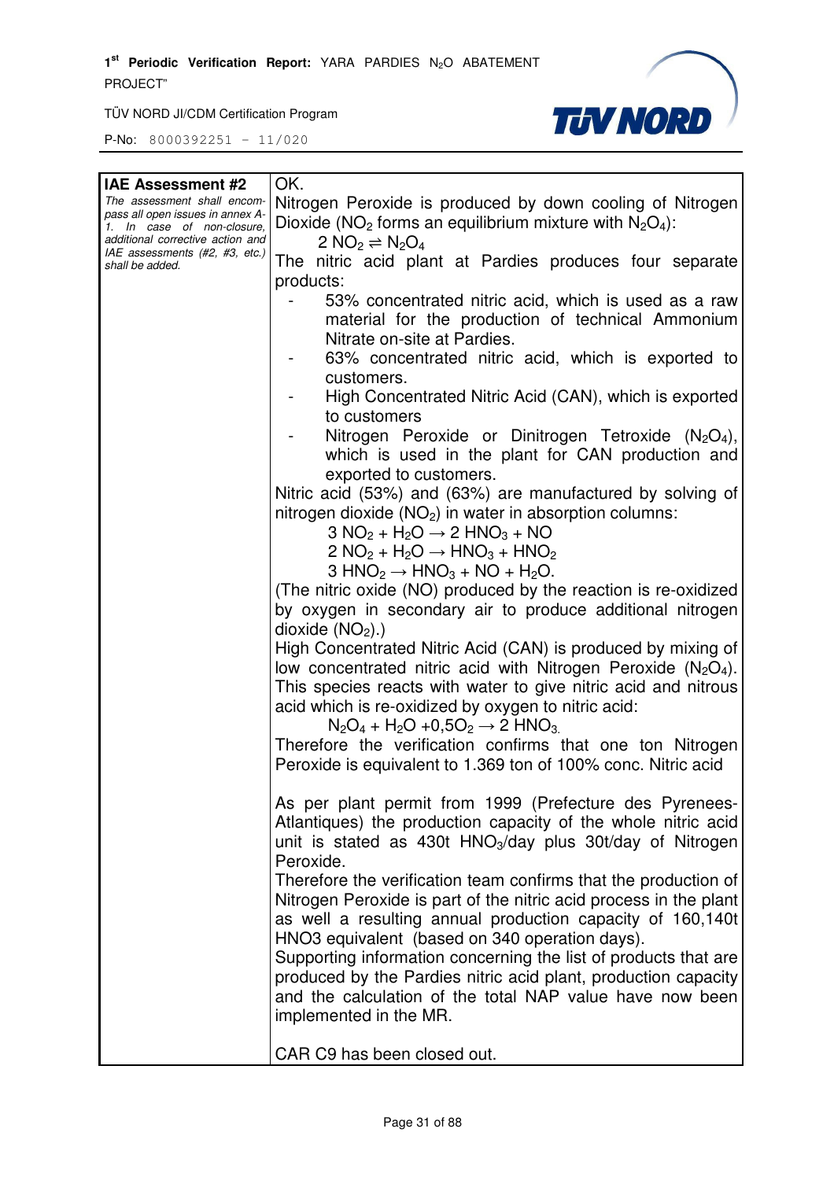| **IAE Assessment #2** *The assessment shall encompass all open issues in annex A-1. In case of non-closure, additional corrective action and IAE assessments (#2, #3, etc.) shall be added.* | OK.<br>Nitrogen Peroxide is produced by down cooling of Nitrogen Dioxide ($NO_2$ forms an equilibrium mixture with $N_2O_4$):<br>$2\ NO_2 \rightleftharpoons N_2O_4$<br>The nitric acid plant at Pardies produces four separate products:<br>- 53% concentrated nitric acid, which is used as a raw material for the production of technical Ammonium Nitrate on-site at Pardies.<br>- 63% concentrated nitric acid, which is exported to customers.<br>- High Concentrated Nitric Acid (CAN), which is exported to customers<br>- Nitrogen Peroxide or Dinitrogen Tetroxide ($N_2O_4$), which is used in the plant for CAN production and exported to customers.<br>Nitric acid (53%) and (63%) are manufactured by solving of nitrogen dioxide ($NO_2$) in water in absorption columns:<br>$3\ NO_2 + H_2O \rightarrow 2\ HNO_3 + NO$<br>$2\ NO_2 + H_2O \rightarrow HNO_3 + HNO_2$<br>$3\ HNO_2 \rightarrow HNO_3 + NO + H_2O$.<br>(The nitric oxide (NO) produced by the reaction is re-oxidized by oxygen in secondary air to produce additional nitrogen dioxide ($NO_2$).)<br>High Concentrated Nitric Acid (CAN) is produced by mixing of low concentrated nitric acid with Nitrogen Peroxide ($N_2O_4$). This species reacts with water to give nitric acid and nitrous acid which is re-oxidized by oxygen to nitric acid:<br>$N_2O_4 + H_2O + 0{,}5O_2 \rightarrow 2\ HNO_3$.<br>Therefore the verification confirms that one ton Nitrogen Peroxide is equivalent to 1.369 ton of 100% conc. Nitric acid<br><br>As per plant permit from 1999 (Prefecture des Pyrenees-Atlantiques) the production capacity of the whole nitric acid unit is stated as 430t $HNO_3$/day plus 30t/day of Nitrogen Peroxide.<br>Therefore the verification team confirms that the production of Nitrogen Peroxide is part of the nitric acid process in the plant as well a resulting annual production capacity of 160,140t HNO3 equivalent (based on 340 operation days).<br>Supporting information concerning the list of products that are produced by the Pardies nitric acid plant, production capacity and the calculation of the total NAP value have now been implemented in the MR.<br><br>CAR C9 has been closed out. |
|---|---|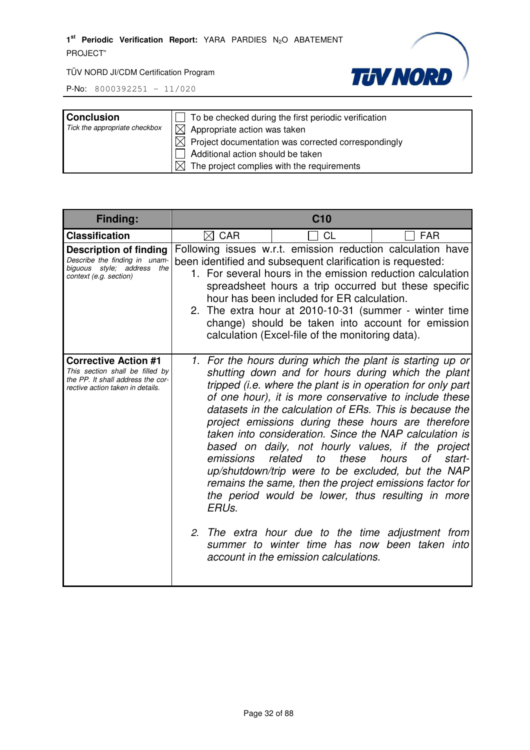| **Conclusion**<br>*Tick the appropriate checkbox* | ☐ To be checked during the first periodic verification<br>☒ Appropriate action was taken<br>☒ Project documentation was corrected correspondingly<br>☐ Additional action should be taken<br>☒ The project complies with the requirements |
|---|---|

| **Finding:** | **C10** | | |
|---|---|---|---|
| **Classification** | ☒ CAR | ☐ CL | ☐ FAR |
| **Description of finding**<br>*Describe the finding in unambiguous style; address the context (e.g. section)* | Following issues w.r.t. emission reduction calculation have been identified and subsequent clarification is requested:<br>1. For several hours in the emission reduction calculation spreadsheet hours a trip occurred but these specific hour has been included for ER calculation.<br>2. The extra hour at 2010-10-31 (summer - winter time change) should be taken into account for emission calculation (Excel-file of the monitoring data). | | |
| **Corrective Action #1**<br>*This section shall be filled by the PP. It shall address the corrective action taken in details.* | *1. For the hours during which the plant is starting up or shutting down and for hours during which the plant tripped (i.e. where the plant is in operation for only part of one hour), it is more conservative to include these datasets in the calculation of ERs. This is because the project emissions during these hours are therefore taken into consideration. Since the NAP calculation is based on daily, not hourly values, if the project emissions related to these hours of start-up/shutdown/trip were to be excluded, but the NAP remains the same, then the project emissions factor for the period would be lower, thus resulting in more ERUs.*<br><br>*2. The extra hour due to the time adjustment from summer to winter time has now been taken into account in the emission calculations.* | | |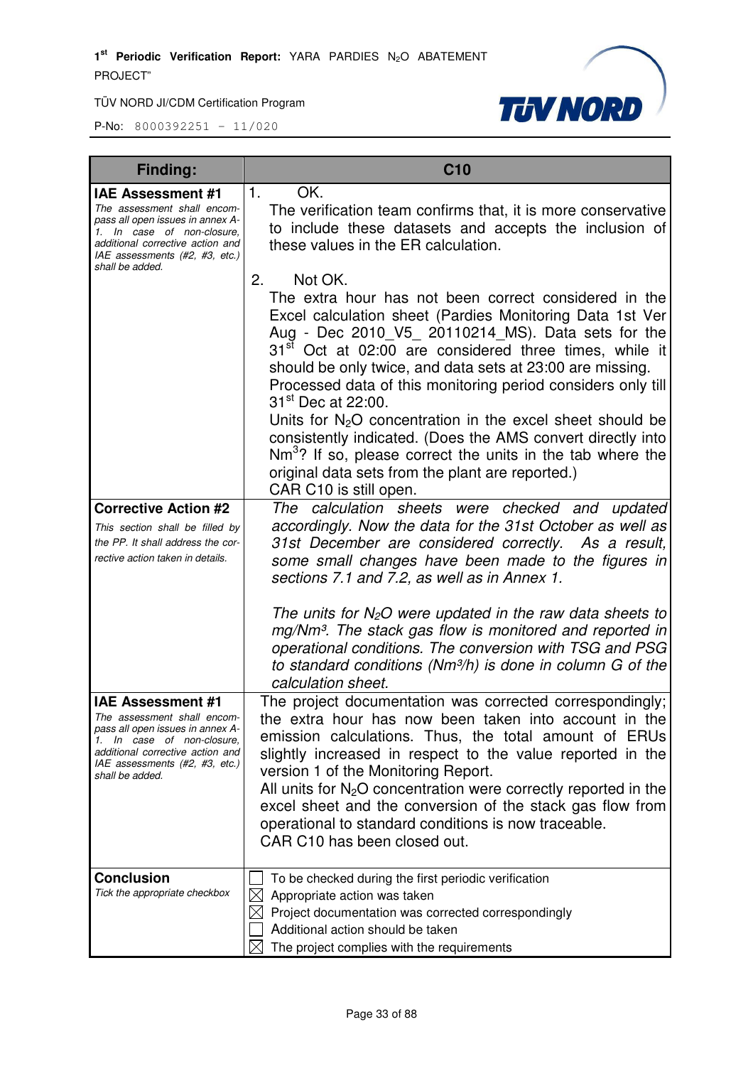| Finding: | C10 |
|---|---|
| **IAE Assessment #1** *The assessment shall encompass all open issues in annex A-1. In case of non-closure, additional corrective action and IAE assessments (#2, #3, etc.) shall be added.* | 1. OK. The verification team confirms that, it is more conservative to include these datasets and accepts the inclusion of these values in the ER calculation. 2. Not OK. The extra hour has not been correct considered in the Excel calculation sheet (Pardies Monitoring Data 1st Ver Aug - Dec 2010_V5_ 20110214_MS). Data sets for the 31st Oct at 02:00 are considered three times, while it should be only twice, and data sets at 23:00 are missing. Processed data of this monitoring period considers only till 31st Dec at 22:00. Units for $N_2O$ concentration in the excel sheet should be consistently indicated. (Does the AMS convert directly into $Nm^3$? If so, please correct the units in the tab where the original data sets from the plant are reported.) CAR C10 is still open. |
| **Corrective Action #2** *This section shall be filled by the PP. It shall address the corrective action taken in details.* | *The calculation sheets were checked and updated accordingly. Now the data for the 31st October as well as 31st December are considered correctly. As a result, some small changes have been made to the figures in sections 7.1 and 7.2, as well as in Annex 1.* *The units for $N_2O$ were updated in the raw data sheets to $mg/Nm^3$. The stack gas flow is monitored and reported in operational conditions. The conversion with TSG and PSG to standard conditions ($Nm^3/h$) is done in column G of the calculation sheet.* |
| **IAE Assessment #1** *The assessment shall encompass all open issues in annex A-1. In case of non-closure, additional corrective action and IAE assessments (#2, #3, etc.) shall be added.* | The project documentation was corrected correspondingly; the extra hour has now been taken into account in the emission calculations. Thus, the total amount of ERUs slightly increased in respect to the value reported in the version 1 of the Monitoring Report. All units for $N_2O$ concentration were correctly reported in the excel sheet and the conversion of the stack gas flow from operational to standard conditions is now traceable. CAR C10 has been closed out. |
| **Conclusion** *Tick the appropriate checkbox* | ☐ To be checked during the first periodic verification ☒ Appropriate action was taken ☒ Project documentation was corrected correspondingly ☐ Additional action should be taken ☒ The project complies with the requirements |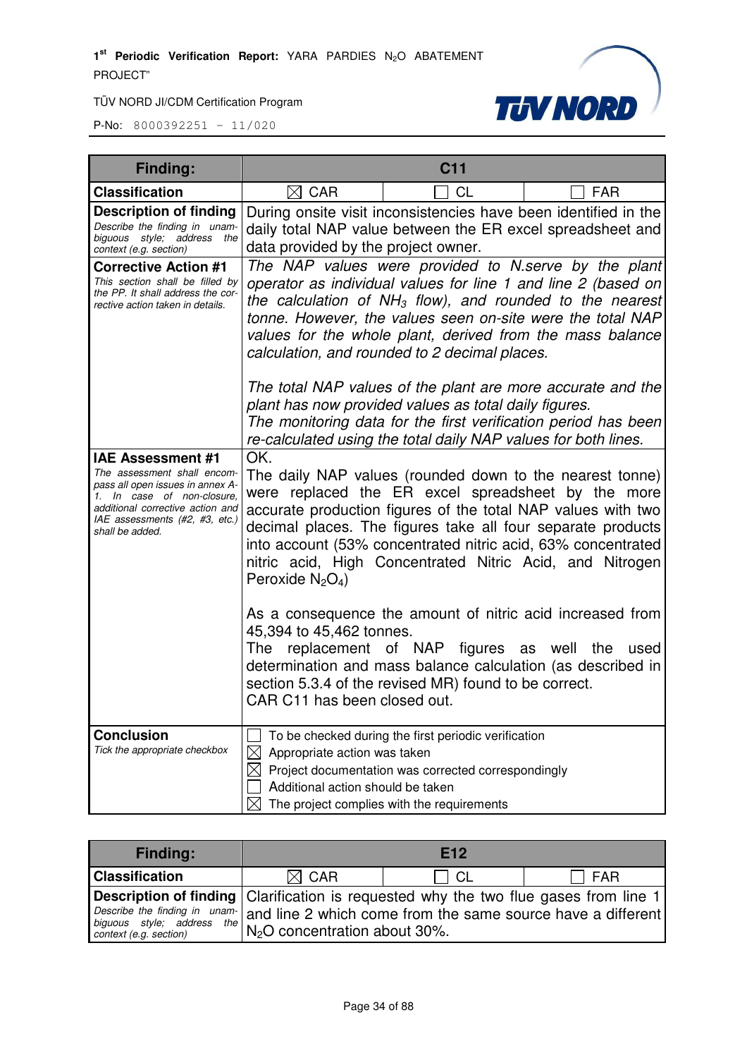| Finding: | C11 | | |
|---|---|---|---|
| **Classification** | ☒ CAR | ☐ CL | ☐ FAR |
| **Description of finding**<br>*Describe the finding in unambiguous style; address the context (e.g. section)* | During onsite visit inconsistencies have been identified in the daily total NAP value between the ER excel spreadsheet and data provided by the project owner. | | |
| **Corrective Action #1**<br>*This section shall be filled by the PP. It shall address the corrective action taken in details.* | *The NAP values were provided to N.serve by the plant operator as individual values for line 1 and line 2 (based on the calculation of $NH_3$ flow), and rounded to the nearest tonne. However, the values seen on-site were the total NAP values for the whole plant, derived from the mass balance calculation, and rounded to 2 decimal places.*<br><br>*The total NAP values of the plant are more accurate and the plant has now provided values as total daily figures.*<br>*The monitoring data for the first verification period has been re-calculated using the total daily NAP values for both lines.* | | |
| **IAE Assessment #1**<br>*The assessment shall encompass all open issues in annex A-1. In case of non-closure, additional corrective action and IAE assessments (#2, #3, etc.) shall be added.* | OK.<br>The daily NAP values (rounded down to the nearest tonne) were replaced the ER excel spreadsheet by the more accurate production figures of the total NAP values with two decimal places. The figures take all four separate products into account (53% concentrated nitric acid, 63% concentrated nitric acid, High Concentrated Nitric Acid, and Nitrogen Peroxide $N_2O_4$)<br><br>As a consequence the amount of nitric acid increased from 45,394 to 45,462 tonnes.<br>The replacement of NAP figures as well the used determination and mass balance calculation (as described in section 5.3.4 of the revised MR) found to be correct.<br>CAR C11 has been closed out. | | |
| **Conclusion**<br>*Tick the appropriate checkbox* | ☐ To be checked during the first periodic verification<br>☒ Appropriate action was taken<br>☒ Project documentation was corrected correspondingly<br>☐ Additional action should be taken<br>☒ The project complies with the requirements | | |

| Finding: | E12 | | |
|---|---|---|---|
| **Classification** | ☒ CAR | ☐ CL | ☐ FAR |
| **Description of finding**<br>*Describe the finding in unambiguous style; address the context (e.g. section)* | Clarification is requested why the two flue gases from line 1 and line 2 which come from the same source have a different $N_2O$ concentration about 30%. | | |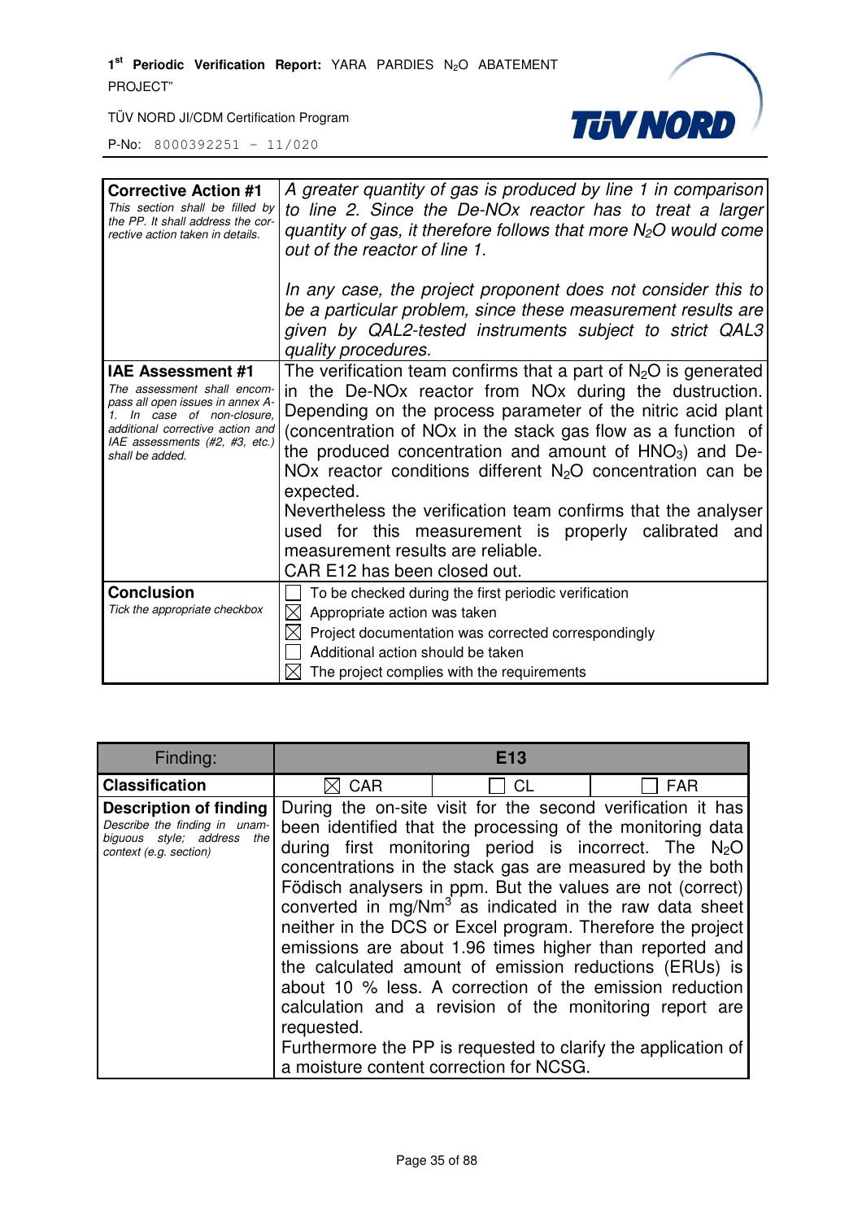| **Corrective Action #1**<br>*This section shall be filled by the PP. It shall address the corrective action taken in details.* | *A greater quantity of gas is produced by line 1 in comparison to line 2. Since the De-NOx reactor has to treat a larger quantity of gas, it therefore follows that more $N_2O$ would come out of the reactor of line 1.*<br><br>*In any case, the project proponent does not consider this to be a particular problem, since these measurement results are given by QAL2-tested instruments subject to strict QAL3 quality procedures.* |
|---|---|
| **IAE Assessment #1**<br>*The assessment shall encompass all open issues in annex A-1. In case of non-closure, additional corrective action and IAE assessments (#2, #3, etc.) shall be added.* | The verification team confirms that a part of $N_2O$ is generated in the De-NOx reactor from NOx during the dustruction. Depending on the process parameter of the nitric acid plant (concentration of NOx in the stack gas flow as a function of the produced concentration and amount of $HNO_3$) and De-NOx reactor conditions different $N_2O$ concentration can be expected.<br>Nevertheless the verification team confirms that the analyser used for this measurement is properly calibrated and measurement results are reliable.<br>CAR E12 has been closed out. |
| **Conclusion**<br>*Tick the appropriate checkbox* | ☐ To be checked during the first periodic verification<br>☒ Appropriate action was taken<br>☒ Project documentation was corrected correspondingly<br>☐ Additional action should be taken<br>☒ The project complies with the requirements |

| Finding: | **E13** | | |
|---|---|---|---|
| **Classification** | ☒ CAR | ☐ CL | ☐ FAR |
| **Description of finding**<br>*Describe the finding in unambiguous style; address the context (e.g. section)* | During the on-site visit for the second verification it has been identified that the processing of the monitoring data during first monitoring period is incorrect. The $N_2O$ concentrations in the stack gas are measured by the both Födisch analysers in ppm. But the values are not (correct) converted in mg/$Nm^3$ as indicated in the raw data sheet neither in the DCS or Excel program. Therefore the project emissions are about 1.96 times higher than reported and the calculated amount of emission reductions (ERUs) is about 10 % less. A correction of the emission reduction calculation and a revision of the monitoring report are requested.<br>Furthermore the PP is requested to clarify the application of a moisture content correction for NCSG. | | |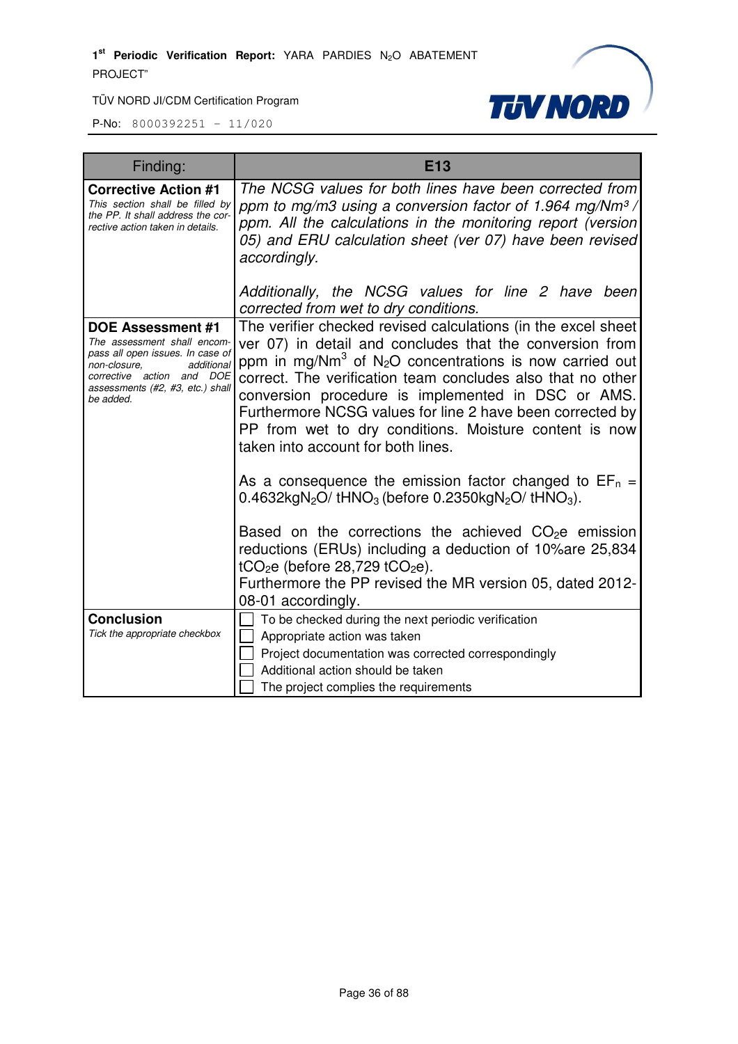| Finding: | E13 |
|---|---|
| **Corrective Action #1**<br>*This section shall be filled by the PP. It shall address the corrective action taken in details.* | *The NCSG values for both lines have been corrected from ppm to mg/m3 using a conversion factor of 1.964 mg/Nm³ / ppm. All the calculations in the monitoring report (version 05) and ERU calculation sheet (ver 07) have been revised accordingly.*<br><br>*Additionally, the NCSG values for line 2 have been corrected from wet to dry conditions.* |
| **DOE Assessment #1**<br>*The assessment shall encompass all open issues. In case of non-closure, additional corrective action and DOE assessments (#2, #3, etc.) shall be added.* | The verifier checked revised calculations (in the excel sheet ver 07) in detail and concludes that the conversion from ppm in mg/Nm$^3$ of $N_2O$ concentrations is now carried out correct. The verification team concludes also that no other conversion procedure is implemented in DSC or AMS. Furthermore NCSG values for line 2 have been corrected by PP from wet to dry conditions. Moisture content is now taken into account for both lines.<br><br>As a consequence the emission factor changed to $EF_n$ = 0.4632kg$N_2O$/ t$HNO_3$ (before 0.2350kg$N_2O$/ t$HNO_3$).<br><br>Based on the corrections the achieved $CO_2e$ emission reductions (ERUs) including a deduction of 10%are 25,834 t$CO_2$e (before 28,729 t$CO_2$e).<br>Furthermore the PP revised the MR version 05, dated 2012-08-01 accordingly. |
| **Conclusion**<br>*Tick the appropriate checkbox* | ☐ To be checked during the next periodic verification<br>☐ Appropriate action was taken<br>☐ Project documentation was corrected correspondingly<br>☐ Additional action should be taken<br>☐ The project complies the requirements |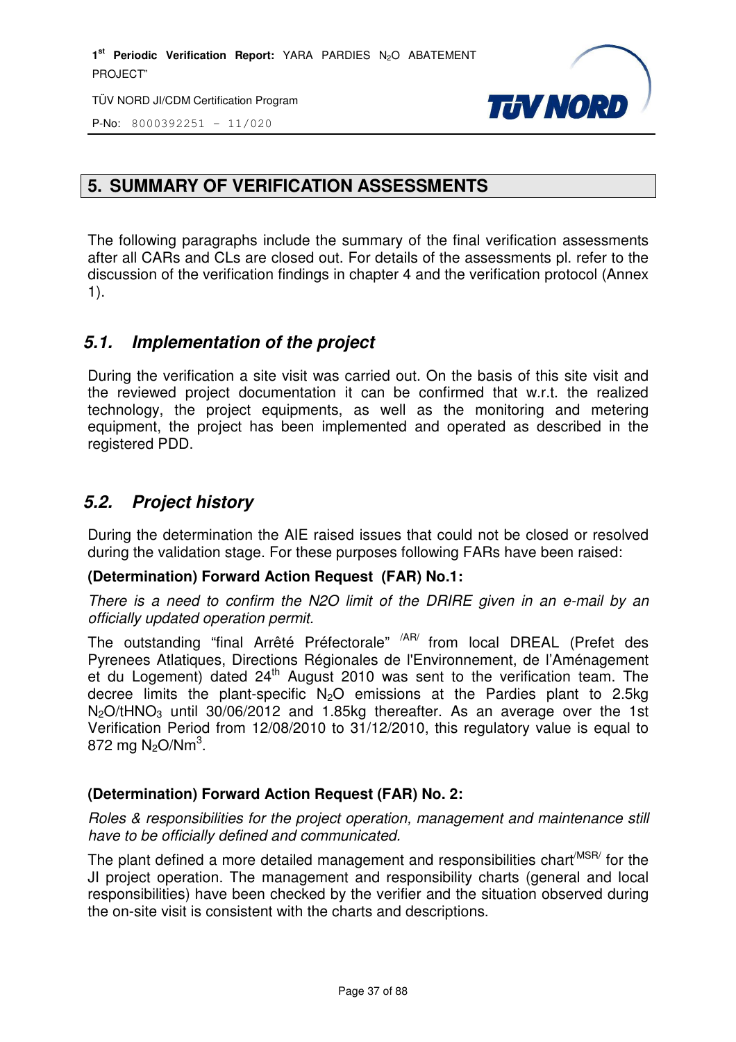## 5. SUMMARY OF VERIFICATION ASSESSMENTS

The following paragraphs include the summary of the final verification assessments after all CARs and CLs are closed out. For details of the assessments pl. refer to the discussion of the verification findings in chapter 4 and the verification protocol (Annex 1).

### *5.1. Implementation of the project*

During the verification a site visit was carried out. On the basis of this site visit and the reviewed project documentation it can be confirmed that w.r.t. the realized technology, the project equipments, as well as the monitoring and metering equipment, the project has been implemented and operated as described in the registered PDD.

### *5.2. Project history*

During the determination the AIE raised issues that could not be closed or resolved during the validation stage. For these purposes following FARs have been raised:

**(Determination) Forward Action Request (FAR) No.1:**

*There is a need to confirm the N2O limit of the DRIRE given in an e-mail by an officially updated operation permit.*

The outstanding "final Arrêté Préfectorale" /AR/ from local DREAL (Prefet des Pyrenees Atlatiques, Directions Régionales de l'Environnement, de l'Aménagement et du Logement) dated 24th August 2010 was sent to the verification team. The decree limits the plant-specific $N_2O$ emissions at the Pardies plant to 2.5kg $N_2O/tHNO_3$ until 30/06/2012 and 1.85kg thereafter. As an average over the 1st Verification Period from 12/08/2010 to 31/12/2010, this regulatory value is equal to 872 mg $N_2O/Nm^3$.

**(Determination) Forward Action Request (FAR) No. 2:**

*Roles & responsibilities for the project operation, management and maintenance still have to be officially defined and communicated.*

The plant defined a more detailed management and responsibilities chart/MSR/ for the JI project operation. The management and responsibility charts (general and local responsibilities) have been checked by the verifier and the situation observed during the on-site visit is consistent with the charts and descriptions.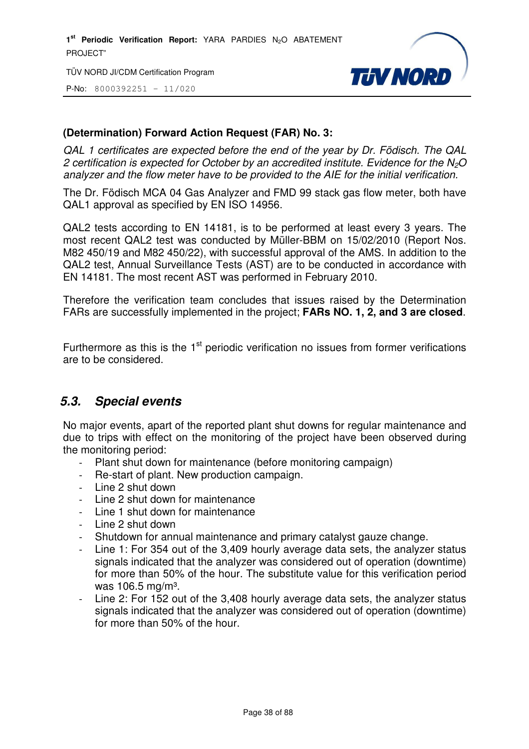**(Determination) Forward Action Request (FAR) No. 3:**

*QAL 1 certificates are expected before the end of the year by Dr. Födisch. The QAL 2 certification is expected for October by an accredited institute. Evidence for the $N_2O$ analyzer and the flow meter have to be provided to the AIE for the initial verification.*

The Dr. Födisch MCA 04 Gas Analyzer and FMD 99 stack gas flow meter, both have QAL1 approval as specified by EN ISO 14956.

QAL2 tests according to EN 14181, is to be performed at least every 3 years. The most recent QAL2 test was conducted by Müller-BBM on 15/02/2010 (Report Nos. M82 450/19 and M82 450/22), with successful approval of the AMS. In addition to the QAL2 test, Annual Surveillance Tests (AST) are to be conducted in accordance with EN 14181. The most recent AST was performed in February 2010.

Therefore the verification team concludes that issues raised by the Determination FARs are successfully implemented in the project; **FARs NO. 1, 2, and 3 are closed**.

Furthermore as this is the 1st periodic verification no issues from former verifications are to be considered.

## 5.3. Special events

No major events, apart of the reported plant shut downs for regular maintenance and due to trips with effect on the monitoring of the project have been observed during the monitoring period:

- Plant shut down for maintenance (before monitoring campaign)
- Re-start of plant. New production campaign.
- Line 2 shut down
- Line 2 shut down for maintenance
- Line 1 shut down for maintenance
- Line 2 shut down
- Shutdown for annual maintenance and primary catalyst gauze change.
- Line 1: For 354 out of the 3,409 hourly average data sets, the analyzer status signals indicated that the analyzer was considered out of operation (downtime) for more than 50% of the hour. The substitute value for this verification period was 106.5 mg/m³.
- Line 2: For 152 out of the 3,408 hourly average data sets, the analyzer status signals indicated that the analyzer was considered out of operation (downtime) for more than 50% of the hour.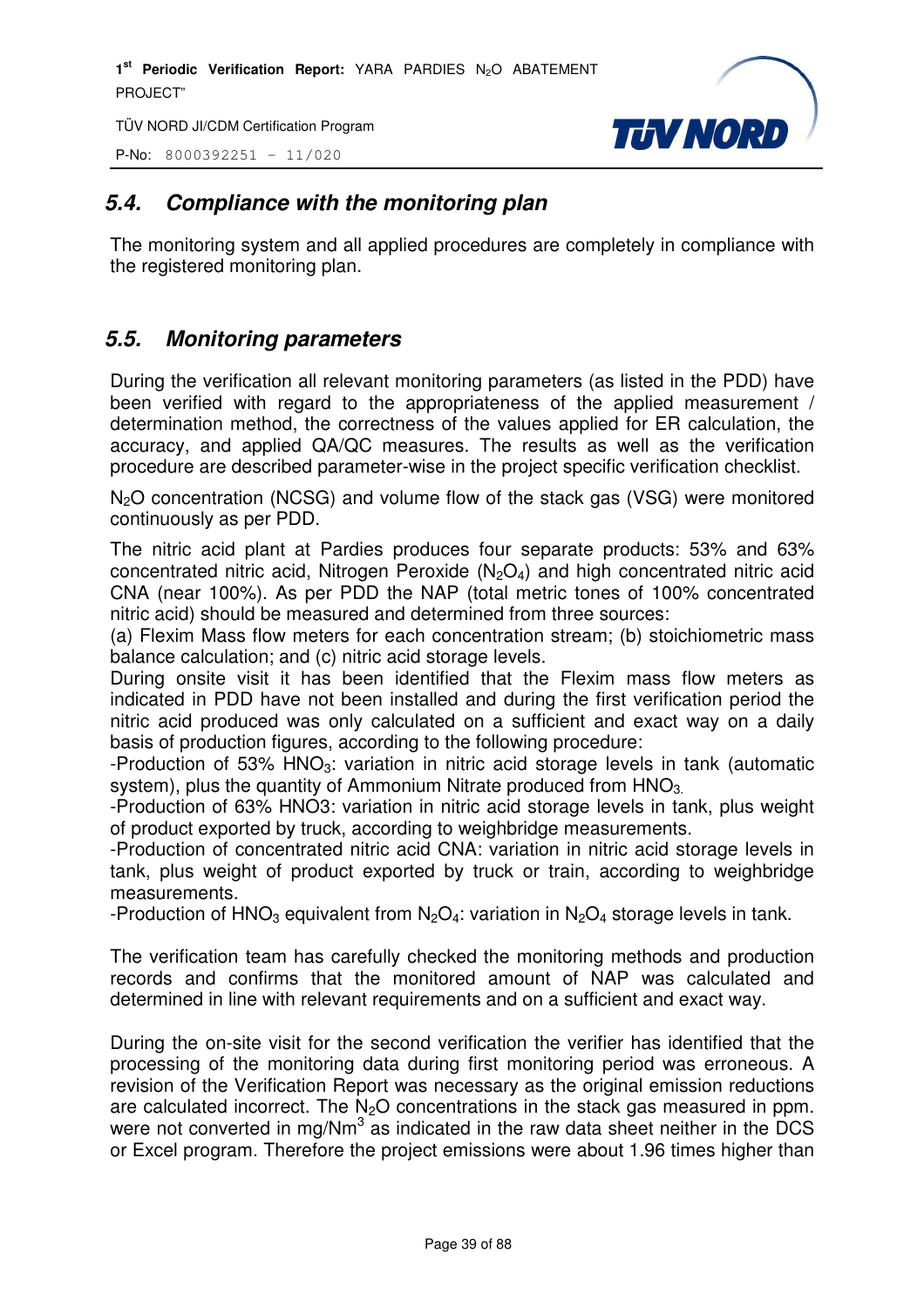## 5.4. Compliance with the monitoring plan

The monitoring system and all applied procedures are completely in compliance with the registered monitoring plan.

## 5.5. Monitoring parameters

During the verification all relevant monitoring parameters (as listed in the PDD) have been verified with regard to the appropriateness of the applied measurement / determination method, the correctness of the values applied for ER calculation, the accuracy, and applied QA/QC measures. The results as well as the verification procedure are described parameter-wise in the project specific verification checklist.

$N_2O$ concentration (NCSG) and volume flow of the stack gas (VSG) were monitored continuously as per PDD.

The nitric acid plant at Pardies produces four separate products: 53% and 63% concentrated nitric acid, Nitrogen Peroxide ($N_2O_4$) and high concentrated nitric acid CNA (near 100%). As per PDD the NAP (total metric tones of 100% concentrated nitric acid) should be measured and determined from three sources:
(a) Flexim Mass flow meters for each concentration stream; (b) stoichiometric mass balance calculation; and (c) nitric acid storage levels.
During onsite visit it has been identified that the Flexim mass flow meters as indicated in PDD have not been installed and during the first verification period the nitric acid produced was only calculated on a sufficient and exact way on a daily basis of production figures, according to the following procedure:
-Production of 53% $HNO_3$: variation in nitric acid storage levels in tank (automatic system), plus the quantity of Ammonium Nitrate produced from $HNO_3$.
-Production of 63% HNO3: variation in nitric acid storage levels in tank, plus weight of product exported by truck, according to weighbridge measurements.
-Production of concentrated nitric acid CNA: variation in nitric acid storage levels in tank, plus weight of product exported by truck or train, according to weighbridge measurements.
-Production of $HNO_3$ equivalent from $N_2O_4$: variation in $N_2O_4$ storage levels in tank.

The verification team has carefully checked the monitoring methods and production records and confirms that the monitored amount of NAP was calculated and determined in line with relevant requirements and on a sufficient and exact way.

During the on-site visit for the second verification the verifier has identified that the processing of the monitoring data during first monitoring period was erroneous. A revision of the Verification Report was necessary as the original emission reductions are calculated incorrect. The $N_2O$ concentrations in the stack gas measured in ppm. were not converted in mg/Nm$^3$ as indicated in the raw data sheet neither in the DCS or Excel program. Therefore the project emissions were about 1.96 times higher than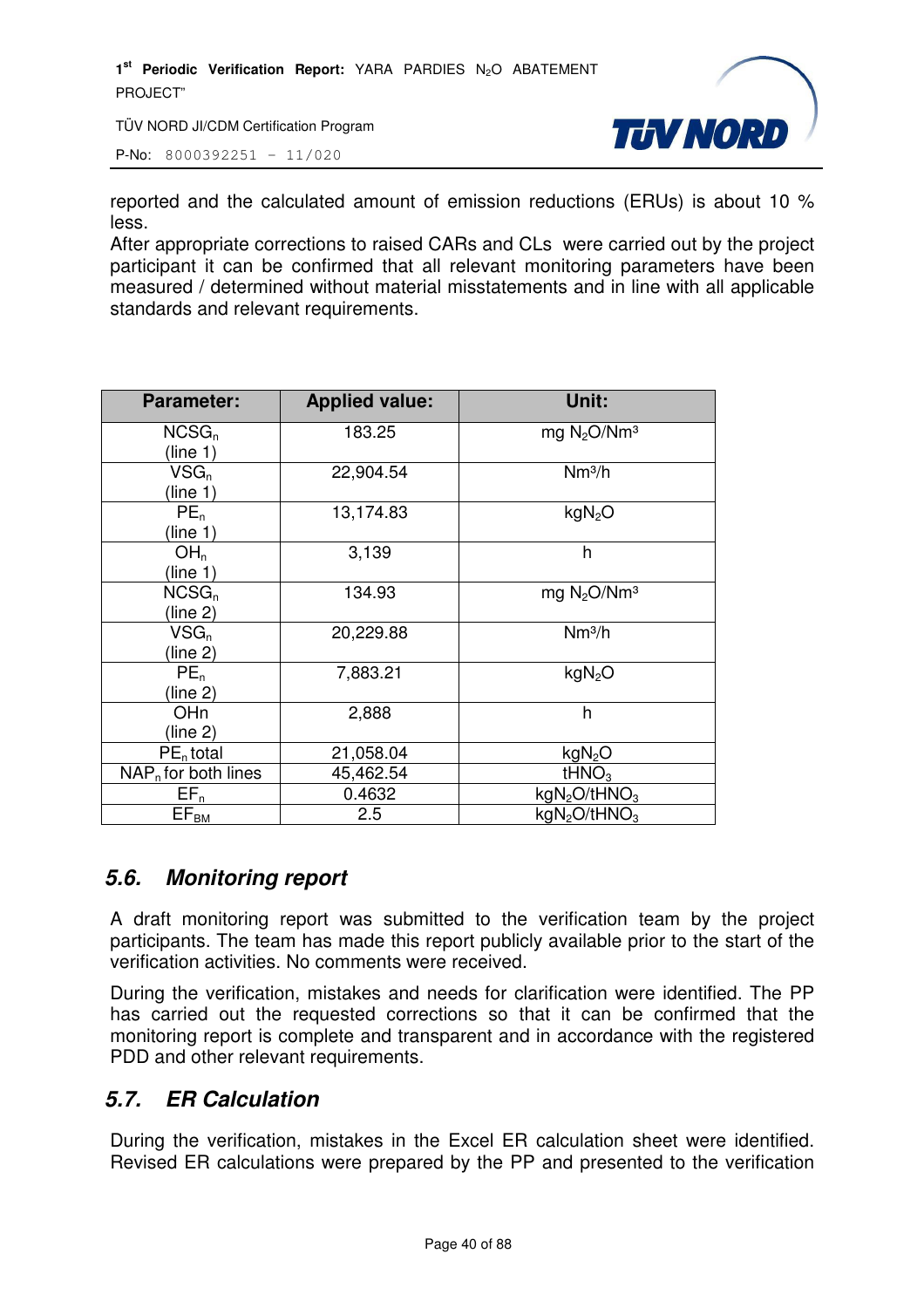reported and the calculated amount of emission reductions (ERUs) is about 10 % less.
After appropriate corrections to raised CARs and CLs were carried out by the project participant it can be confirmed that all relevant monitoring parameters have been measured / determined without material misstatements and in line with all applicable standards and relevant requirements.

| Parameter: | Applied value: | Unit: |
|---|---|---|
| $NCSG_n$ (line 1) | 183.25 | mg $N_2O/Nm^3$ |
| $VSG_n$ (line 1) | 22,904.54 | $Nm^3/h$ |
| $PE_n$ (line 1) | 13,174.83 | $kgN_2O$ |
| $OH_n$ (line 1) | 3,139 | h |
| $NCSG_n$ (line 2) | 134.93 | mg $N_2O/Nm^3$ |
| $VSG_n$ (line 2) | 20,229.88 | $Nm^3/h$ |
| $PE_n$ (line 2) | 7,883.21 | $kgN_2O$ |
| OHn (line 2) | 2,888 | h |
| $PE_n$ total | 21,058.04 | $kgN_2O$ |
| $NAP_n$ for both lines | 45,462.54 | $tHNO_3$ |
| $EF_n$ | 0.4632 | $kgN_2O/tHNO_3$ |
| $EF_{BM}$ | 2.5 | $kgN_2O/tHNO_3$ |

## *5.6. Monitoring report*

A draft monitoring report was submitted to the verification team by the project participants. The team has made this report publicly available prior to the start of the verification activities. No comments were received.

During the verification, mistakes and needs for clarification were identified. The PP has carried out the requested corrections so that it can be confirmed that the monitoring report is complete and transparent and in accordance with the registered PDD and other relevant requirements.

## *5.7. ER Calculation*

During the verification, mistakes in the Excel ER calculation sheet were identified. Revised ER calculations were prepared by the PP and presented to the verification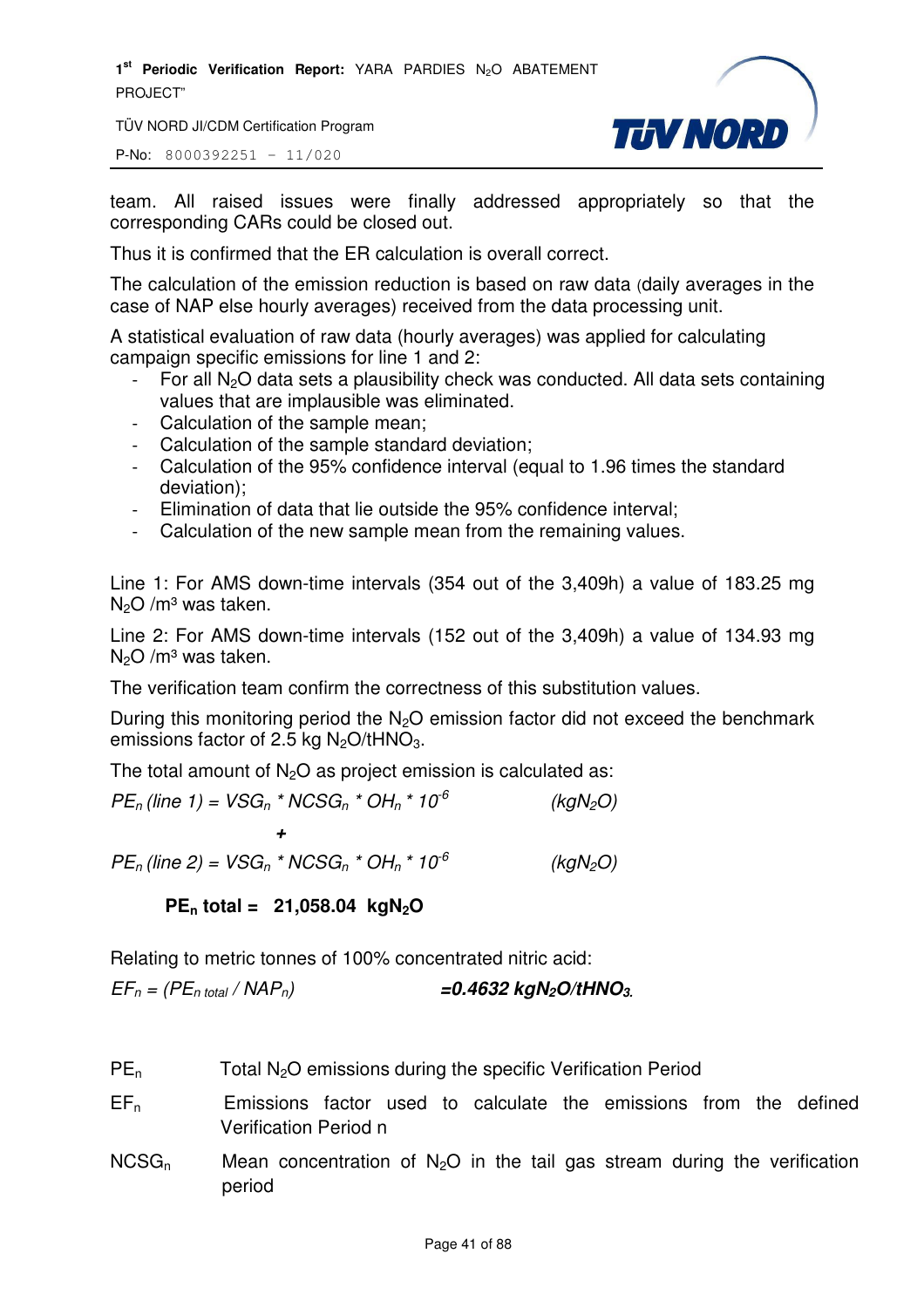team. All raised issues were finally addressed appropriately so that the corresponding CARs could be closed out.

Thus it is confirmed that the ER calculation is overall correct.

The calculation of the emission reduction is based on raw data (daily averages in the case of NAP else hourly averages) received from the data processing unit.

A statistical evaluation of raw data (hourly averages) was applied for calculating campaign specific emissions for line 1 and 2:

- For all $N_2O$ data sets a plausibility check was conducted. All data sets containing values that are implausible was eliminated.
- Calculation of the sample mean;
- Calculation of the sample standard deviation;
- Calculation of the 95% confidence interval (equal to 1.96 times the standard deviation);
- Elimination of data that lie outside the 95% confidence interval;
- Calculation of the new sample mean from the remaining values.

Line 1: For AMS down-time intervals (354 out of the 3,409h) a value of 183.25 mg $N_2O$ /m³ was taken.

Line 2: For AMS down-time intervals (152 out of the 3,409h) a value of 134.93 mg $N_2O$ /m³ was taken.

The verification team confirm the correctness of this substitution values.

During this monitoring period the $N_2O$ emission factor did not exceed the benchmark emissions factor of 2.5 kg $N_2O/tHNO_3$.

The total amount of $N_2O$ as project emission is calculated as:

$$PE_n\ (line\ 1) = VSG_n * NCSG_n * OH_n * 10^{-6} \qquad (kgN_2O)$$

$$+$$

$$PE_n\ (line\ 2) = VSG_n * NCSG_n * OH_n * 10^{-6} \qquad (kgN_2O)$$

**$PE_n$ total = 21,058.04 $kgN_2O$**

Relating to metric tonnes of 100% concentrated nitric acid:

$$EF_n = (PE_{n\ total} / NAP_n) \qquad \mathbf{=0.4632\ kgN_2O/tHNO_3}.$$

| | |
|---|---|
| $PE_n$ | Total $N_2O$ emissions during the specific Verification Period |
| $EF_n$ | Emissions factor used to calculate the emissions from the defined Verification Period n |
| $NCSG_n$ | Mean concentration of $N_2O$ in the tail gas stream during the verification period |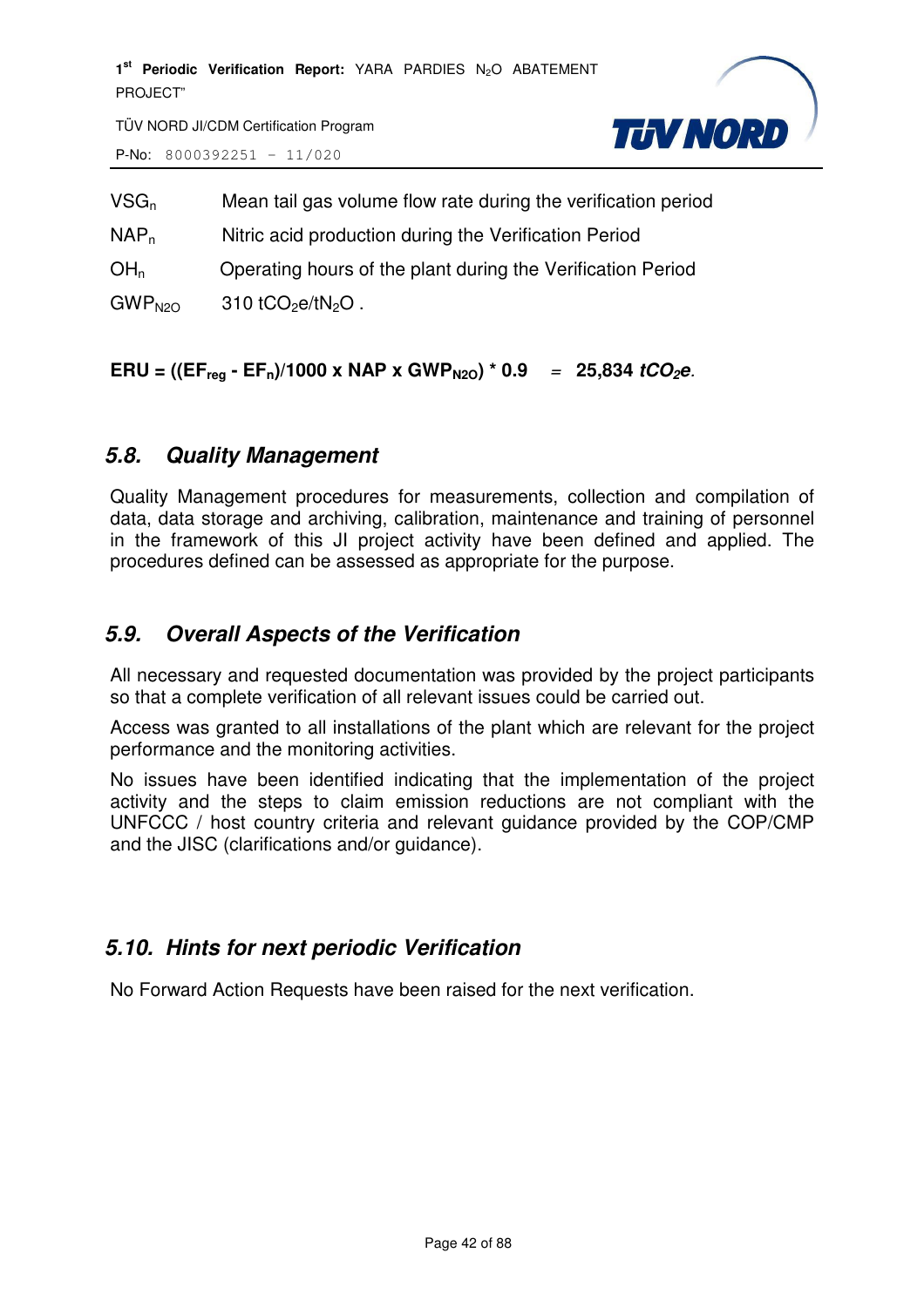| | |
|---|---|
| $VSG_n$ | Mean tail gas volume flow rate during the verification period |
| $NAP_n$ | Nitric acid production during the Verification Period |
| $OH_n$ | Operating hours of the plant during the Verification Period |
| $GWP_{N2O}$ | 310 $tCO_2e/tN_2O$ . |

$$\mathbf{ERU = ((EF_{reg} - EF_n)/1000 \times NAP \times GWP_{N2O}) * 0.9 \quad = \quad 25{,}834\ tCO_2e.}$$

## 5.8. *Quality Management*

Quality Management procedures for measurements, collection and compilation of data, data storage and archiving, calibration, maintenance and training of personnel in the framework of this JI project activity have been defined and applied. The procedures defined can be assessed as appropriate for the purpose.

## 5.9. *Overall Aspects of the Verification*

All necessary and requested documentation was provided by the project participants so that a complete verification of all relevant issues could be carried out.

Access was granted to all installations of the plant which are relevant for the project performance and the monitoring activities.

No issues have been identified indicating that the implementation of the project activity and the steps to claim emission reductions are not compliant with the UNFCCC / host country criteria and relevant guidance provided by the COP/CMP and the JISC (clarifications and/or guidance).

## 5.10. *Hints for next periodic Verification*

No Forward Action Requests have been raised for the next verification.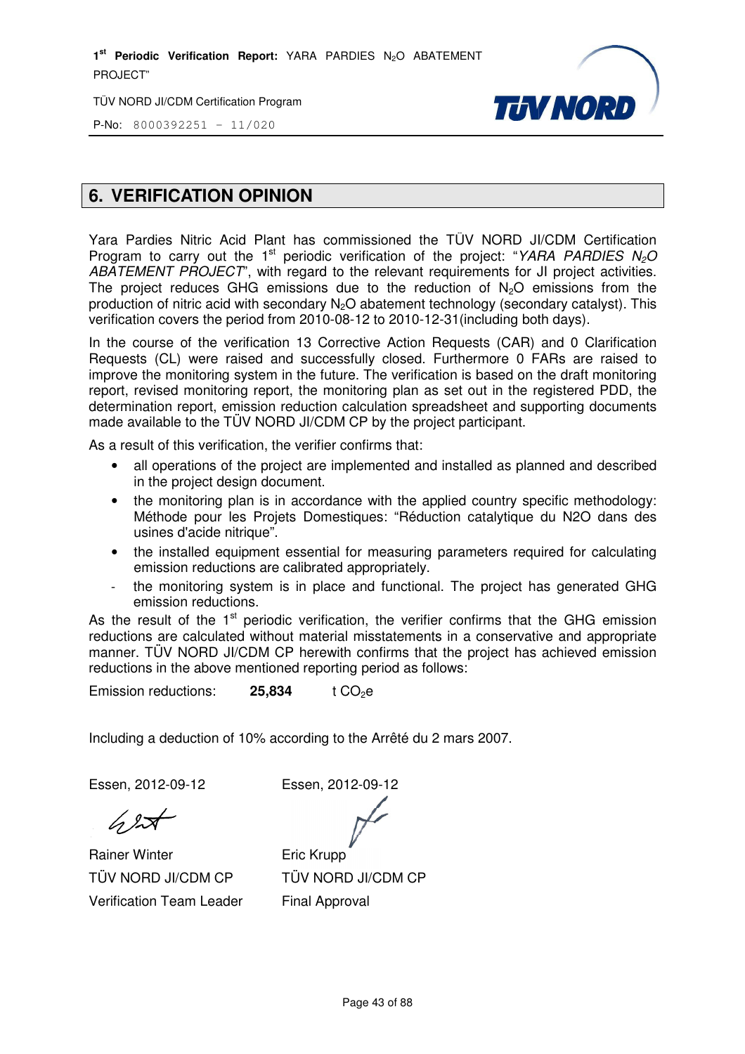## 6. VERIFICATION OPINION

Yara Pardies Nitric Acid Plant has commissioned the TÜV NORD JI/CDM Certification Program to carry out the 1st periodic verification of the project: "*YARA PARDIES $N_2O$ ABATEMENT PROJECT*", with regard to the relevant requirements for JI project activities. The project reduces GHG emissions due to the reduction of $N_2O$ emissions from the production of nitric acid with secondary $N_2O$ abatement technology (secondary catalyst). This verification covers the period from 2010-08-12 to 2010-12-31(including both days).

In the course of the verification 13 Corrective Action Requests (CAR) and 0 Clarification Requests (CL) were raised and successfully closed. Furthermore 0 FARs are raised to improve the monitoring system in the future. The verification is based on the draft monitoring report, revised monitoring report, the monitoring plan as set out in the registered PDD, the determination report, emission reduction calculation spreadsheet and supporting documents made available to the TÜV NORD JI/CDM CP by the project participant.

As a result of this verification, the verifier confirms that:

- all operations of the project are implemented and installed as planned and described in the project design document.
- the monitoring plan is in accordance with the applied country specific methodology: Méthode pour les Projets Domestiques: "Réduction catalytique du N2O dans des usines d'acide nitrique".
- the installed equipment essential for measuring parameters required for calculating emission reductions are calibrated appropriately.
- the monitoring system is in place and functional. The project has generated GHG emission reductions.

As the result of the 1st periodic verification, the verifier confirms that the GHG emission reductions are calculated without material misstatements in a conservative and appropriate manner. TÜV NORD JI/CDM CP herewith confirms that the project has achieved emission reductions in the above mentioned reporting period as follows:

Emission reductions: **25,834** t $CO_2e$

Including a deduction of 10% according to the Arrêté du 2 mars 2007.

| Essen, 2012-09-12 | Essen, 2012-09-12 |
|---|---|
| Rainer Winter | Eric Krupp |
| TÜV NORD JI/CDM CP | TÜV NORD JI/CDM CP |
| Verification Team Leader | Final Approval |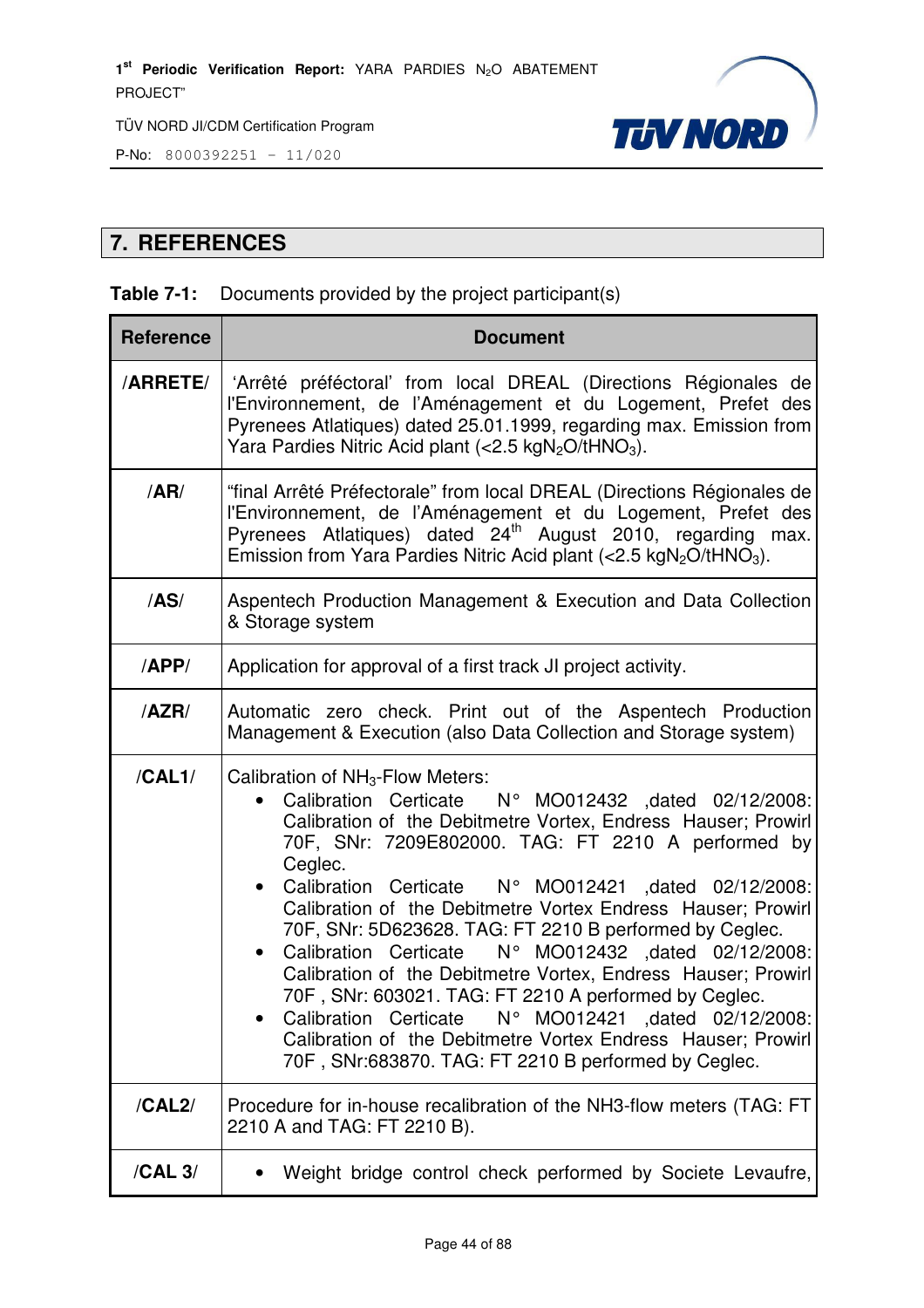# 7. REFERENCES

**Table 7-1:** Documents provided by the project participant(s)

| Reference | Document |
|---|---|
| **/ARRETE/** | 'Arrêté préféctoral' from local DREAL (Directions Régionales de l'Environnement, de l'Aménagement et du Logement, Prefet des Pyrenees Atlatiques) dated 25.01.1999, regarding max. Emission from Yara Pardies Nitric Acid plant (<2.5 $kgN_2O/tHNO_3$). |
| **/AR/** | "final Arrêté Préfectorale" from local DREAL (Directions Régionales de l'Environnement, de l'Aménagement et du Logement, Prefet des Pyrenees Atlatiques) dated 24th August 2010, regarding max. Emission from Yara Pardies Nitric Acid plant (<2.5 $kgN_2O/tHNO_3$). |
| **/AS/** | Aspentech Production Management & Execution and Data Collection & Storage system |
| **/APP/** | Application for approval of a first track JI project activity. |
| **/AZR/** | Automatic zero check. Print out of the Aspentech Production Management & Execution (also Data Collection and Storage system) |
| **/CAL1/** | Calibration of $NH_3$-Flow Meters:<br>• Calibration Certicate N° MO012432 ,dated 02/12/2008: Calibration of the Debitmetre Vortex, Endress Hauser; Prowirl 70F, SNr: 7209E802000. TAG: FT 2210 A performed by Ceglec.<br>• Calibration Certicate N° MO012421 ,dated 02/12/2008: Calibration of the Debitmetre Vortex Endress Hauser; Prowirl 70F, SNr: 5D623628. TAG: FT 2210 B performed by Ceglec.<br>• Calibration Certicate N° MO012432 ,dated 02/12/2008: Calibration of the Debitmetre Vortex, Endress Hauser; Prowirl 70F , SNr: 603021. TAG: FT 2210 A performed by Ceglec.<br>• Calibration Certicate N° MO012421 ,dated 02/12/2008: Calibration of the Debitmetre Vortex Endress Hauser; Prowirl 70F , SNr:683870. TAG: FT 2210 B performed by Ceglec. |
| **/CAL2/** | Procedure for in-house recalibration of the NH3-flow meters (TAG: FT 2210 A and TAG: FT 2210 B). |
| **/CAL 3/** | • Weight bridge control check performed by Societe Levaufre, |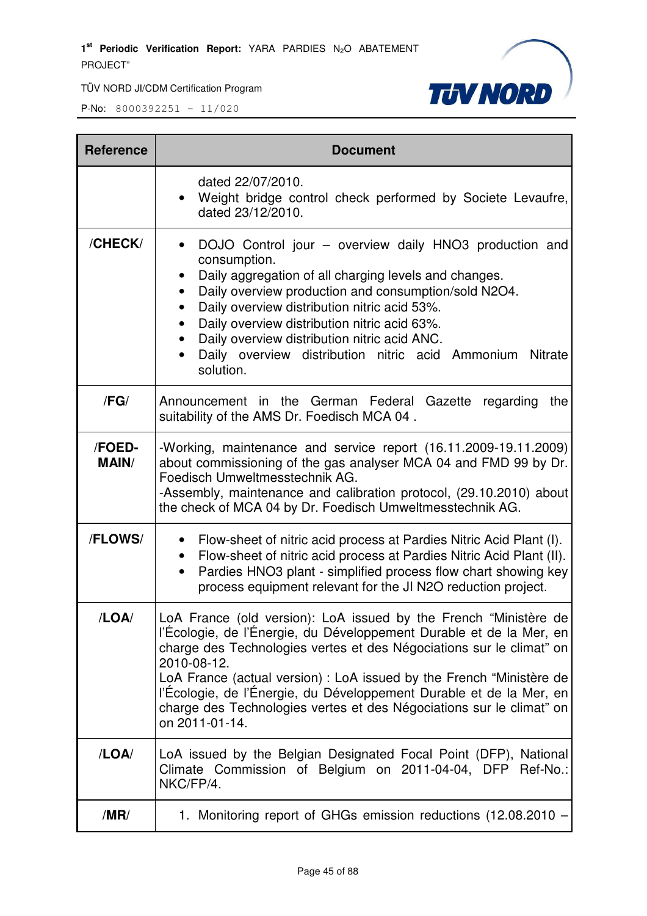| Reference | Document |
|---|---|
| | dated 22/07/2010.<br>• Weight bridge control check performed by Societe Levaufre, dated 23/12/2010. |
| /CHECK/ | • DOJO Control jour – overview daily HNO3 production and consumption.<br>• Daily aggregation of all charging levels and changes.<br>• Daily overview production and consumption/sold N2O4.<br>• Daily overview distribution nitric acid 53%.<br>• Daily overview distribution nitric acid 63%.<br>• Daily overview distribution nitric acid ANC.<br>• Daily overview distribution nitric acid Ammonium Nitrate solution. |
| /FG/ | Announcement in the German Federal Gazette regarding the suitability of the AMS Dr. Foedisch MCA 04 . |
| /FOED-MAIN/ | -Working, maintenance and service report (16.11.2009-19.11.2009) about commissioning of the gas analyser MCA 04 and FMD 99 by Dr. Foedisch Umweltmesstechnik AG.<br>-Assembly, maintenance and calibration protocol, (29.10.2010) about the check of MCA 04 by Dr. Foedisch Umweltmesstechnik AG. |
| /FLOWS/ | • Flow-sheet of nitric acid process at Pardies Nitric Acid Plant (I).<br>• Flow-sheet of nitric acid process at Pardies Nitric Acid Plant (II).<br>• Pardies HNO3 plant - simplified process flow chart showing key process equipment relevant for the JI N2O reduction project. |
| /LOA/ | LoA France (old version): LoA issued by the French "Ministère de l'Écologie, de l'Énergie, du Développement Durable et de la Mer, en charge des Technologies vertes et des Négociations sur le climat" on 2010-08-12.<br>LoA France (actual version) : LoA issued by the French "Ministère de l'Écologie, de l'Énergie, du Développement Durable et de la Mer, en charge des Technologies vertes et des Négociations sur le climat" on 2011-01-14. |
| /LOA/ | LoA issued by the Belgian Designated Focal Point (DFP), National Climate Commission of Belgium on 2011-04-04, DFP Ref-No.: NKC/FP/4. |
| /MR/ | 1. Monitoring report of GHGs emission reductions (12.08.2010 – |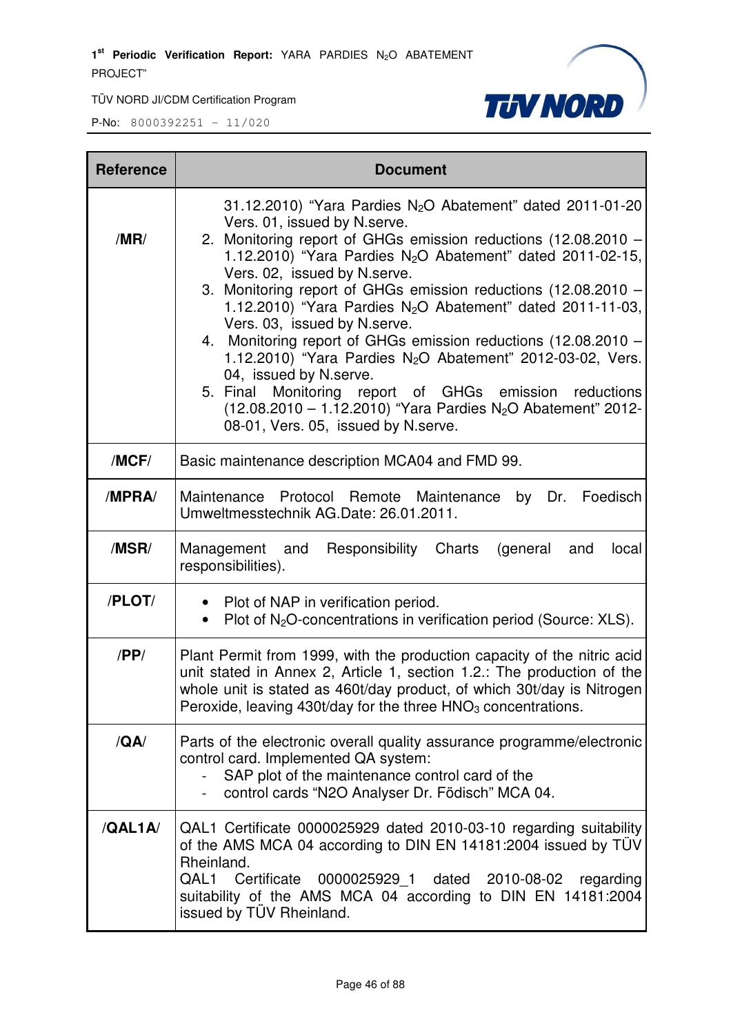| Reference | Document |
|---|---|
| /MR/ | 31.12.2010) "Yara Pardies $N_2O$ Abatement" dated 2011-01-20 Vers. 01, issued by N.serve.<br>2. Monitoring report of GHGs emission reductions (12.08.2010 – 1.12.2010) "Yara Pardies $N_2O$ Abatement" dated 2011-02-15, Vers. 02, issued by N.serve.<br>3. Monitoring report of GHGs emission reductions (12.08.2010 – 1.12.2010) "Yara Pardies $N_2O$ Abatement" dated 2011-11-03, Vers. 03, issued by N.serve.<br>4. Monitoring report of GHGs emission reductions (12.08.2010 – 1.12.2010) "Yara Pardies $N_2O$ Abatement" 2012-03-02, Vers. 04, issued by N.serve.<br>5. Final Monitoring report of GHGs emission reductions (12.08.2010 – 1.12.2010) "Yara Pardies $N_2O$ Abatement" 2012-08-01, Vers. 05, issued by N.serve. |
| /MCF/ | Basic maintenance description MCA04 and FMD 99. |
| /MPRA/ | Maintenance Protocol Remote Maintenance by Dr. Foedisch Umweltmesstechnik AG.Date: 26.01.2011. |
| /MSR/ | Management and Responsibility Charts (general and local responsibilities). |
| /PLOT/ | • Plot of NAP in verification period.<br>• Plot of $N_2O$-concentrations in verification period (Source: XLS). |
| /PP/ | Plant Permit from 1999, with the production capacity of the nitric acid unit stated in Annex 2, Article 1, section 1.2.: The production of the whole unit is stated as 460t/day product, of which 30t/day is Nitrogen Peroxide, leaving 430t/day for the three $HNO_3$ concentrations. |
| /QA/ | Parts of the electronic overall quality assurance programme/electronic control card. Implemented QA system:<br>- SAP plot of the maintenance control card of the<br>- control cards "N2O Analyser Dr. Födisch" MCA 04. |
| /QAL1A/ | QAL1 Certificate 0000025929 dated 2010-03-10 regarding suitability of the AMS MCA 04 according to DIN EN 14181:2004 issued by TÜV Rheinland.<br>QAL1 Certificate 0000025929_1 dated 2010-08-02 regarding suitability of the AMS MCA 04 according to DIN EN 14181:2004 issued by TÜV Rheinland. |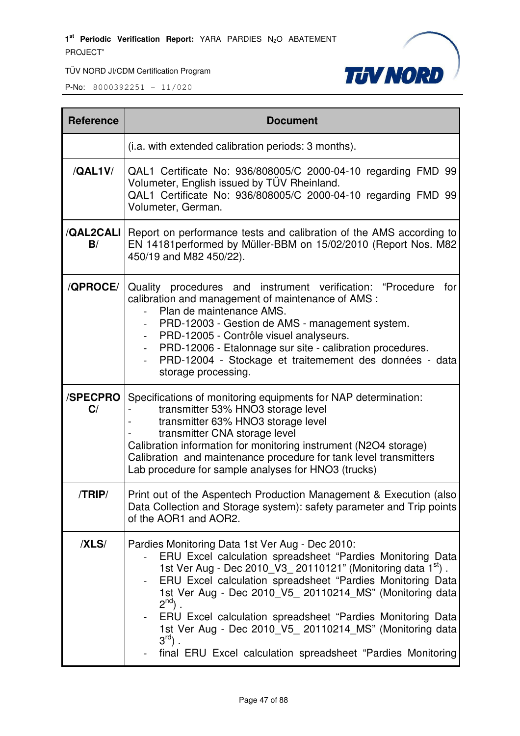| Reference | Document |
|---|---|
| | (i.a. with extended calibration periods: 3 months). |
| /QAL1V/ | QAL1 Certificate No: 936/808005/C 2000-04-10 regarding FMD 99 Volumeter, English issued by TÜV Rheinland.<br>QAL1 Certificate No: 936/808005/C 2000-04-10 regarding FMD 99 Volumeter, German. |
| /QAL2CALIB/ | Report on performance tests and calibration of the AMS according to EN 14181performed by Müller-BBM on 15/02/2010 (Report Nos. M82 450/19 and M82 450/22). |
| /QPROCE/ | Quality procedures and instrument verification: "Procedure for calibration and management of maintenance of AMS :<br>- Plan de maintenance AMS.<br>- PRD-12003 - Gestion de AMS - management system.<br>- PRD-12005 - Contrôle visuel analyseurs.<br>- PRD-12006 - Etalonnage sur site - calibration procedures.<br>- PRD-12004 - Stockage et traitement des données - data storage processing. |
| /SPECPROC/ | Specifications of monitoring equipments for NAP determination:<br>- transmitter 53% HNO3 storage level<br>- transmitter 63% HNO3 storage level<br>- transmitter CNA storage level<br>Calibration information for monitoring instrument (N2O4 storage)<br>Calibration and maintenance procedure for tank level transmitters<br>Lab procedure for sample analyses for HNO3 (trucks) |
| /TRIP/ | Print out of the Aspentech Production Management & Execution (also Data Collection and Storage system): safety parameter and Trip points of the AOR1 and AOR2. |
| /XLS/ | Pardies Monitoring Data 1st Ver Aug - Dec 2010:<br>- ERU Excel calculation spreadsheet "Pardies Monitoring Data 1st Ver Aug - Dec 2010_V3_ 20110121" (Monitoring data 1st) .<br>- ERU Excel calculation spreadsheet "Pardies Monitoring Data 1st Ver Aug - Dec 2010_V5_ 20110214_MS" (Monitoring data 2nd) .<br>- ERU Excel calculation spreadsheet "Pardies Monitoring Data 1st Ver Aug - Dec 2010_V5_ 20110214_MS" (Monitoring data 3rd) .<br>- final ERU Excel calculation spreadsheet "Pardies Monitoring |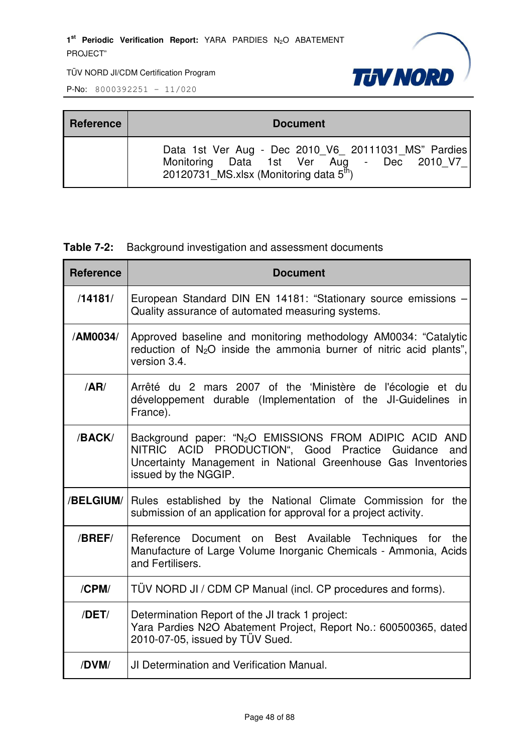| Reference | Document |
|---|---|
| | Data 1st Ver Aug - Dec 2010_V6_ 20111031_MS" Pardies Monitoring Data 1st Ver Aug - Dec 2010_V7_ 20120731_MS.xlsx (Monitoring data 5th) |

**Table 7-2:** Background investigation and assessment documents

| Reference | Document |
|---|---|
| **/14181/** | European Standard DIN EN 14181: "Stationary source emissions – Quality assurance of automated measuring systems. |
| **/AM0034/** | Approved baseline and monitoring methodology AM0034: "Catalytic reduction of $N_2O$ inside the ammonia burner of nitric acid plants", version 3.4. |
| **/AR/** | Arrêté du 2 mars 2007 of the 'Ministère de l'écologie et du développement durable (Implementation of the JI-Guidelines in France). |
| **/BACK/** | Background paper: "$N_2O$ EMISSIONS FROM ADIPIC ACID AND NITRIC ACID PRODUCTION", Good Practice Guidance and Uncertainty Management in National Greenhouse Gas Inventories issued by the NGGIP. |
| **/BELGIUM/** | Rules established by the National Climate Commission for the submission of an application for approval for a project activity. |
| **/BREF/** | Reference Document on Best Available Techniques for the Manufacture of Large Volume Inorganic Chemicals - Ammonia, Acids and Fertilisers. |
| **/CPM/** | TÜV NORD JI / CDM CP Manual (incl. CP procedures and forms). |
| **/DET/** | Determination Report of the JI track 1 project:<br>Yara Pardies N2O Abatement Project, Report No.: 600500365, dated 2010-07-05, issued by TÜV Sued. |
| **/DVM/** | JI Determination and Verification Manual. |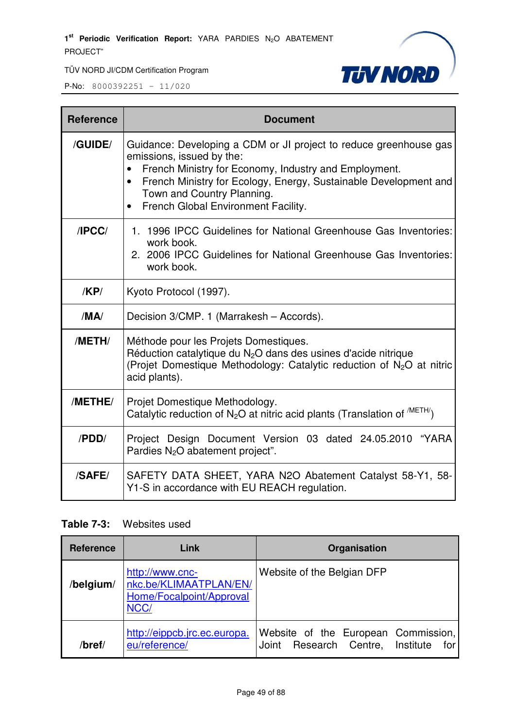| Reference | Document |
|---|---|
| **/GUIDE/** | Guidance: Developing a CDM or JI project to reduce greenhouse gas emissions, issued by the:<br>• French Ministry for Economy, Industry and Employment.<br>• French Ministry for Ecology, Energy, Sustainable Development and Town and Country Planning.<br>• French Global Environment Facility. |
| **/IPCC/** | 1. 1996 IPCC Guidelines for National Greenhouse Gas Inventories: work book.<br>2. 2006 IPCC Guidelines for National Greenhouse Gas Inventories: work book. |
| **/KP/** | Kyoto Protocol (1997). |
| **/MA/** | Decision 3/CMP. 1 (Marrakesh – Accords). |
| **/METH/** | Méthode pour les Projets Domestiques.<br>Réduction catalytique du $N_2O$ dans des usines d'acide nitrique (Projet Domestique Methodology: Catalytic reduction of $N_2O$ at nitric acid plants). |
| **/METHE/** | Projet Domestique Methodology.<br>Catalytic reduction of $N_2O$ at nitric acid plants (Translation of /METH/) |
| **/PDD/** | Project Design Document Version 03 dated 24.05.2010 "YARA Pardies $N_2O$ abatement project". |
| **/SAFE/** | SAFETY DATA SHEET, YARA N2O Abatement Catalyst 58-Y1, 58-Y1-S in accordance with EU REACH regulation. |

**Table 7-3:** Websites used

| Reference | Link | Organisation |
|---|---|---|
| **/belgium/** | http://www.cnc-nkc.be/KLIMAATPLAN/EN/Home/Focalpoint/ApprovalNCC/ | Website of the Belgian DFP |
| **/bref/** | http://eippcb.jrc.ec.europa.eu/reference/ | Website of the European Commission, Joint Research Centre, Institute for |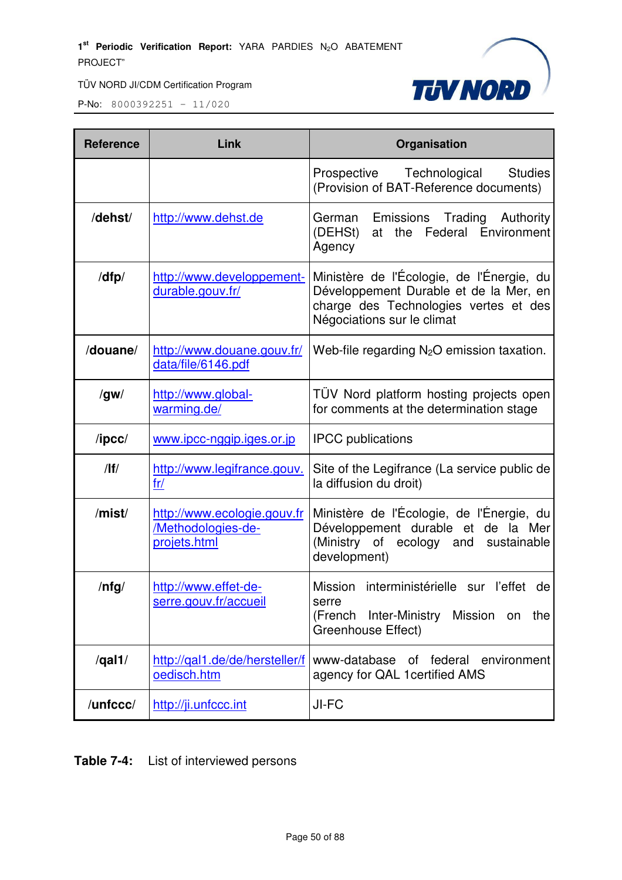| Reference | Link | Organisation |
|---|---|---|
| | | Prospective Technological Studies (Provision of BAT-Reference documents) |
| /dehst/ | http://www.dehst.de | German Emissions Trading Authority (DEHSt) at the Federal Environment Agency |
| /dfp/ | http://www.developpement-durable.gouv.fr/ | Ministère de l'Écologie, de l'Énergie, du Développement Durable et de la Mer, en charge des Technologies vertes et des Négociations sur le climat |
| /douane/ | http://www.douane.gouv.fr/data/file/6146.pdf | Web-file regarding $N_2O$ emission taxation. |
| /gw/ | http://www.global-warming.de/ | TÜV Nord platform hosting projects open for comments at the determination stage |
| /ipcc/ | www.ipcc-nggip.iges.or.jp | IPCC publications |
| /lf/ | http://www.legifrance.gouv.fr/ | Site of the Legifrance (La service public de la diffusion du droit) |
| /mist/ | http://www.ecologie.gouv.fr/Methodologies-de-projets.html | Ministère de l'Écologie, de l'Énergie, du Développement durable et de la Mer (Ministry of ecology and sustainable development) |
| /nfg/ | http://www.effet-de-serre.gouv.fr/accueil | Mission interministérielle sur l'effet de serre (French Inter-Ministry Mission on the Greenhouse Effect) |
| /qal1/ | http://qal1.de/de/hersteller/foedisch.htm | www-database of federal environment agency for QAL 1certified AMS |
| /unfccc/ | http://ji.unfccc.int | JI-FC |

**Table 7-4:** List of interviewed persons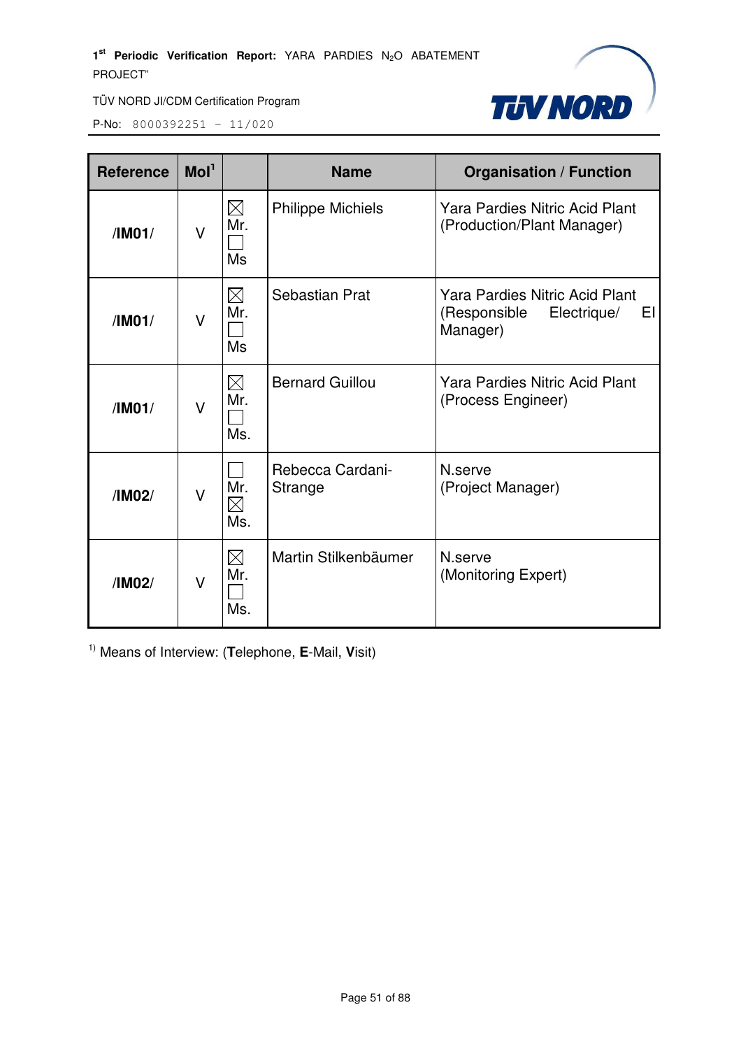| Reference | MoI[1] | | Name | Organisation / Function |
|---|---|---|---|---|
| /IM01/ | V | ☒ Mr. ☐ Ms | Philippe Michiels | Yara Pardies Nitric Acid Plant (Production/Plant Manager) |
| /IM01/ | V | ☒ Mr. ☐ Ms | Sebastian Prat | Yara Pardies Nitric Acid Plant (Responsible Electrique/ El Manager) |
| /IM01/ | V | ☒ Mr. ☐ Ms. | Bernard Guillou | Yara Pardies Nitric Acid Plant (Process Engineer) |
| /IM02/ | V | ☐ Mr. ☒ Ms. | Rebecca Cardani-Strange | N.serve (Project Manager) |
| /IM02/ | V | ☒ Mr. ☐ Ms. | Martin Stilkenbäumer | N.serve (Monitoring Expert) |

[1)] Means of Interview: (**T**elephone, **E**-Mail, **V**isit)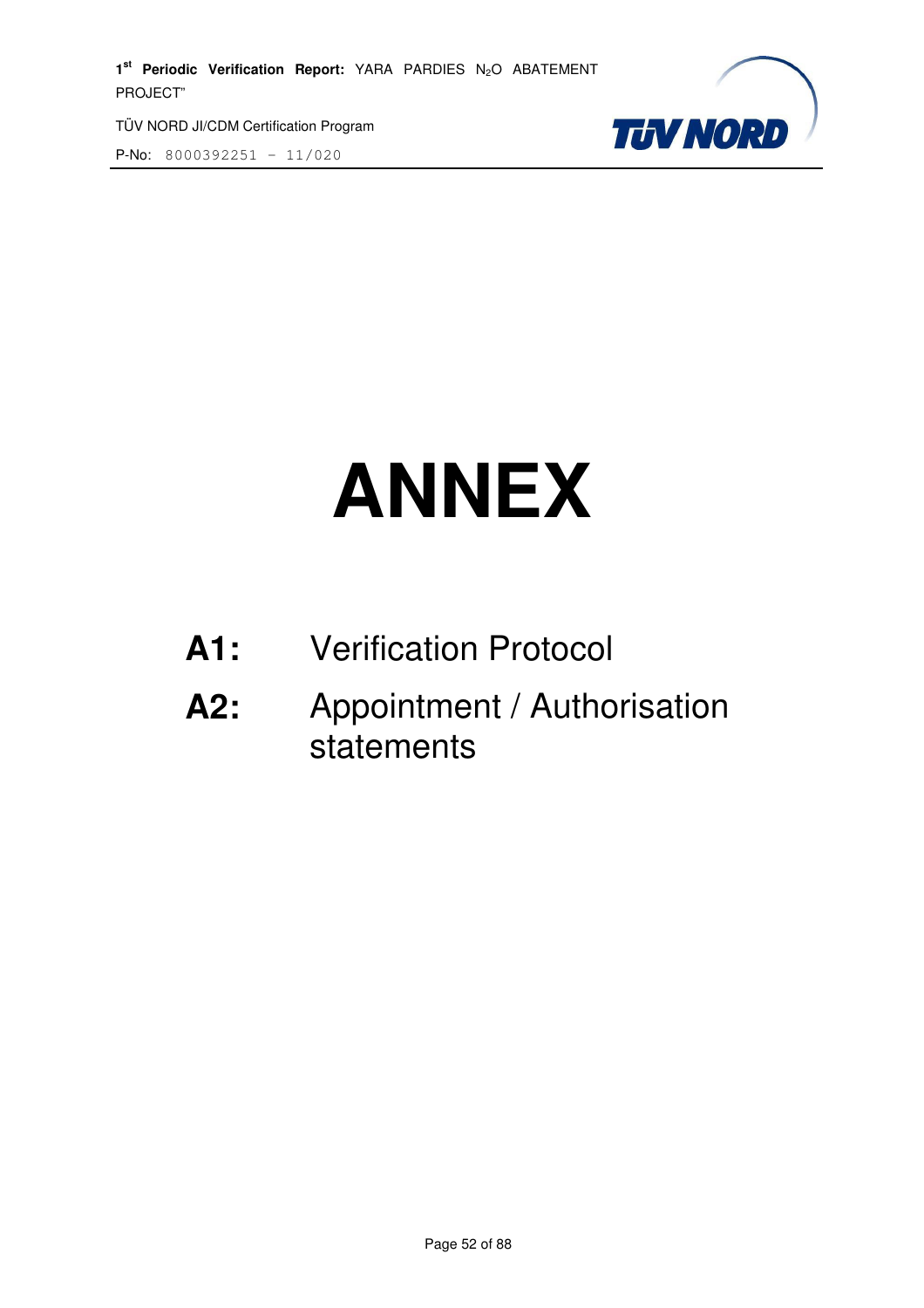# ANNEX

**A1:** Verification Protocol

**A2:** Appointment / Authorisation statements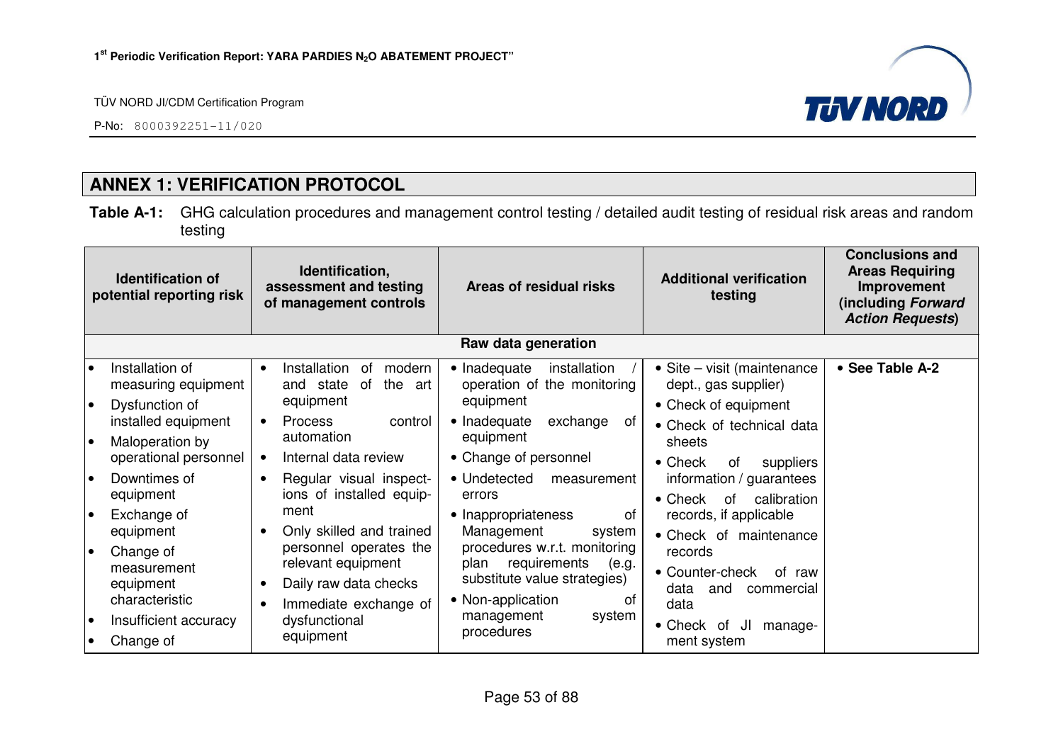## ANNEX 1: VERIFICATION PROTOCOL

**Table A-1:** GHG calculation procedures and management control testing / detailed audit testing of residual risk areas and random testing

| Identification of potential reporting risk | Identification, assessment and testing of management controls | Areas of residual risks | Additional verification testing | Conclusions and Areas Requiring Improvement (including *Forward Action Requests*) |
|---|---|---|---|---|
| **Raw data generation** | | | | |
| • Installation of measuring equipment<br>• Dysfunction of installed equipment<br>• Maloperation by operational personnel<br>• Downtimes of equipment<br>• Exchange of equipment<br>• Change of measurement equipment characteristic<br>• Insufficient accuracy<br>• Change of | • Installation of modern and state of the art equipment<br>• Process control automation<br>• Internal data review<br>• Regular visual inspections of installed equipment<br>• Only skilled and trained personnel operates the relevant equipment<br>• Daily raw data checks<br>• Immediate exchange of dysfunctional equipment | • Inadequate installation / operation of the monitoring equipment<br>• Inadequate exchange of equipment<br>• Change of personnel<br>• Undetected measurement errors<br>• Inappropriateness of Management system procedures w.r.t. monitoring plan requirements (e.g. substitute value strategies)<br>• Non-application of management system procedures | • Site – visit (maintenance dept., gas supplier)<br>• Check of equipment<br>• Check of technical data sheets<br>• Check of suppliers information / guarantees<br>• Check of calibration records, if applicable<br>• Check of maintenance records<br>• Counter-check of raw data and commercial data<br>• Check of JI management system | • **See Table A-2** |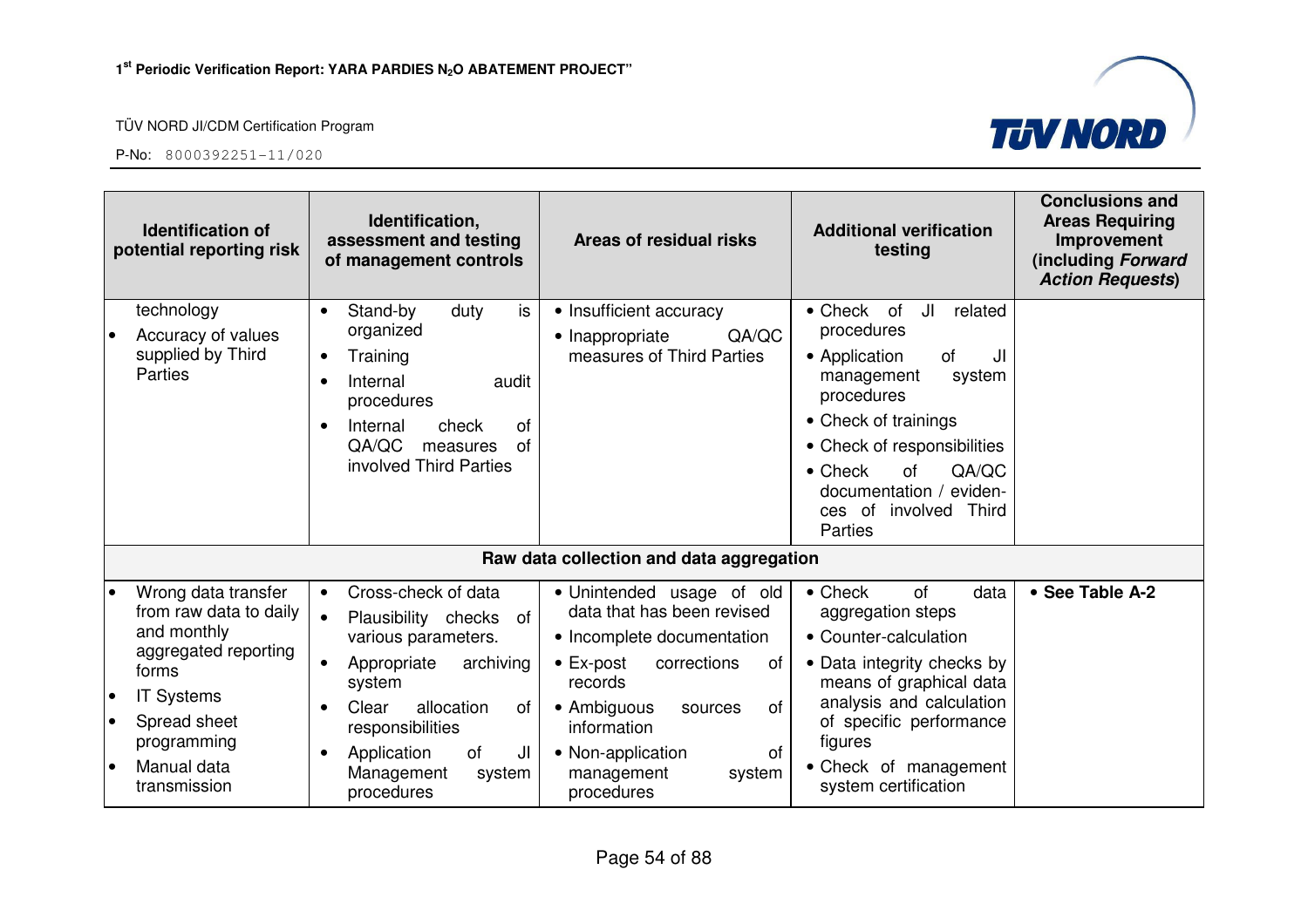| Identification of potential reporting risk | Identification, assessment and testing of management controls | Areas of residual risks | Additional verification testing | Conclusions and Areas Requiring Improvement (including *Forward Action Requests*) |
|---|---|---|---|---|
| technology<br>• Accuracy of values supplied by Third Parties | • Stand-by duty is organized<br>• Training<br>• Internal audit procedures<br>• Internal check of QA/QC measures of involved Third Parties | • Insufficient accuracy<br>• Inappropriate QA/QC measures of Third Parties | • Check of JI related procedures<br>• Application of JI management system procedures<br>• Check of trainings<br>• Check of responsibilities<br>• Check of QA/QC documentation / evidences of involved Third Parties | |
| **Raw data collection and data aggregation** | | | | |
| • Wrong data transfer from raw data to daily and monthly aggregated reporting forms<br>• IT Systems<br>• Spread sheet programming<br>• Manual data transmission | • Cross-check of data<br>• Plausibility checks of various parameters.<br>• Appropriate archiving system<br>• Clear allocation of responsibilities<br>• Application of JI Management system procedures | • Unintended usage of old data that has been revised<br>• Incomplete documentation<br>• Ex-post corrections of records<br>• Ambiguous sources of information<br>• Non-application of management system procedures | • Check of data aggregation steps<br>• Counter-calculation<br>• Data integrity checks by means of graphical data analysis and calculation of specific performance figures<br>• Check of management system certification | • **See Table A-2** |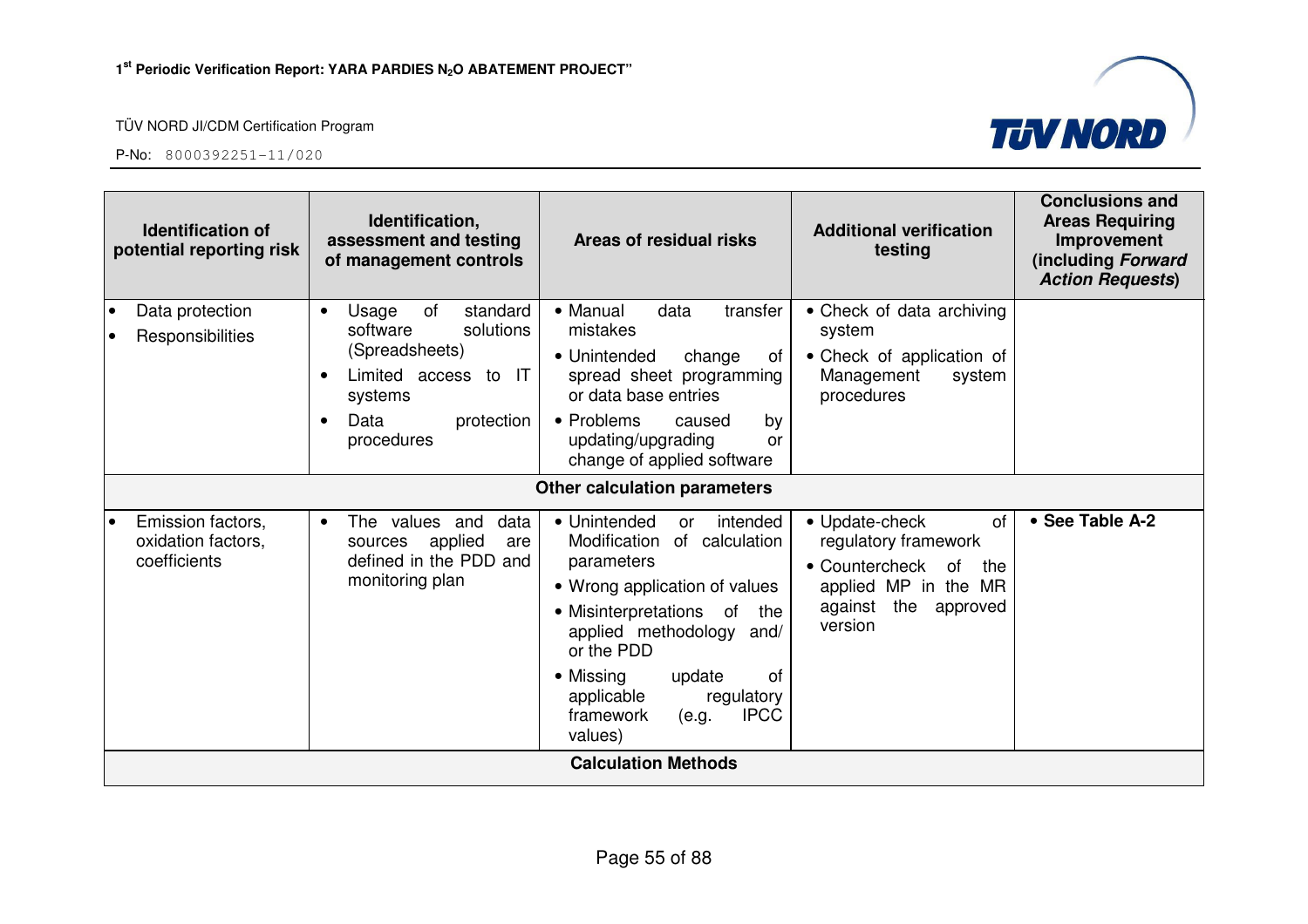| Identification of potential reporting risk | Identification, assessment and testing of management controls | Areas of residual risks | Additional verification testing | Conclusions and Areas Requiring Improvement (including *Forward Action Requests*) |
|---|---|---|---|---|
| • Data protection<br>• Responsibilities | • Usage of standard software solutions (Spreadsheets)<br>• Limited access to IT systems<br>• Data protection procedures | • Manual data transfer mistakes<br>• Unintended change of spread sheet programming or data base entries<br>• Problems caused by updating/upgrading or change of applied software | • Check of data archiving system<br>• Check of application of Management system procedures | |
| **Other calculation parameters** | | | | |
| • Emission factors, oxidation factors, coefficients | • The values and data sources applied are defined in the PDD and monitoring plan | • Unintended or intended Modification of calculation parameters<br>• Wrong application of values<br>• Misinterpretations of the applied methodology and/ or the PDD<br>• Missing update of applicable regulatory framework (e.g. IPCC values) | • Update-check of regulatory framework<br>• Countercheck of the applied MP in the MR against the approved version | • **See Table A-2** |
| **Calculation Methods** | | | | |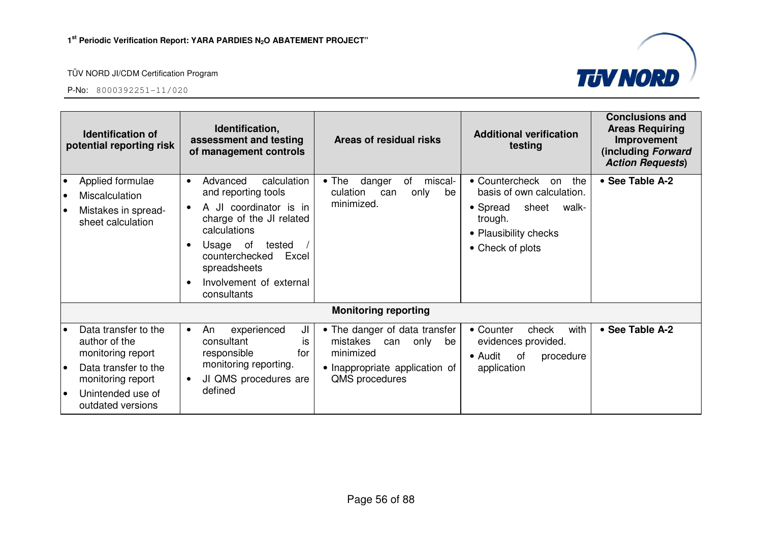| Identification of potential reporting risk | Identification, assessment and testing of management controls | Areas of residual risks | Additional verification testing | Conclusions and Areas Requiring Improvement (including *Forward Action Requests*) |
|---|---|---|---|---|
| • Applied formulae<br>• Miscalculation<br>• Mistakes in spread-sheet calculation | • Advanced calculation and reporting tools<br>• A JI coordinator is in charge of the JI related calculations<br>• Usage of tested / counterchecked Excel spreadsheets<br>• Involvement of external consultants | • The danger of miscal-culation can only be minimized. | • Countercheck on the basis of own calculation.<br>• Spread sheet walk-trough.<br>• Plausibility checks<br>• Check of plots | • **See Table A-2** |
| **Monitoring reporting** | | | | |
| • Data transfer to the author of the monitoring report<br>• Data transfer to the monitoring report<br>• Unintended use of outdated versions | • An experienced JI consultant is responsible for monitoring reporting.<br>• JI QMS procedures are defined | • The danger of data transfer mistakes can only be minimized<br>• Inappropriate application of QMS procedures | • Counter check with evidences provided.<br>• Audit of procedure application | • **See Table A-2** |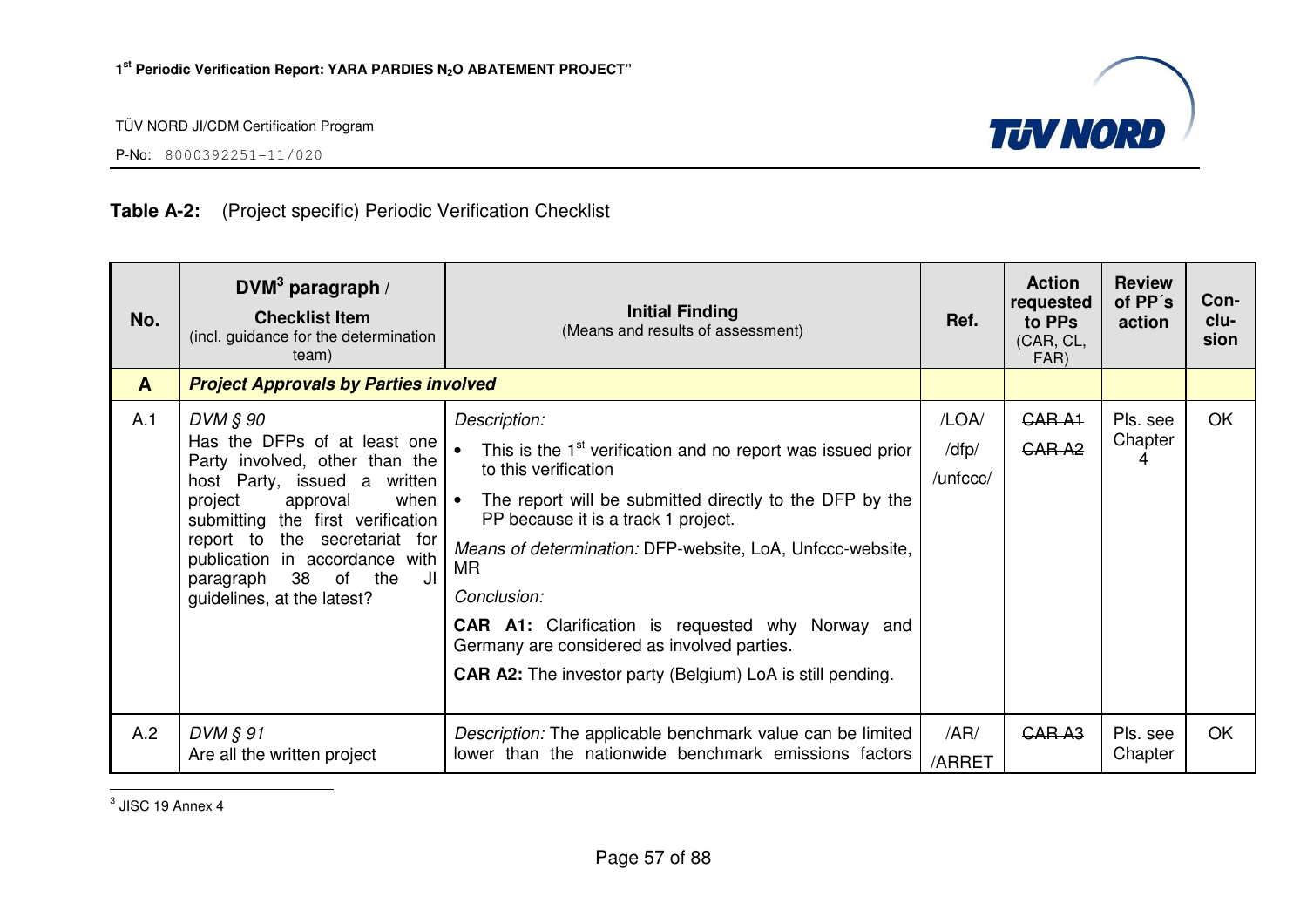**Table A-2:** (Project specific) Periodic Verification Checklist

| No. | DVM[3] paragraph / **Checklist Item** (incl. guidance for the determination team) | **Initial Finding** (Means and results of assessment) | Ref. | Action requested to PPs (CAR, CL, FAR) | Review of PP´s action | Con-clu-sion |
|---|---|---|---|---|---|---|
| **A** | ***Project Approvals by Parties involved*** | | | | | |
| A.1 | *DVM § 90* Has the DFPs of at least one Party involved, other than the host Party, issued a written project approval when submitting the first verification report to the secretariat for publication in accordance with paragraph 38 of the JI guidelines, at the latest? | *Description:* <br>• This is the 1st verification and no report was issued prior to this verification <br>• The report will be submitted directly to the DFP by the PP because it is a track 1 project. <br>*Means of determination:* DFP-website, LoA, Unfccc-website, MR <br>*Conclusion:* <br>**CAR A1:** Clarification is requested why Norway and Germany are considered as involved parties. <br>**CAR A2:** The investor party (Belgium) LoA is still pending. | /LOA/ /dfp/ /unfccc/ | ~~CAR A1~~ ~~CAR A2~~ | Pls. see Chapter 4 | OK |
| A.2 | *DVM § 91* Are all the written project | *Description:* The applicable benchmark value can be limited lower than the nationwide benchmark emissions factors | /AR/ /ARRET | ~~CAR A3~~ | Pls. see Chapter | OK |

[3] JISC 19 Annex 4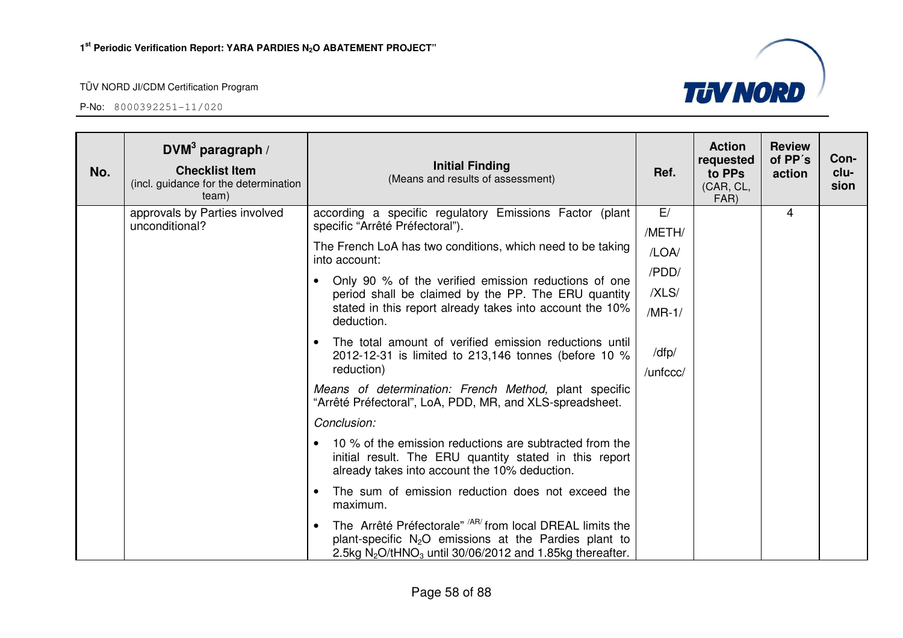| No. | DVM[3] paragraph / **Checklist Item** (incl. guidance for the determination team) | **Initial Finding** (Means and results of assessment) | Ref. | Action requested to PPs (CAR, CL, FAR) | Review of PP´s action | Con-clu-sion |
|---|---|---|---|---|---|---|
| | approvals by Parties involved unconditional? | according a specific regulatory Emissions Factor (plant specific "Arrêté Préfectoral").<br><br>The French LoA has two conditions, which need to be taking into account:<br><br>• Only 90 % of the verified emission reductions of one period shall be claimed by the PP. The ERU quantity stated in this report already takes into account the 10% deduction.<br><br>• The total amount of verified emission reductions until 2012-12-31 is limited to 213,146 tonnes (before 10 % reduction)<br><br>*Means of determination: French Method,* plant specific "Arrêté Préfectoral", LoA, PDD, MR, and XLS-spreadsheet.<br><br>*Conclusion:*<br><br>• 10 % of the emission reductions are subtracted from the initial result. The ERU quantity stated in this report already takes into account the 10% deduction.<br><br>• The sum of emission reduction does not exceed the maximum.<br><br>• The Arrêté Préfectorale" [/AR/] from local DREAL limits the plant-specific $N_2O$ emissions at the Pardies plant to 2.5kg $N_2O/tHNO_3$ until 30/06/2012 and 1.85kg thereafter. | E/<br>/METH/<br>/LOA/<br>/PDD/<br>/XLS/<br>/MR-1/<br><br>/dfp/<br>/unfccc/ | | 4 | |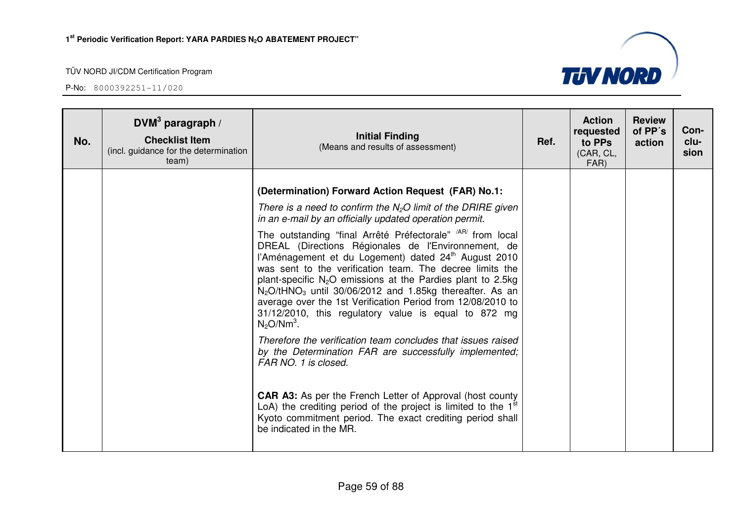| No. | DVM[3] paragraph / **Checklist Item** (incl. guidance for the determination team) | **Initial Finding** (Means and results of assessment) | Ref. | Action requested to PPs (CAR, CL, FAR) | Review of PP´s action | Con-clu-sion |
|---|---|---|---|---|---|---|
| | | **(Determination) Forward Action Request (FAR) No.1:** <br><br> *There is a need to confirm the $N_2O$ limit of the DRIRE given in an e-mail by an officially updated operation permit.* <br><br> The outstanding "final Arrêté Préfectorale" [/AR/] from local DREAL (Directions Régionales de l'Environnement, de l'Aménagement et du Logement) dated 24[th] August 2010 was sent to the verification team. The decree limits the plant-specific $N_2O$ emissions at the Pardies plant to 2.5kg $N_2O/tHNO_3$ until 30/06/2012 and 1.85kg thereafter. As an average over the 1st Verification Period from 12/08/2010 to 31/12/2010, this regulatory value is equal to 872 mg $N_2O/Nm^3$. <br><br> *Therefore the verification team concludes that issues raised by the Determination FAR are successfully implemented; FAR NO. 1 is closed.* <br><br> **CAR A3:** As per the French Letter of Approval (host county LoA) the crediting period of the project is limited to the 1[st] Kyoto commitment period. The exact crediting period shall be indicated in the MR. | | | | |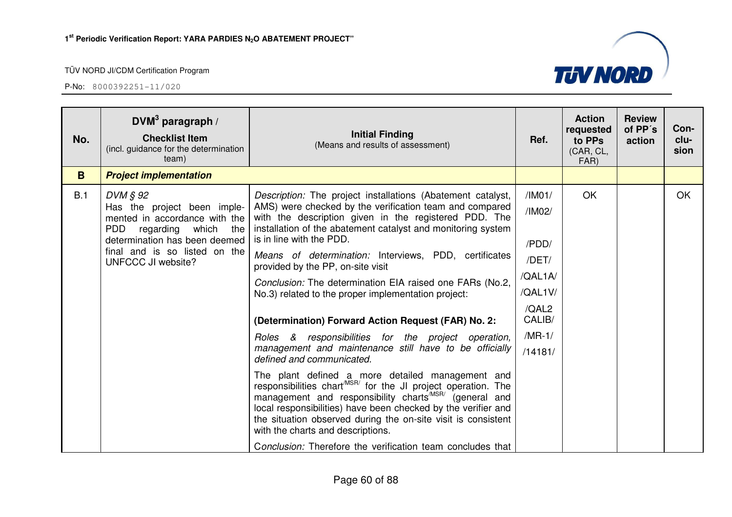| No. | DVM[3] paragraph / **Checklist Item** (incl. guidance for the determination team) | **Initial Finding** (Means and results of assessment) | Ref. | Action requested to PPs (CAR, CL, FAR) | Review of PP´s action | Con-clu-sion |
|---|---|---|---|---|---|---|
| **B** | ***Project implementation*** | | | | | |
| B.1 | *DVM § 92* Has the project been implemented in accordance with the PDD regarding which the determination has been deemed final and is so listed on the UNFCCC JI website? | *Description:* The project installations (Abatement catalyst, AMS) were checked by the verification team and compared with the description given in the registered PDD. The installation of the abatement catalyst and monitoring system is in line with the PDD.<br>*Means of determination:* Interviews, PDD, certificates provided by the PP, on-site visit<br>*Conclusion:* The determination EIA raised one FARs (No.2, No.3) related to the proper implementation project:<br><br>**(Determination) Forward Action Request (FAR) No. 2:**<br>*Roles & responsibilities for the project operation, management and maintenance still have to be officially defined and communicated.*<br>The plant defined a more detailed management and responsibilities chart[/MSR/] for the JI project operation. The management and responsibility charts[/MSR/] (general and local responsibilities) have been checked by the verifier and the situation observed during the on-site visit is consistent with the charts and descriptions.<br>*Conclusion:* Therefore the verification team concludes that | /IM01/<br>/IM02/<br>/PDD/<br>/DET/<br>/QAL1A/<br>/QAL1V/<br>/QAL2 CALIB/<br>/MR-1/<br>/14181/ | OK | | OK |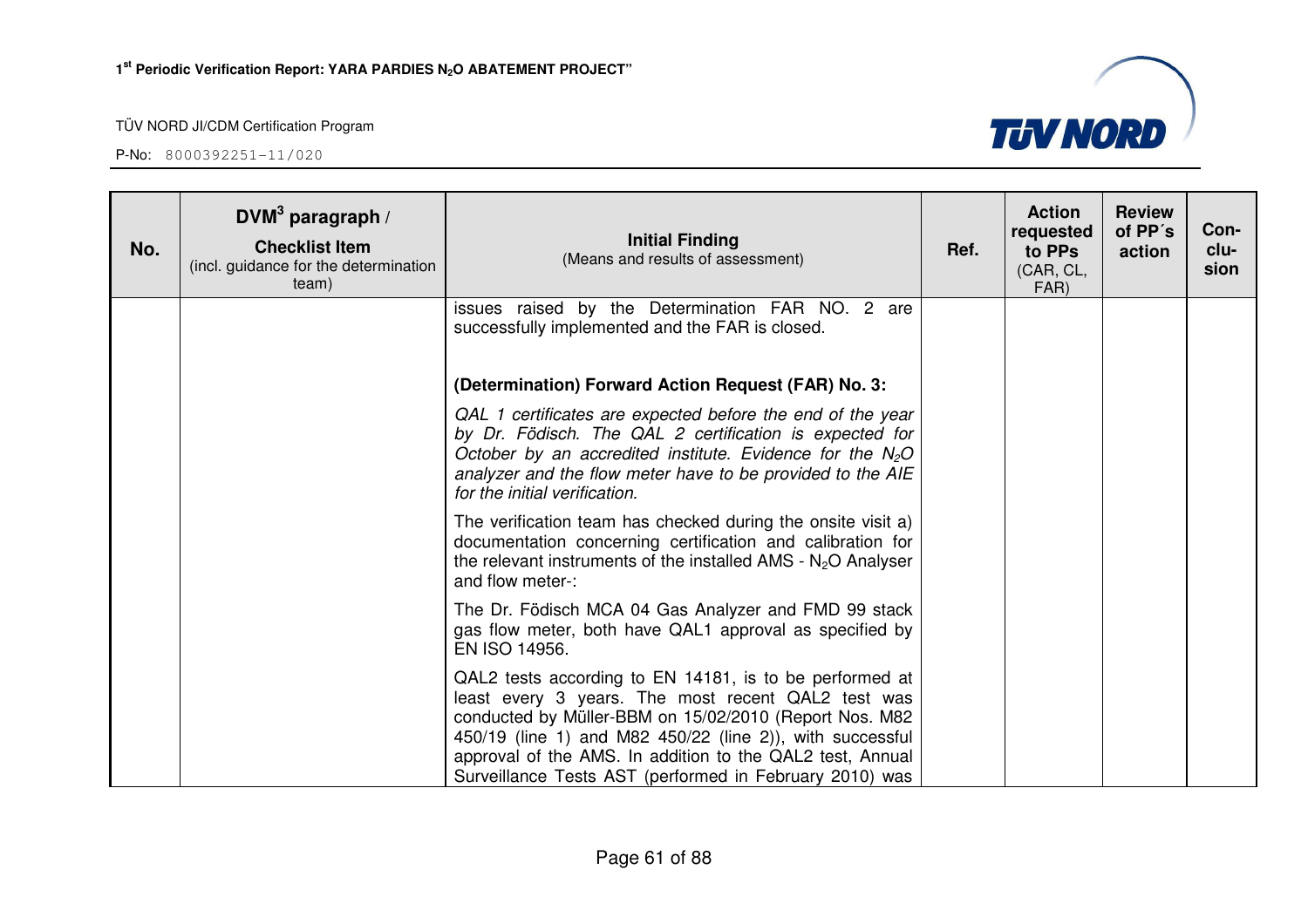| No. | DVM[3] paragraph / Checklist Item (incl. guidance for the determination team) | Initial Finding (Means and results of assessment) | Ref. | Action requested to PPs (CAR, CL, FAR) | Review of PP´s action | Con-clu-sion |
|---|---|---|---|---|---|---|
| | | issues raised by the Determination FAR NO. 2 are successfully implemented and the FAR is closed.<br><br>**(Determination) Forward Action Request (FAR) No. 3:**<br><br>*QAL 1 certificates are expected before the end of the year by Dr. Födisch. The QAL 2 certification is expected for October by an accredited institute. Evidence for the $N_2O$ analyzer and the flow meter have to be provided to the AIE for the initial verification.*<br><br>The verification team has checked during the onsite visit a) documentation concerning certification and calibration for the relevant instruments of the installed AMS - $N_2O$ Analyser and flow meter-:<br><br>The Dr. Födisch MCA 04 Gas Analyzer and FMD 99 stack gas flow meter, both have QAL1 approval as specified by EN ISO 14956.<br><br>QAL2 tests according to EN 14181, is to be performed at least every 3 years. The most recent QAL2 test was conducted by Müller-BBM on 15/02/2010 (Report Nos. M82 450/19 (line 1) and M82 450/22 (line 2)), with successful approval of the AMS. In addition to the QAL2 test, Annual Surveillance Tests AST (performed in February 2010) was | | | | |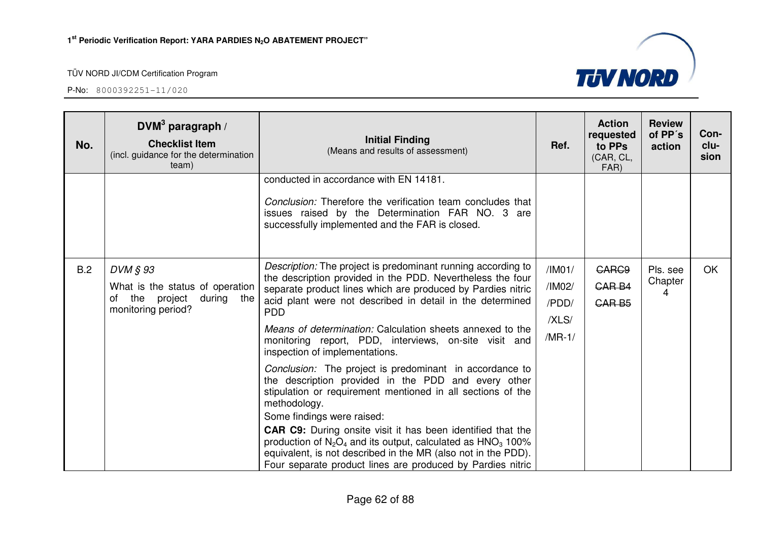| No. | DVM[3] paragraph / **Checklist Item** (incl. guidance for the determination team) | **Initial Finding** (Means and results of assessment) | Ref. | Action requested to PPs (CAR, CL, FAR) | Review of PP´s action | Con-clu-sion |
|---|---|---|---|---|---|---|
| | | conducted in accordance with EN 14181.<br><br>*Conclusion:* Therefore the verification team concludes that issues raised by the Determination FAR NO. 3 are successfully implemented and the FAR is closed. | | | | |
| B.2 | *DVM § 93*<br>What is the status of operation of the project during the monitoring period? | *Description:* The project is predominant running according to the description provided in the PDD. Nevertheless the four separate product lines which are produced by Pardies nitric acid plant were not described in detail in the determined PDD<br><br>*Means of determination:* Calculation sheets annexed to the monitoring report, PDD, interviews, on-site visit and inspection of implementations.<br><br>*Conclusion:* The project is predominant in accordance to the description provided in the PDD and every other stipulation or requirement mentioned in all sections of the methodology.<br>Some findings were raised:<br>**CAR C9:** During onsite visit it has been identified that the production of $N_2O_4$ and its output, calculated as $HNO_3$ 100% equivalent, is not described in the MR (also not in the PDD). Four separate product lines are produced by Pardies nitric | /IM01/<br>/IM02/<br>/PDD/<br>/XLS/<br>/MR-1/ | ~~CARC9~~<br>~~CAR B4~~<br>~~CAR B5~~ | Pls. see Chapter 4 | OK |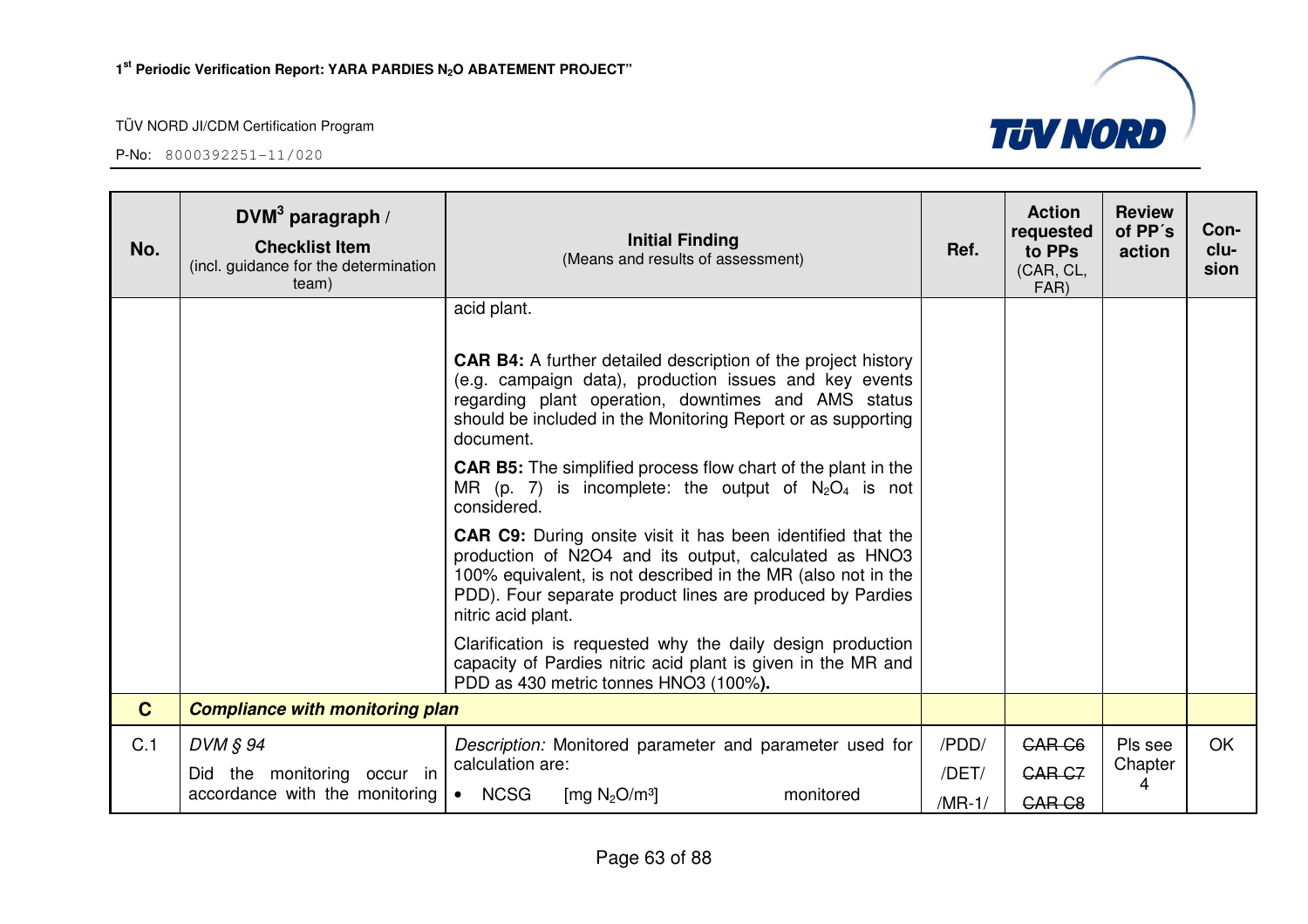| No. | DVM[3] paragraph / **Checklist Item** (incl. guidance for the determination team) | **Initial Finding** (Means and results of assessment) | Ref. | Action requested to PPs (CAR, CL, FAR) | Review of PP´s action | Con-clu-sion |
|---|---|---|---|---|---|---|
| | | acid plant.<br><br>**CAR B4:** A further detailed description of the project history (e.g. campaign data), production issues and key events regarding plant operation, downtimes and AMS status should be included in the Monitoring Report or as supporting document.<br><br>**CAR B5:** The simplified process flow chart of the plant in the MR (p. 7) is incomplete: the output of $N_2O_4$ is not considered.<br><br>**CAR C9:** During onsite visit it has been identified that the production of N2O4 and its output, calculated as HNO3 100% equivalent, is not described in the MR (also not in the PDD). Four separate product lines are produced by Pardies nitric acid plant.<br><br>Clarification is requested why the daily design production capacity of Pardies nitric acid plant is given in the MR and PDD as 430 metric tonnes HNO3 (100%**).** | | | | |
| **C** | ***Compliance with monitoring plan*** | | | | | |
| C.1 | *DVM § 94*<br>Did the monitoring occur in accordance with the monitoring | *Description:* Monitored parameter and parameter used for calculation are:<br>• NCSG [mg $N_2O$/m³] monitored | /PDD/<br>/DET/<br>/MR-1/ | ~~CAR C6~~<br>~~CAR C7~~<br>~~CAR C8~~ | Pls see Chapter 4 | OK |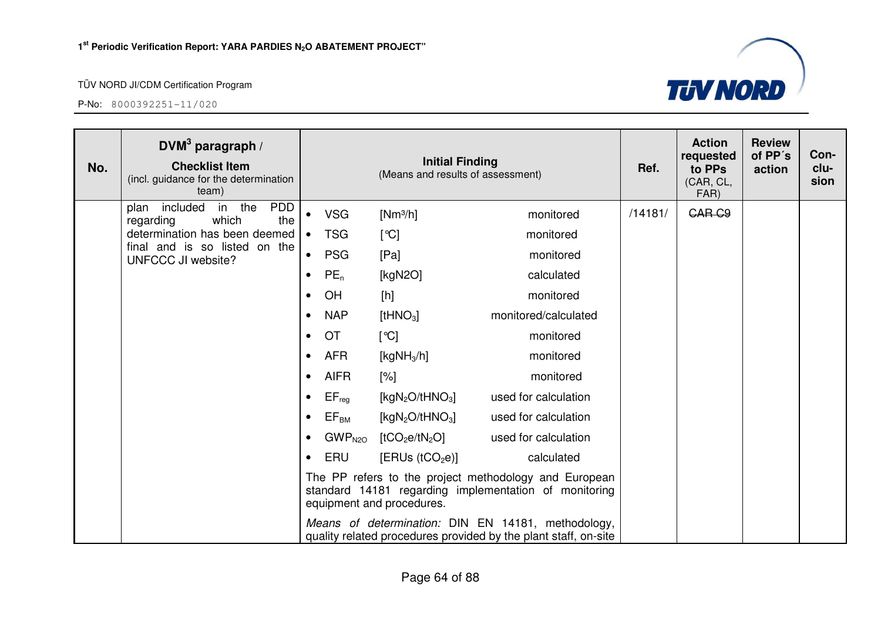| No. | DVM[3] paragraph / **Checklist Item** (incl. guidance for the determination team) | **Initial Finding** (Means and results of assessment) | Ref. | Action requested to PPs (CAR, CL, FAR) | Review of PP´s action | Con-clu-sion |
|---|---|---|---|---|---|---|
| | plan included in the PDD regarding which the determination has been deemed final and is so listed on the UNFCCC JI website? | • VSG [$Nm^3/h$] monitored<br>• TSG [°C] monitored<br>• PSG [Pa] monitored<br>• $PE_n$ [kgN2O] calculated<br>• OH [h] monitored<br>• NAP [$tHNO_3$] monitored/calculated<br>• OT [°C] monitored<br>• AFR [$kgNH_3/h$] monitored<br>• AIFR [%] monitored<br>• $EF_{reg}$ [$kgN_2O/tHNO_3$] used for calculation<br>• $EF_{BM}$ [$kgN_2O/tHNO_3$] used for calculation<br>• $GWP_{N2O}$ [$tCO_2e/tN_2O$] used for calculation<br>• ERU [ERUs ($tCO_2e$)] calculated<br>The PP refers to the project methodology and European standard 14181 regarding implementation of monitoring equipment and procedures.<br>*Means of determination:* DIN EN 14181, methodology, quality related procedures provided by the plant staff, on-site | /14181/ | ~~CAR C9~~ | | |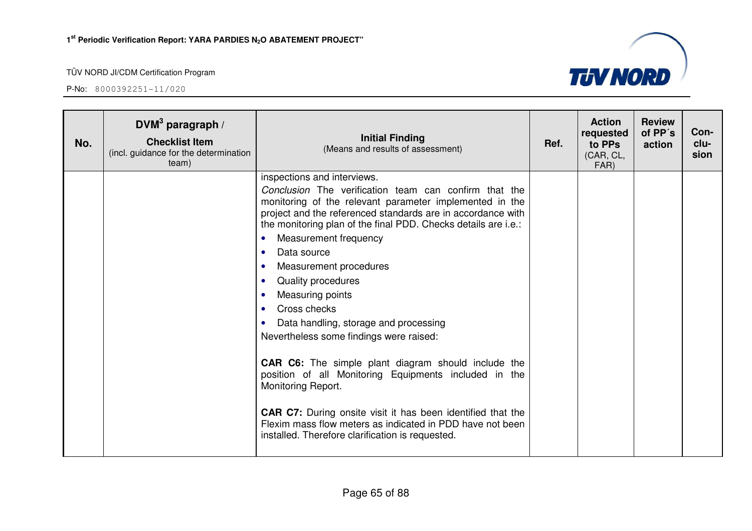| No. | DVM[3] paragraph / Checklist Item (incl. guidance for the determination team) | Initial Finding (Means and results of assessment) | Ref. | Action requested to PPs (CAR, CL, FAR) | Review of PP´s action | Con-clu-sion |
|---|---|---|---|---|---|---|
| | | inspections and interviews.<br>*Conclusion* The verification team can confirm that the monitoring of the relevant parameter implemented in the project and the referenced standards are in accordance with the monitoring plan of the final PDD. Checks details are i.e.:<br>• Measurement frequency<br>• Data source<br>• Measurement procedures<br>• Quality procedures<br>• Measuring points<br>• Cross checks<br>• Data handling, storage and processing<br>Nevertheless some findings were raised:<br><br>**CAR C6:** The simple plant diagram should include the position of all Monitoring Equipments included in the Monitoring Report.<br><br>**CAR C7:** During onsite visit it has been identified that the Flexim mass flow meters as indicated in PDD have not been installed. Therefore clarification is requested. | | | | |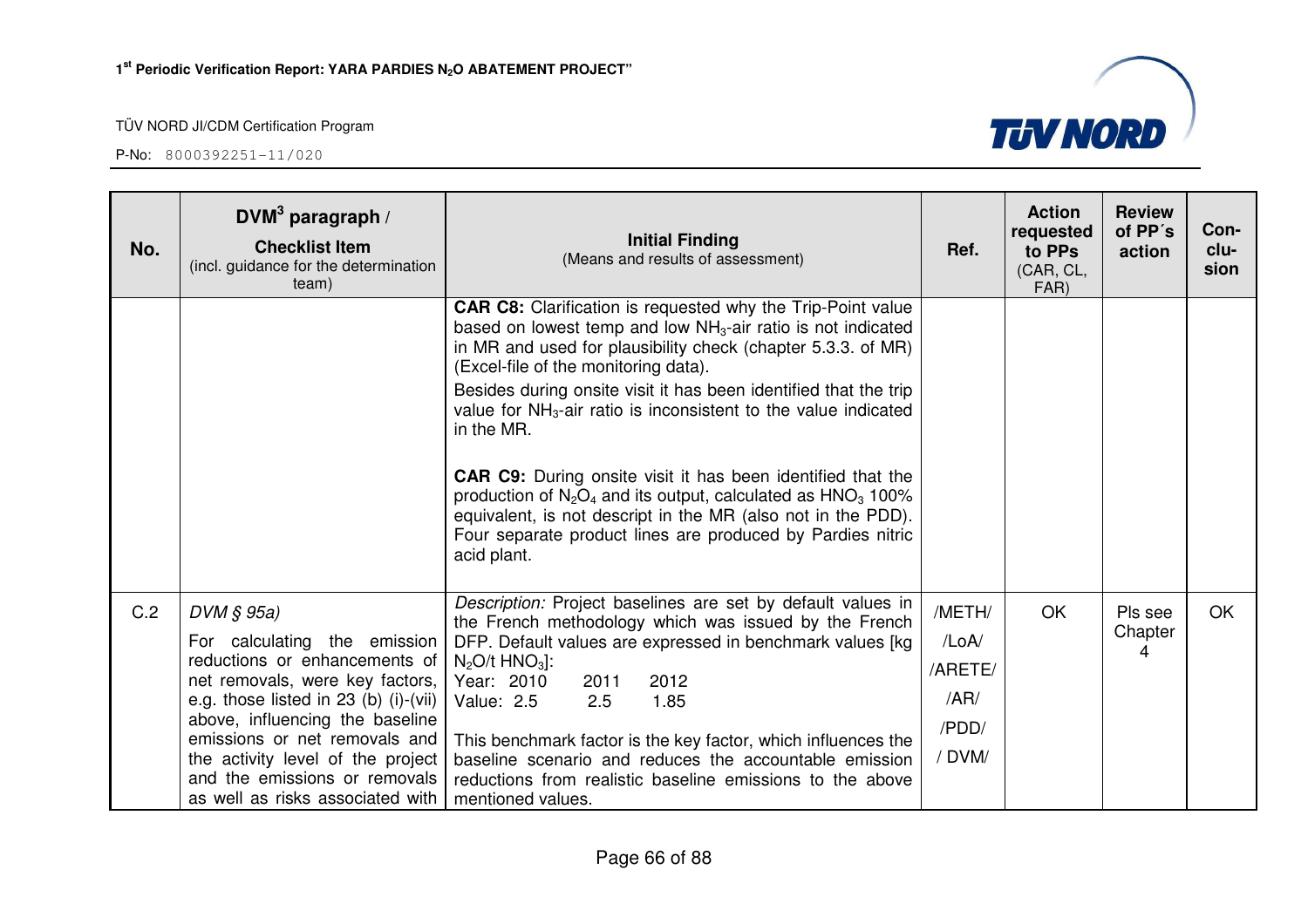| No. | DVM[3] paragraph / **Checklist Item** (incl. guidance for the determination team) | **Initial Finding** (Means and results of assessment) | Ref. | Action requested to PPs (CAR, CL, FAR) | Review of PP´s action | Con-clu-sion |
|---|---|---|---|---|---|---|
| | | **CAR C8:** Clarification is requested why the Trip-Point value based on lowest temp and low $NH_3$-air ratio is not indicated in MR and used for plausibility check (chapter 5.3.3. of MR) (Excel-file of the monitoring data).<br><br>Besides during onsite visit it has been identified that the trip value for $NH_3$-air ratio is inconsistent to the value indicated in the MR.<br><br>**CAR C9:** During onsite visit it has been identified that the production of $N_2O_4$ and its output, calculated as $HNO_3$ 100% equivalent, is not descript in the MR (also not in the PDD). Four separate product lines are produced by Pardies nitric acid plant. | | | | |
| C.2 | *DVM § 95a)*<br><br>For calculating the emission reductions or enhancements of net removals, were key factors, e.g. those listed in 23 (b) (i)-(vii) above, influencing the baseline emissions or net removals and the activity level of the project and the emissions or removals as well as risks associated with | *Description:* Project baselines are set by default values in the French methodology which was issued by the French DFP. Default values are expressed in benchmark values [kg $N_2O$/t $HNO_3$]:<br>Year: 2010 2011 2012<br>Value: 2.5 2.5 1.85<br><br>This benchmark factor is the key factor, which influences the baseline scenario and reduces the accountable emission reductions from realistic baseline emissions to the above mentioned values. | /METH/<br>/LoA/<br>/ARETE/<br>/AR/<br>/PDD/<br>/ DVM/ | OK | Pls see Chapter 4 | OK |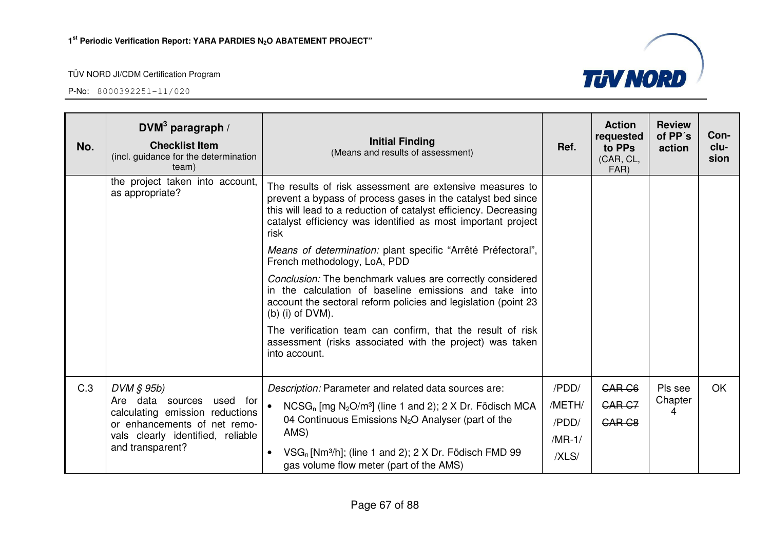| No. | DVM[3] paragraph / Checklist Item (incl. guidance for the determination team) | Initial Finding (Means and results of assessment) | Ref. | Action requested to PPs (CAR, CL, FAR) | Review of PP´s action | Con-clu-sion |
|---|---|---|---|---|---|---|
| | the project taken into account, as appropriate? | The results of risk assessment are extensive measures to prevent a bypass of process gases in the catalyst bed since this will lead to a reduction of catalyst efficiency. Decreasing catalyst efficiency was identified as most important project risk<br><br>*Means of determination:* plant specific "Arrêté Préfectoral", French methodology, LoA, PDD<br><br>*Conclusion:* The benchmark values are correctly considered in the calculation of baseline emissions and take into account the sectoral reform policies and legislation (point 23 (b) (i) of DVM).<br><br>The verification team can confirm, that the result of risk assessment (risks associated with the project) was taken into account. | | | | |
| C.3 | *DVM § 95b)*<br>Are data sources used for calculating emission reductions or enhancements of net removals clearly identified, reliable and transparent? | *Description:* Parameter and related data sources are:<br>• $NCSG_n$ [mg $N_2O$/m³] (line 1 and 2); 2 X Dr. Födisch MCA 04 Continuous Emissions $N_2O$ Analyser (part of the AMS)<br>• $VSG_n$ [Nm³/h]; (line 1 and 2); 2 X Dr. Födisch FMD 99 gas volume flow meter (part of the AMS) | /PDD/<br>/METH/<br>/PDD/<br>/MR-1/<br>/XLS/ | ~~CAR C6~~<br>~~CAR C7~~<br>~~CAR C8~~ | Pls see Chapter 4 | OK |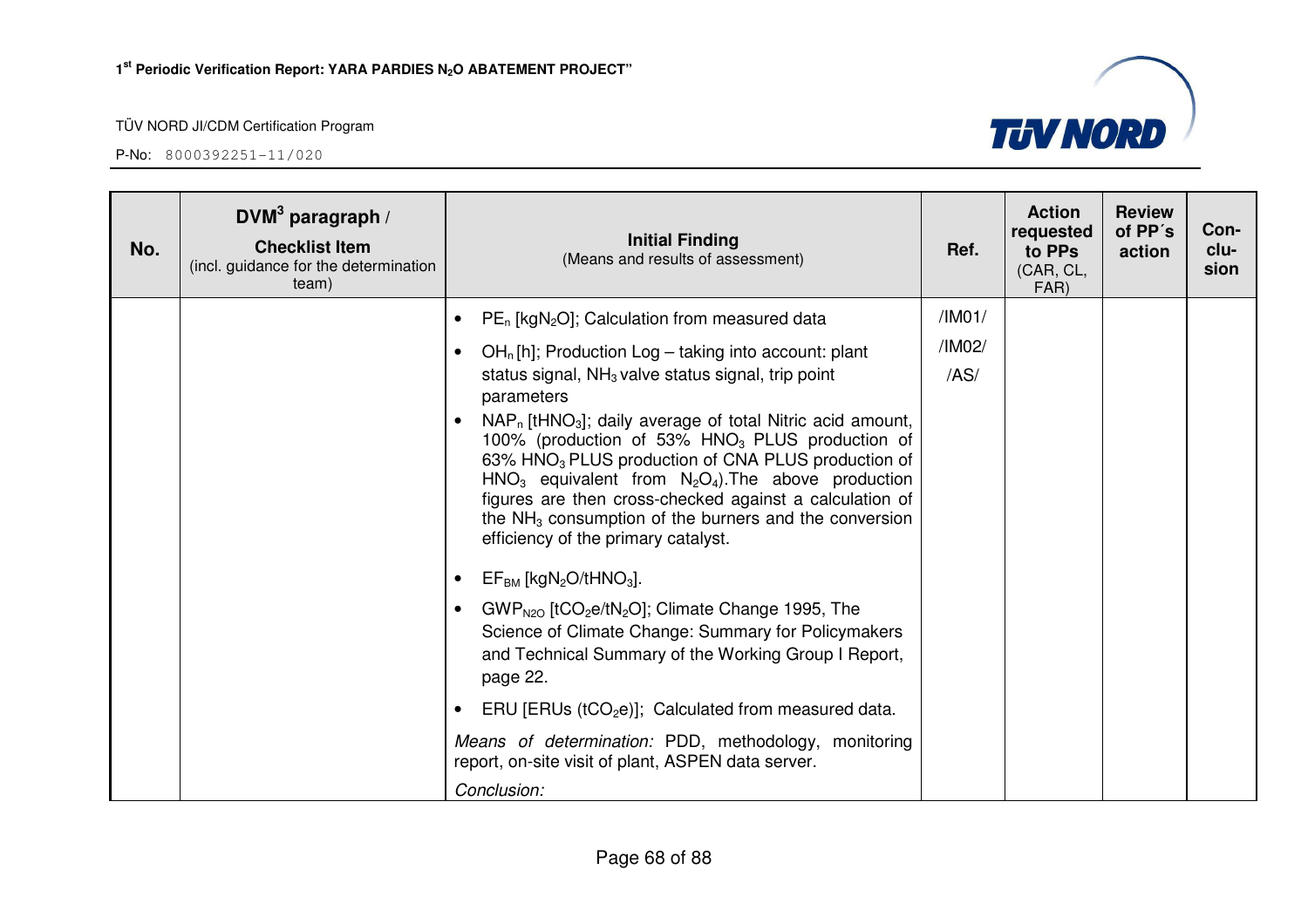| No. | DVM[3] paragraph / **Checklist Item** (incl. guidance for the determination team) | **Initial Finding** (Means and results of assessment) | Ref. | Action requested to PPs (CAR, CL, FAR) | Review of PP´s action | Con-clu-sion |
|---|---|---|---|---|---|---|
| | | • $PE_n$ [$kgN_2O$]; Calculation from measured data<br>• $OH_n$ [h]; Production Log – taking into account: plant status signal, $NH_3$ valve status signal, trip point parameters<br>• $NAP_n$ [$tHNO_3$]; daily average of total Nitric acid amount, 100% (production of 53% $HNO_3$ PLUS production of 63% $HNO_3$ PLUS production of CNA PLUS production of $HNO_3$ equivalent from $N_2O_4$).The above production figures are then cross-checked against a calculation of the $NH_3$ consumption of the burners and the conversion efficiency of the primary catalyst.<br>• $EF_{BM}$ [$kgN_2O/tHNO_3$].<br>• $GWP_{N2O}$ [$tCO_2e/tN_2O$]; Climate Change 1995, The Science of Climate Change: Summary for Policymakers and Technical Summary of the Working Group I Report, page 22.<br>• ERU [ERUs ($tCO_2e$)]; Calculated from measured data.<br>*Means of determination:* PDD, methodology, monitoring report, on-site visit of plant, ASPEN data server.<br>*Conclusion:* | /IM01/<br>/IM02/<br>/AS/ | | | |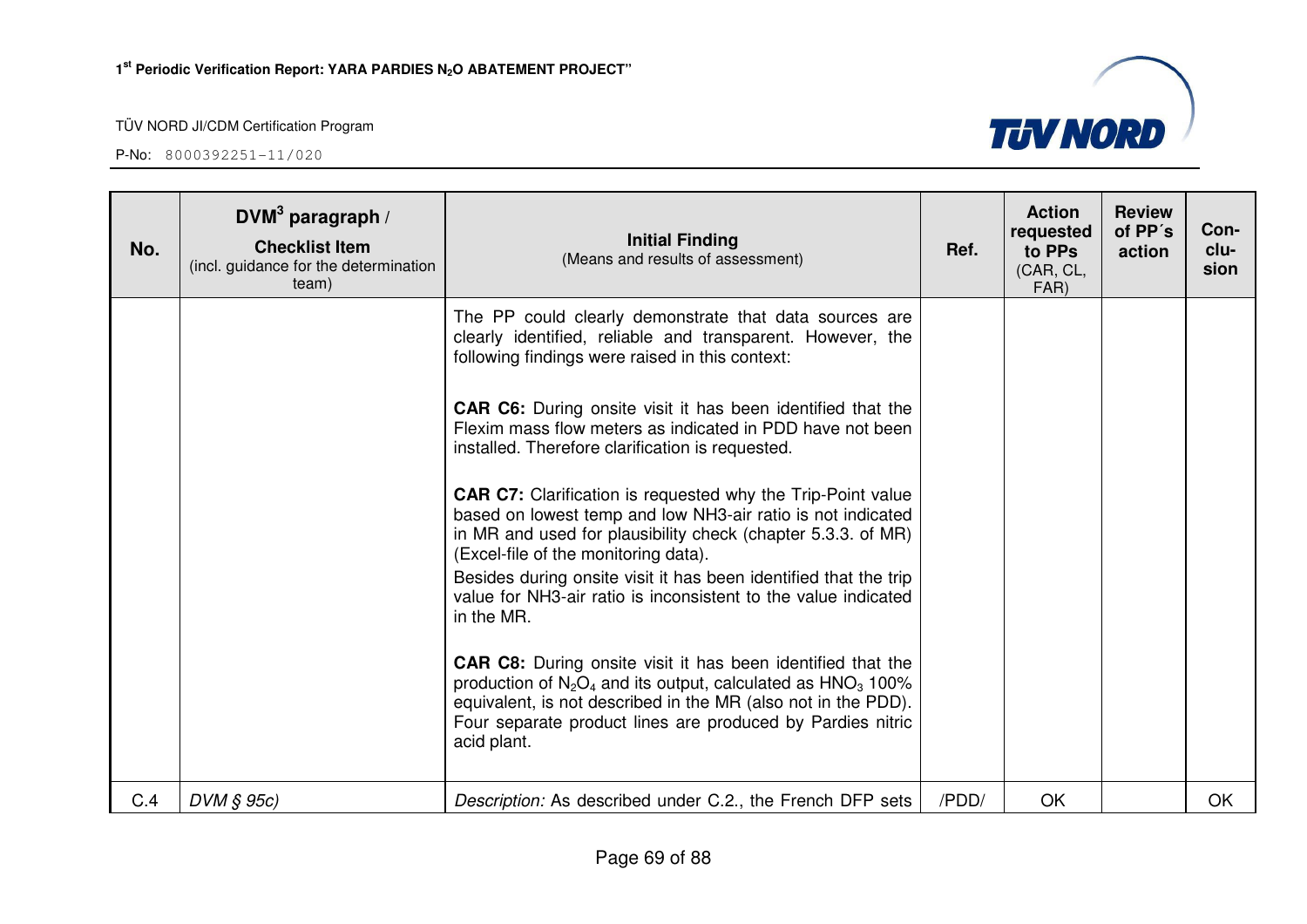| No. | DVM[3] paragraph / **Checklist Item** (incl. guidance for the determination team) | **Initial Finding** (Means and results of assessment) | Ref. | Action requested to PPs (CAR, CL, FAR) | Review of PP´s action | Con-clu-sion |
|---|---|---|---|---|---|---|
| | | The PP could clearly demonstrate that data sources are clearly identified, reliable and transparent. However, the following findings were raised in this context:<br><br>**CAR C6:** During onsite visit it has been identified that the Flexim mass flow meters as indicated in PDD have not been installed. Therefore clarification is requested.<br><br>**CAR C7:** Clarification is requested why the Trip-Point value based on lowest temp and low NH3-air ratio is not indicated in MR and used for plausibility check (chapter 5.3.3. of MR) (Excel-file of the monitoring data).<br>Besides during onsite visit it has been identified that the trip value for NH3-air ratio is inconsistent to the value indicated in the MR.<br><br>**CAR C8:** During onsite visit it has been identified that the production of $N_2O_4$ and its output, calculated as $HNO_3$ 100% equivalent, is not described in the MR (also not in the PDD). Four separate product lines are produced by Pardies nitric acid plant. | | | | |
| C.4 | *DVM § 95c)* | *Description:* As described under C.2., the French DFP sets | /PDD/ | OK | | OK |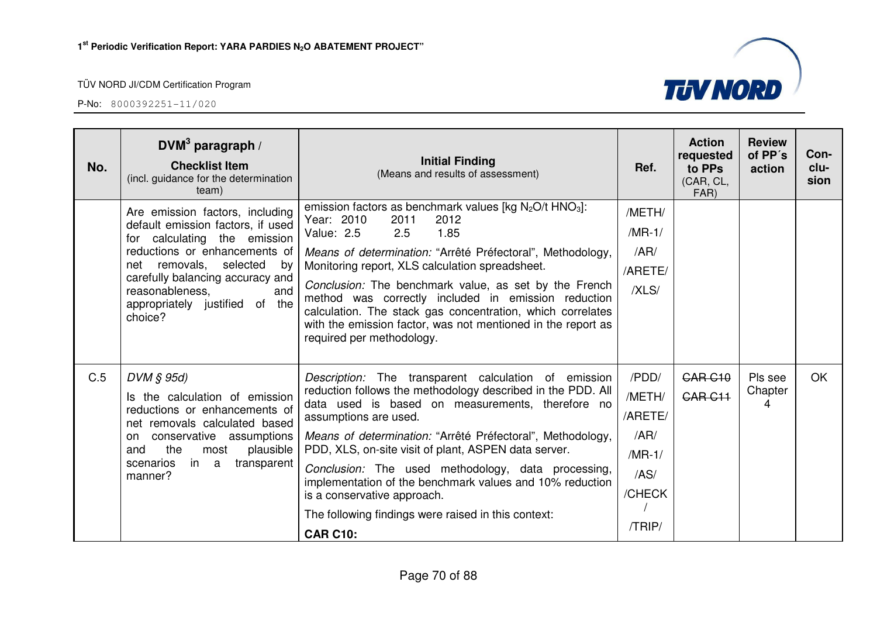| No. | DVM[3] paragraph / Checklist Item (incl. guidance for the determination team) | Initial Finding (Means and results of assessment) | Ref. | Action requested to PPs (CAR, CL, FAR) | Review of PP´s action | Con-clu-sion |
|---|---|---|---|---|---|---|
| | Are emission factors, including default emission factors, if used for calculating the emission reductions or enhancements of net removals, selected by carefully balancing accuracy and reasonableness, and appropriately justified of the choice? | emission factors as benchmark values [kg $N_2O$/t $HNO_3$]:<br>Year: 2010 2011 2012<br>Value: 2.5 2.5 1.85<br>*Means of determination:* "Arrêté Préfectoral", Methodology, Monitoring report, XLS calculation spreadsheet.<br>*Conclusion:* The benchmark value, as set by the French method was correctly included in emission reduction calculation. The stack gas concentration, which correlates with the emission factor, was not mentioned in the report as required per methodology. | /METH/<br>/MR-1/<br>/AR/<br>/ARETE/<br>/XLS/ | | | |
| C.5 | *DVM § 95d)*<br>Is the calculation of emission reductions or enhancements of net removals calculated based on conservative assumptions and the most plausible scenarios in a transparent manner? | *Description:* The transparent calculation of emission reduction follows the methodology described in the PDD. All data used is based on measurements, therefore no assumptions are used.<br>*Means of determination:* "Arrêté Préfectoral", Methodology, PDD, XLS, on-site visit of plant, ASPEN data server.<br>*Conclusion:* The used methodology, data processing, implementation of the benchmark values and 10% reduction is a conservative approach.<br>The following findings were raised in this context:<br>**CAR C10:** | /PDD/<br>/METH/<br>/ARETE/<br>/AR/<br>/MR-1/<br>/AS/<br>/CHECK/<br>/TRIP/ | ~~CAR C10~~<br>~~CAR C11~~ | Pls see Chapter 4 | OK |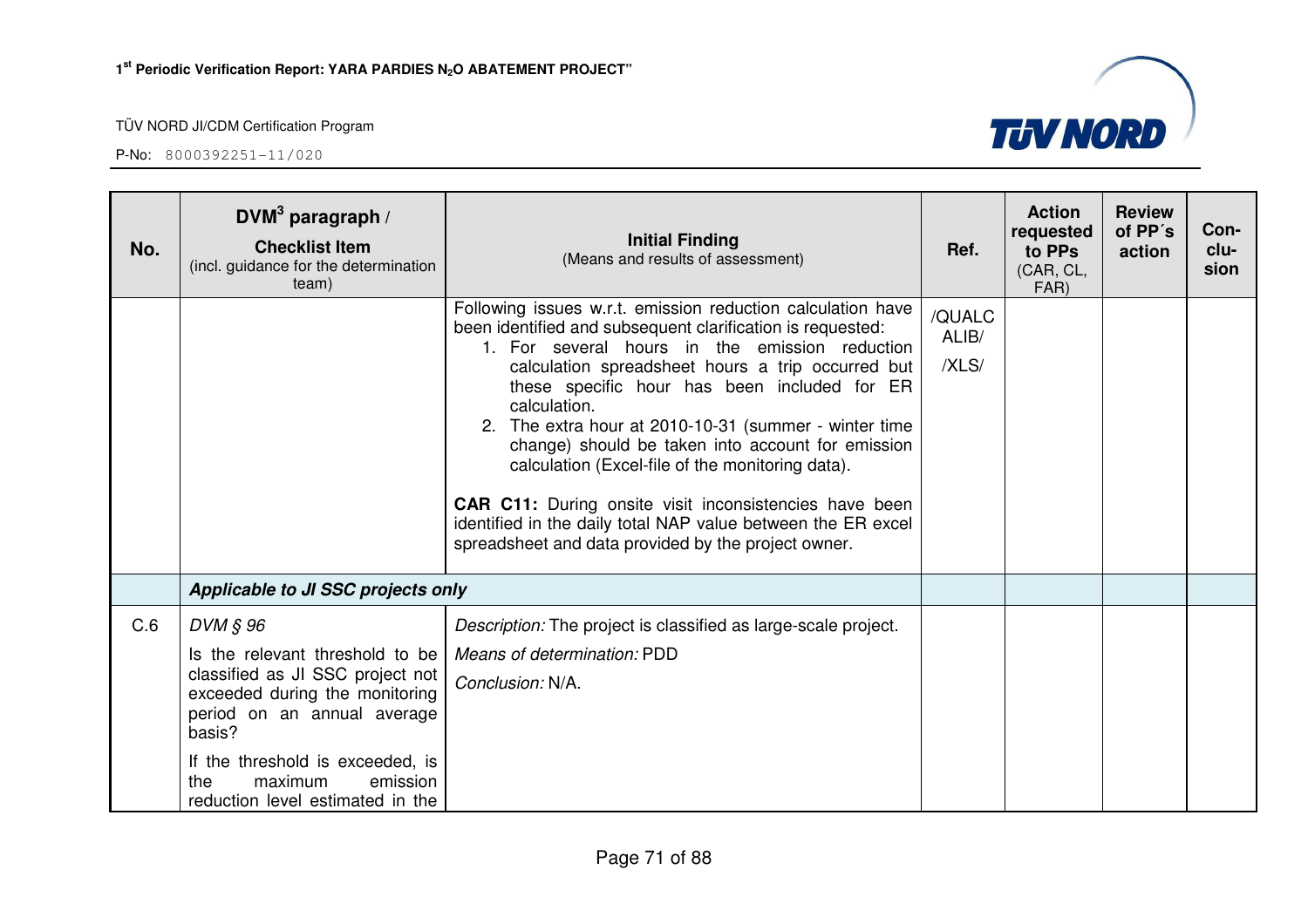| No. | DVM[3] paragraph / **Checklist Item** (incl. guidance for the determination team) | **Initial Finding** (Means and results of assessment) | Ref. | Action requested to PPs (CAR, CL, FAR) | Review of PP´s action | Con-clu-sion |
|---|---|---|---|---|---|---|
| | | Following issues w.r.t. emission reduction calculation have been identified and subsequent clarification is requested:<br>1. For several hours in the emission reduction calculation spreadsheet hours a trip occurred but these specific hour has been included for ER calculation.<br>2. The extra hour at 2010-10-31 (summer - winter time change) should be taken into account for emission calculation (Excel-file of the monitoring data).<br><br>**CAR C11:** During onsite visit inconsistencies have been identified in the daily total NAP value between the ER excel spreadsheet and data provided by the project owner. | /QUALCALIB/<br>/XLS/ | | | |
| | ***Applicable to JI SSC projects only*** | | | | | |
| C.6 | *DVM § 96*<br>Is the relevant threshold to be classified as JI SSC project not exceeded during the monitoring period on an annual average basis?<br>If the threshold is exceeded, is the maximum emission reduction level estimated in the | *Description:* The project is classified as large-scale project.<br>*Means of determination:* PDD<br>*Conclusion:* N/A. | | | | |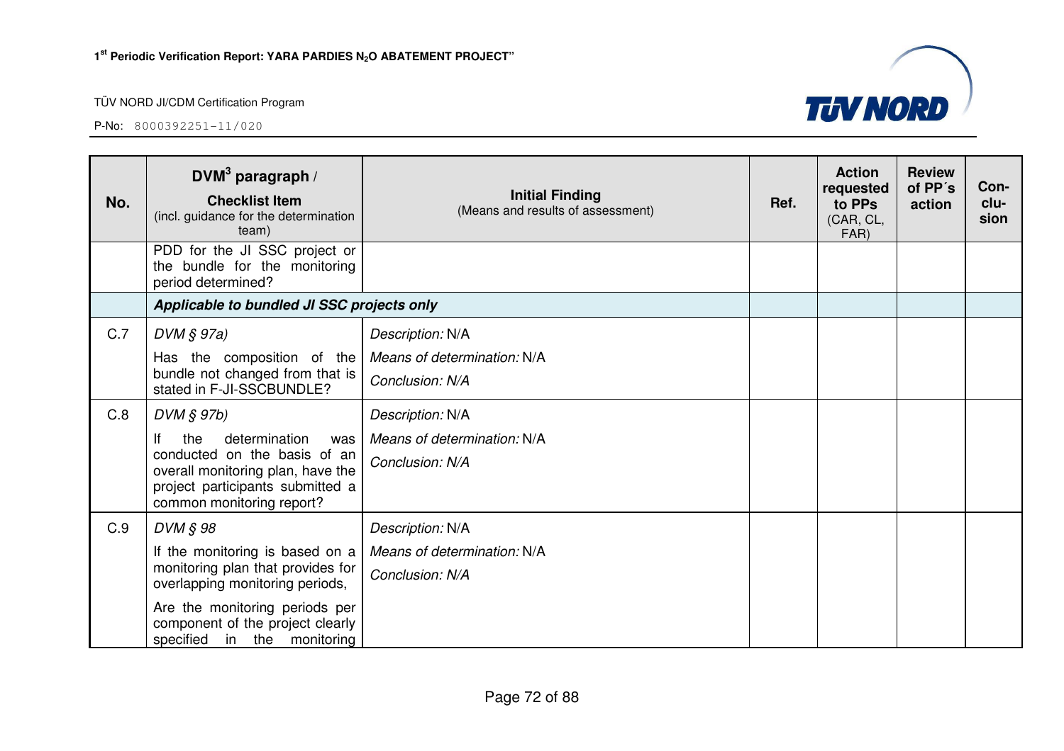| No. | DVM[3] paragraph / **Checklist Item** (incl. guidance for the determination team) | **Initial Finding** (Means and results of assessment) | Ref. | Action requested to PPs (CAR, CL, FAR) | Review of PP´s action | Con-clu-sion |
|---|---|---|---|---|---|---|
| | PDD for the JI SSC project or the bundle for the monitoring period determined? | | | | | |
| | ***Applicable to bundled JI SSC projects only*** | | | | | |
| C.7 | *DVM § 97a)*<br>Has the composition of the bundle not changed from that is stated in F-JI-SSCBUNDLE? | *Description:* N/A<br>*Means of determination:* N/A<br>*Conclusion: N/A* | | | | |
| C.8 | *DVM § 97b)*<br>If the determination was conducted on the basis of an overall monitoring plan, have the project participants submitted a common monitoring report? | *Description:* N/A<br>*Means of determination:* N/A<br>*Conclusion: N/A* | | | | |
| C.9 | *DVM § 98*<br>If the monitoring is based on a monitoring plan that provides for overlapping monitoring periods,<br>Are the monitoring periods per component of the project clearly specified in the monitoring | *Description:* N/A<br>*Means of determination:* N/A<br>*Conclusion: N/A* | | | | |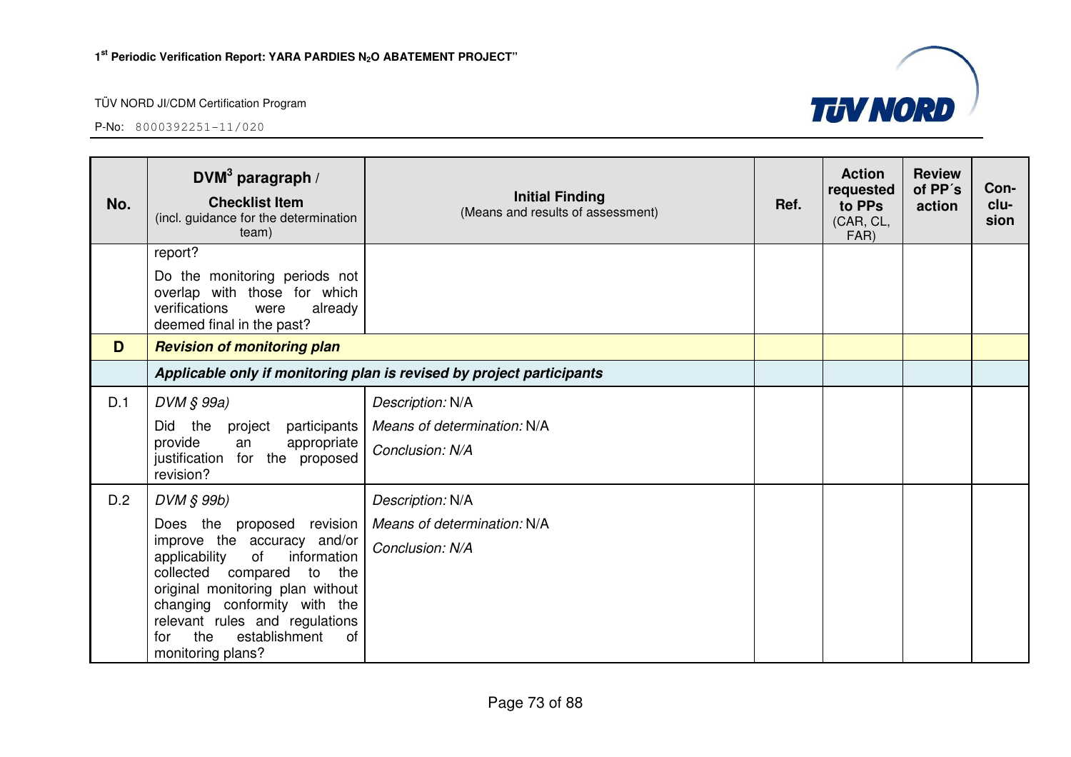| No. | DVM[3] paragraph / **Checklist Item** (incl. guidance for the determination team) | **Initial Finding** (Means and results of assessment) | Ref. | Action requested to PPs (CAR, CL, FAR) | Review of PP´s action | Con-clu-sion |
|---|---|---|---|---|---|---|
| | report? Do the monitoring periods not overlap with those for which verifications were already deemed final in the past? | | | | | |
| **D** | ***Revision of monitoring plan*** | | | | | |
| | ***Applicable only if monitoring plan is revised by project participants*** | | | | | |
| D.1 | *DVM § 99a)* Did the project participants provide an appropriate justification for the proposed revision? | *Description:* N/A *Means of determination:* N/A *Conclusion: N/A* | | | | |
| D.2 | *DVM § 99b)* Does the proposed revision improve the accuracy and/or applicability of information collected compared to the original monitoring plan without changing conformity with the relevant rules and regulations for the establishment of monitoring plans? | *Description:* N/A *Means of determination:* N/A *Conclusion: N/A* | | | | |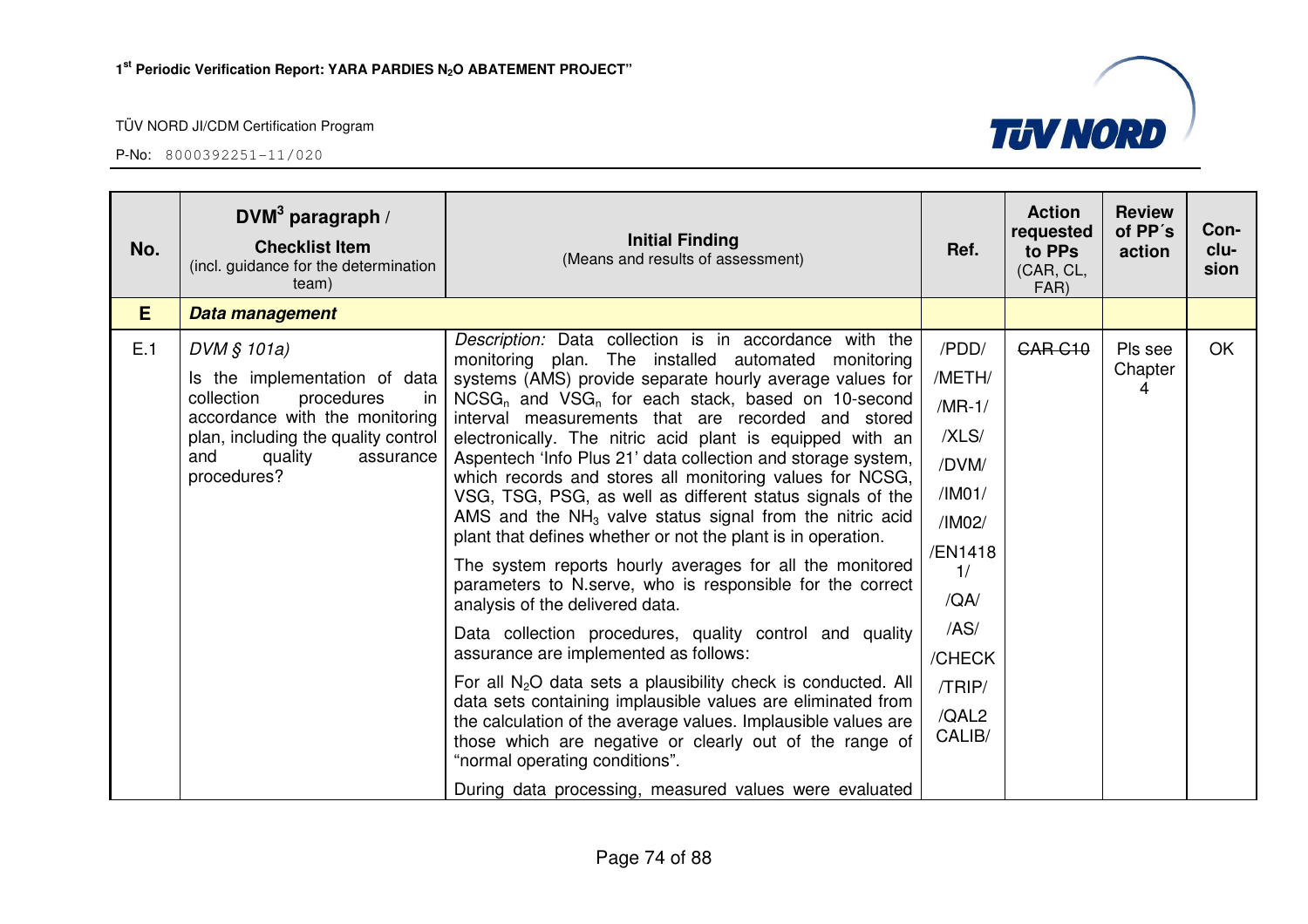| No. | DVM[3] paragraph / **Checklist Item** (incl. guidance for the determination team) | **Initial Finding** (Means and results of assessment) | Ref. | Action requested to PPs (CAR, CL, FAR) | Review of PP´s action | Con-clu-sion |
|---|---|---|---|---|---|---|
| **E** | ***Data management*** | | | | | |
| E.1 | *DVM § 101a)* Is the implementation of data collection procedures in accordance with the monitoring plan, including the quality control and quality assurance procedures? | *Description:* Data collection is in accordance with the monitoring plan. The installed automated monitoring systems (AMS) provide separate hourly average values for $NCSG_n$ and $VSG_n$ for each stack, based on 10-second interval measurements that are recorded and stored electronically. The nitric acid plant is equipped with an Aspentech 'Info Plus 21' data collection and storage system, which records and stores all monitoring values for NCSG, VSG, TSG, PSG, as well as different status signals of the AMS and the $NH_3$ valve status signal from the nitric acid plant that defines whether or not the plant is in operation.<br><br>The system reports hourly averages for all the monitored parameters to N.serve, who is responsible for the correct analysis of the delivered data.<br><br>Data collection procedures, quality control and quality assurance are implemented as follows:<br><br>For all $N_2O$ data sets a plausibility check is conducted. All data sets containing implausible values are eliminated from the calculation of the average values. Implausible values are those which are negative or clearly out of the range of "normal operating conditions".<br><br>During data processing, measured values were evaluated | /PDD/ /METH/ /MR-1/ /XLS/ /DVM/ /IM01/ /IM02/ /EN14181/ /QA/ /AS/ /CHECK /TRIP/ /QAL2 CALIB/ | ~~CAR C10~~ | Pls see Chapter 4 | OK |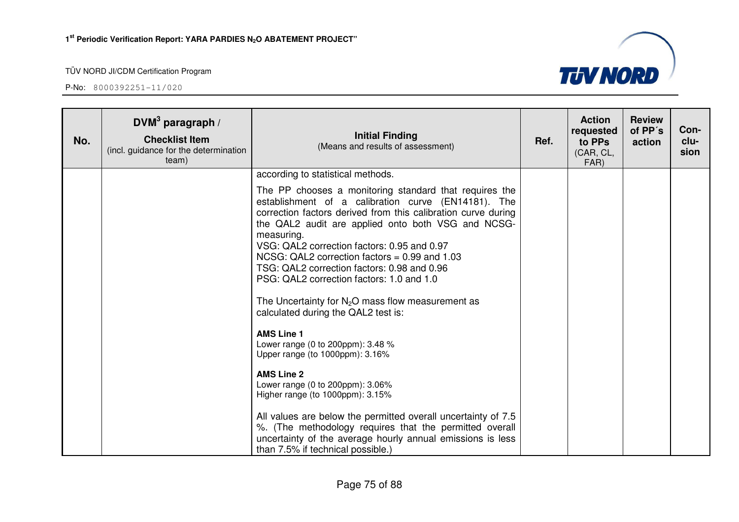| No. | DVM[3] paragraph / **Checklist Item** (incl. guidance for the determination team) | **Initial Finding** (Means and results of assessment) | Ref. | Action requested to PPs (CAR, CL, FAR) | Review of PP´s action | Con-clu-sion |
|---|---|---|---|---|---|---|
| | | according to statistical methods.<br><br>The PP chooses a monitoring standard that requires the establishment of a calibration curve (EN14181). The correction factors derived from this calibration curve during the QAL2 audit are applied onto both VSG and NCSG-measuring.<br>VSG: QAL2 correction factors: 0.95 and 0.97<br>NCSG: QAL2 correction factors = 0.99 and 1.03<br>TSG: QAL2 correction factors: 0.98 and 0.96<br>PSG: QAL2 correction factors: 1.0 and 1.0<br><br>The Uncertainty for $N_2O$ mass flow measurement as calculated during the QAL2 test is:<br><br>**AMS Line 1**<br>Lower range (0 to 200ppm): 3.48 %<br>Upper range (to 1000ppm): 3.16%<br><br>**AMS Line 2**<br>Lower range (0 to 200ppm): 3.06%<br>Higher range (to 1000ppm): 3.15%<br><br>All values are below the permitted overall uncertainty of 7.5 %. (The methodology requires that the permitted overall uncertainty of the average hourly annual emissions is less than 7.5% if technical possible.) | | | | |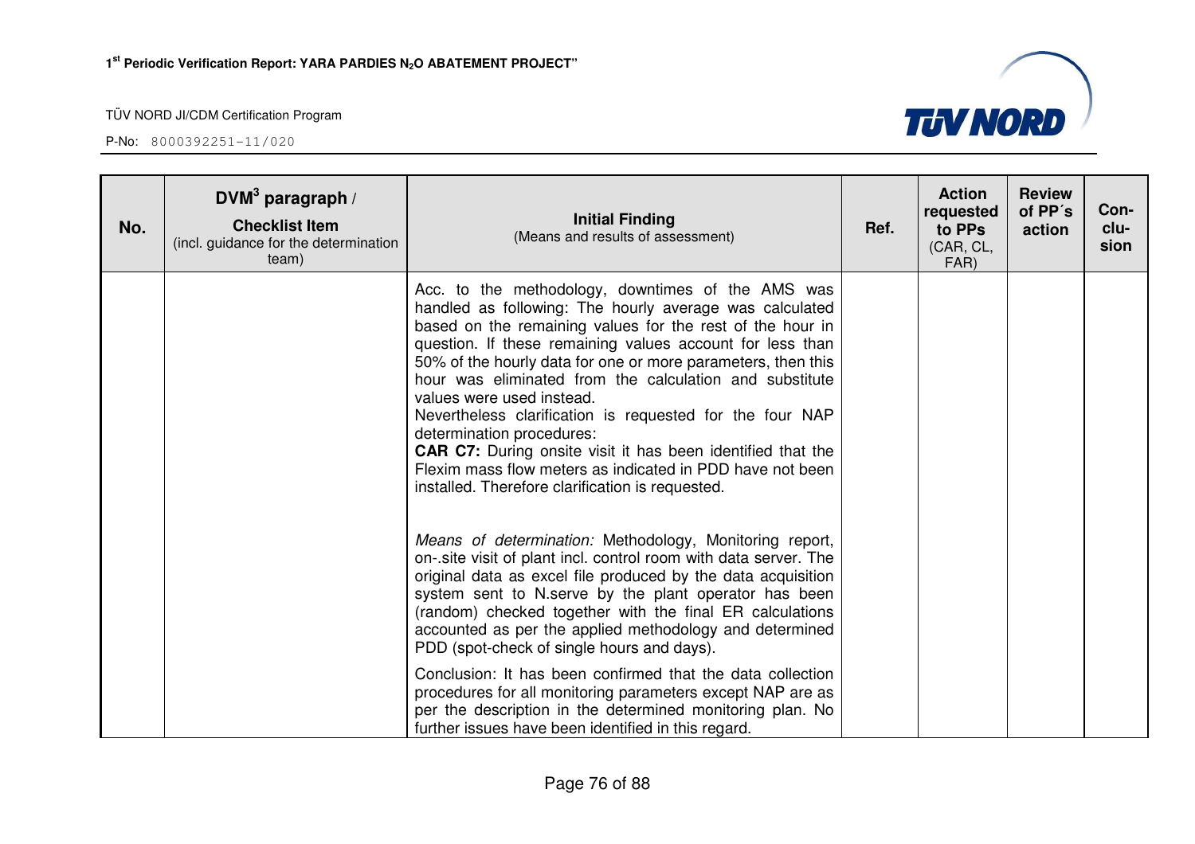| No. | DVM[3] paragraph / **Checklist Item** (incl. guidance for the determination team) | **Initial Finding** (Means and results of assessment) | Ref. | Action requested to PPs (CAR, CL, FAR) | Review of PP´s action | Con-clu-sion |
|---|---|---|---|---|---|---|
| | | Acc. to the methodology, downtimes of the AMS was handled as following: The hourly average was calculated based on the remaining values for the rest of the hour in question. If these remaining values account for less than 50% of the hourly data for one or more parameters, then this hour was eliminated from the calculation and substitute values were used instead.<br>Nevertheless clarification is requested for the four NAP determination procedures:<br>**CAR C7:** During onsite visit it has been identified that the Flexim mass flow meters as indicated in PDD have not been installed. Therefore clarification is requested.<br><br>*Means of determination:* Methodology, Monitoring report, on-.site visit of plant incl. control room with data server. The original data as excel file produced by the data acquisition system sent to N.serve by the plant operator has been (random) checked together with the final ER calculations accounted as per the applied methodology and determined PDD (spot-check of single hours and days).<br><br>Conclusion: It has been confirmed that the data collection procedures for all monitoring parameters except NAP are as per the description in the determined monitoring plan. No further issues have been identified in this regard. | | | | |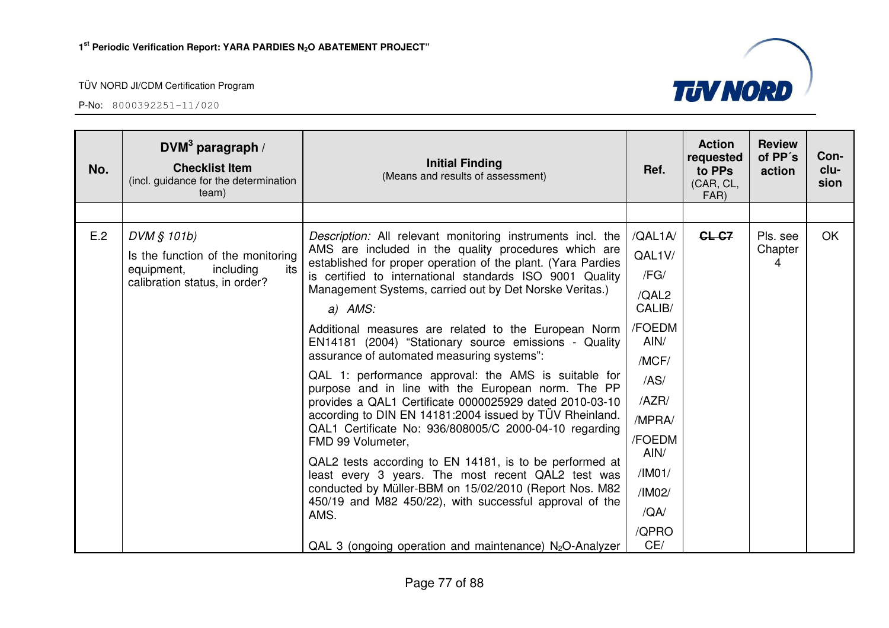| No. | DVM[3] paragraph / **Checklist Item** (incl. guidance for the determination team) | **Initial Finding** (Means and results of assessment) | Ref. | Action requested to PPs (CAR, CL, FAR) | Review of PP´s action | Con-clu-sion |
|---|---|---|---|---|---|---|
| | | | | | | |
| E.2 | *DVM § 101b)*<br>Is the function of the monitoring equipment, including its calibration status, in order? | *Description:* All relevant monitoring instruments incl. the AMS are included in the quality procedures which are established for proper operation of the plant. (Yara Pardies is certified to international standards ISO 9001 Quality Management Systems, carried out by Det Norske Veritas.)<br>*a) AMS:*<br>Additional measures are related to the European Norm EN14181 (2004) “Stationary source emissions - Quality assurance of automated measuring systems”:<br>QAL 1: performance approval: the AMS is suitable for purpose and in line with the European norm. The PP provides a QAL1 Certificate 0000025929 dated 2010-03-10 according to DIN EN 14181:2004 issued by TÜV Rheinland. QAL1 Certificate No: 936/808005/C 2000-04-10 regarding FMD 99 Volumeter,<br>QAL2 tests according to EN 14181, is to be performed at least every 3 years. The most recent QAL2 test was conducted by Müller-BBM on 15/02/2010 (Report Nos. M82 450/19 and M82 450/22), with successful approval of the AMS.<br><br>QAL 3 (ongoing operation and maintenance) $N_2O$-Analyzer | /QAL1A/<br>QAL1V/<br>/FG/<br>/QAL2 CALIB/<br>/FOEDMAIN/<br>/MCF/<br>/AS/<br>/AZR/<br>/MPRA/<br>/FOEDMAIN/<br>/IM01/<br>/IM02/<br>/QA/<br>/QPROCE/ | ~~CL C7~~ | Pls. see Chapter 4 | OK |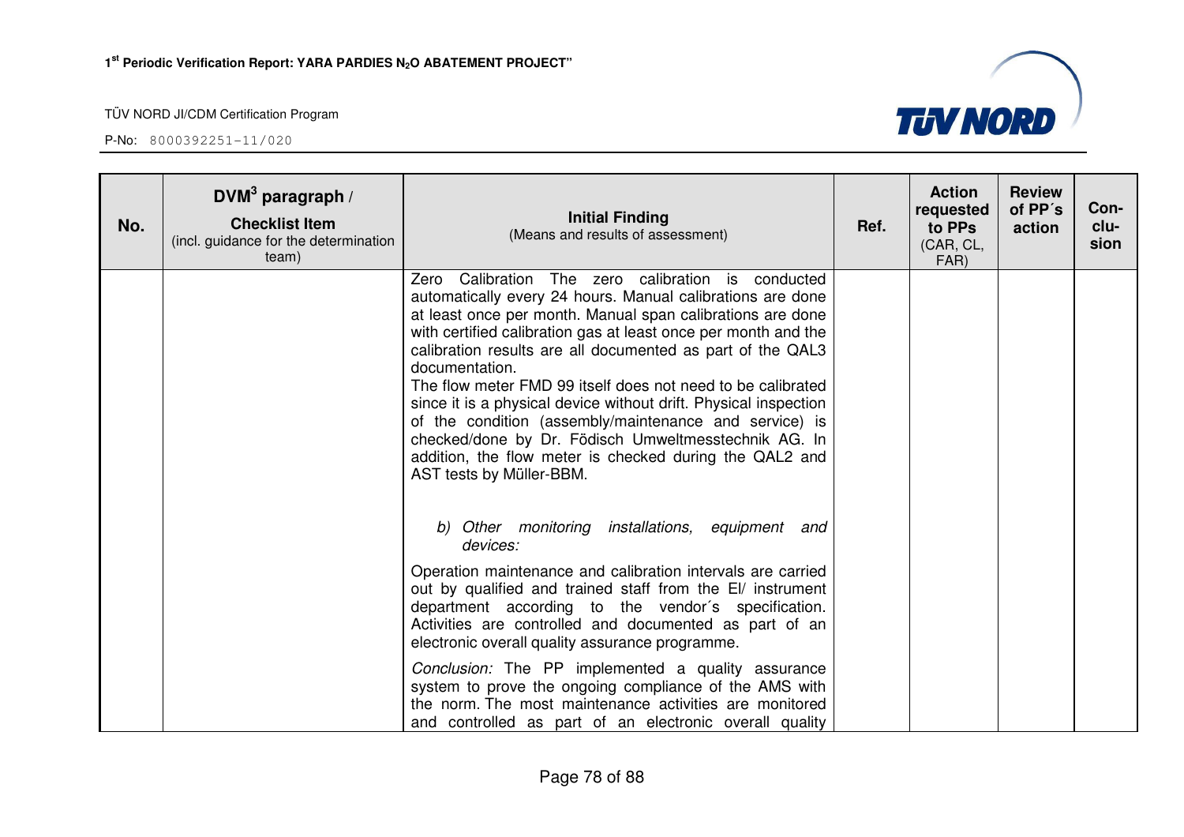| No. | DVM[3] paragraph / **Checklist Item** (incl. guidance for the determination team) | **Initial Finding** (Means and results of assessment) | Ref. | Action requested to PPs (CAR, CL, FAR) | Review of PP´s action | Con-clu-sion |
|---|---|---|---|---|---|---|
| | | Zero Calibration The zero calibration is conducted automatically every 24 hours. Manual calibrations are done at least once per month. Manual span calibrations are done with certified calibration gas at least once per month and the calibration results are all documented as part of the QAL3 documentation.<br>The flow meter FMD 99 itself does not need to be calibrated since it is a physical device without drift. Physical inspection of the condition (assembly/maintenance and service) is checked/done by Dr. Födisch Umweltmesstechnik AG. In addition, the flow meter is checked during the QAL2 and AST tests by Müller-BBM.<br><br>*b) Other monitoring installations, equipment and devices:*<br><br>Operation maintenance and calibration intervals are carried out by qualified and trained staff from the EI/ instrument department according to the vendor´s specification. Activities are controlled and documented as part of an electronic overall quality assurance programme.<br><br>*Conclusion:* The PP implemented a quality assurance system to prove the ongoing compliance of the AMS with the norm. The most maintenance activities are monitored and controlled as part of an electronic overall quality | | | | |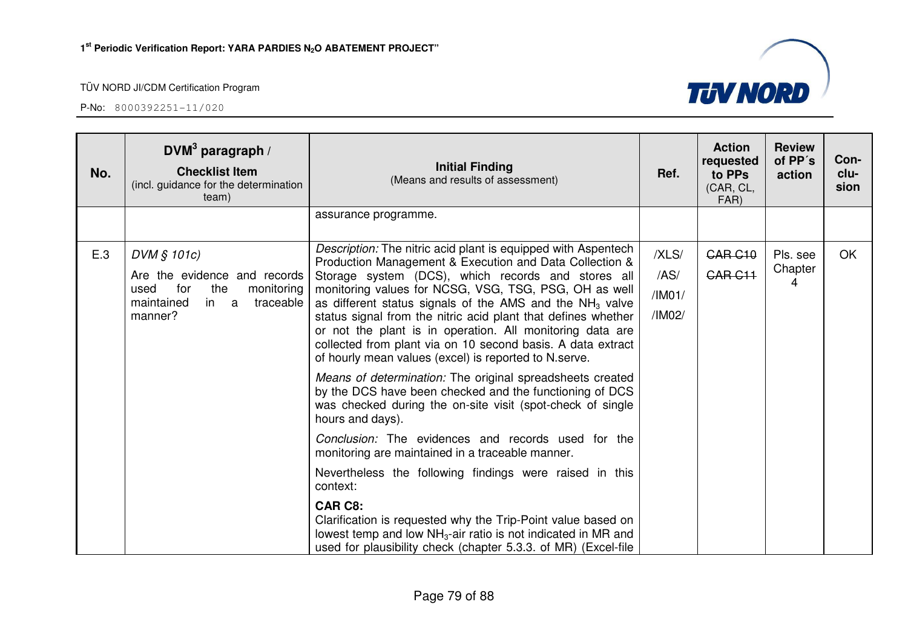| No. | DVM[3] paragraph / **Checklist Item** (incl. guidance for the determination team) | **Initial Finding** (Means and results of assessment) | Ref. | Action requested to PPs (CAR, CL, FAR) | Review of PP´s action | Con-clu-sion |
|---|---|---|---|---|---|---|
| | | assurance programme. | | | | |
| E.3 | *DVM § 101c)* Are the evidence and records used for the monitoring maintained in a traceable manner? | *Description:* The nitric acid plant is equipped with Aspentech Production Management & Execution and Data Collection & Storage system (DCS), which records and stores all monitoring values for NCSG, VSG, TSG, PSG, OH as well as different status signals of the AMS and the $NH_3$ valve status signal from the nitric acid plant that defines whether or not the plant is in operation. All monitoring data are collected from plant via on 10 second basis. A data extract of hourly mean values (excel) is reported to N.serve. <br><br> *Means of determination:* The original spreadsheets created by the DCS have been checked and the functioning of DCS was checked during the on-site visit (spot-check of single hours and days). <br><br> *Conclusion:* The evidences and records used for the monitoring are maintained in a traceable manner. <br><br> Nevertheless the following findings were raised in this context: <br><br> **CAR C8:** <br> Clarification is requested why the Trip-Point value based on lowest temp and low $NH_3$-air ratio is not indicated in MR and used for plausibility check (chapter 5.3.3. of MR) (Excel-file | /XLS/ <br> /AS/ <br> /IM01/ <br> /IM02/ | ~~CAR C10~~ <br> ~~CAR C11~~ | Pls. see Chapter 4 | OK |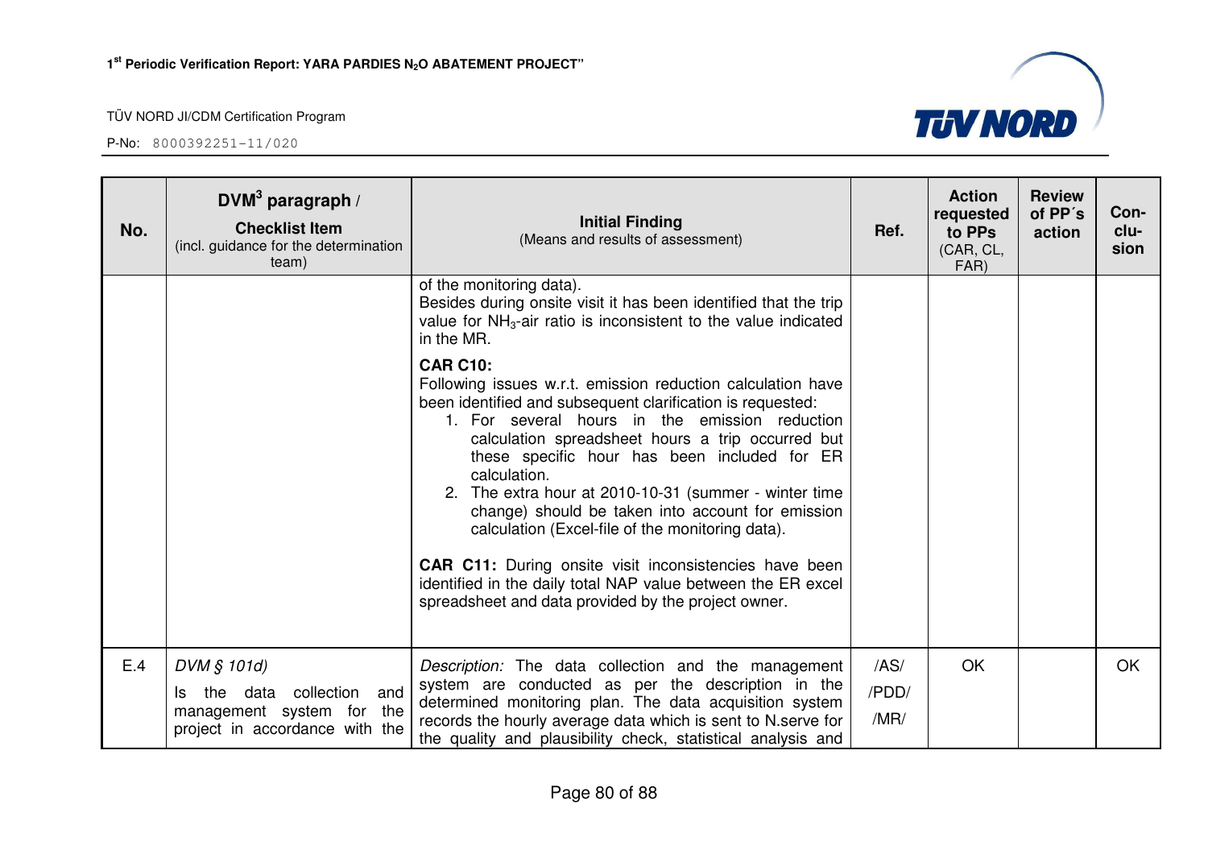| No. | DVM[3] paragraph / Checklist Item (incl. guidance for the determination team) | Initial Finding (Means and results of assessment) | Ref. | Action requested to PPs (CAR, CL, FAR) | Review of PP´s action | Con-clu-sion |
|---|---|---|---|---|---|---|
| | | of the monitoring data).<br>Besides during onsite visit it has been identified that the trip value for $NH_3$-air ratio is inconsistent to the value indicated in the MR.<br><br>**CAR C10:**<br>Following issues w.r.t. emission reduction calculation have been identified and subsequent clarification is requested:<br>1. For several hours in the emission reduction calculation spreadsheet hours a trip occurred but these specific hour has been included for ER calculation.<br>2. The extra hour at 2010-10-31 (summer - winter time change) should be taken into account for emission calculation (Excel-file of the monitoring data).<br><br>**CAR C11:** During onsite visit inconsistencies have been identified in the daily total NAP value between the ER excel spreadsheet and data provided by the project owner. | | | | |
| E.4 | *DVM § 101d)*<br>Is the data collection and management system for the project in accordance with the | *Description:* The data collection and the management system are conducted as per the description in the determined monitoring plan. The data acquisition system records the hourly average data which is sent to N.serve for the quality and plausibility check, statistical analysis and | /AS/<br>/PDD/<br>/MR/ | OK | | OK |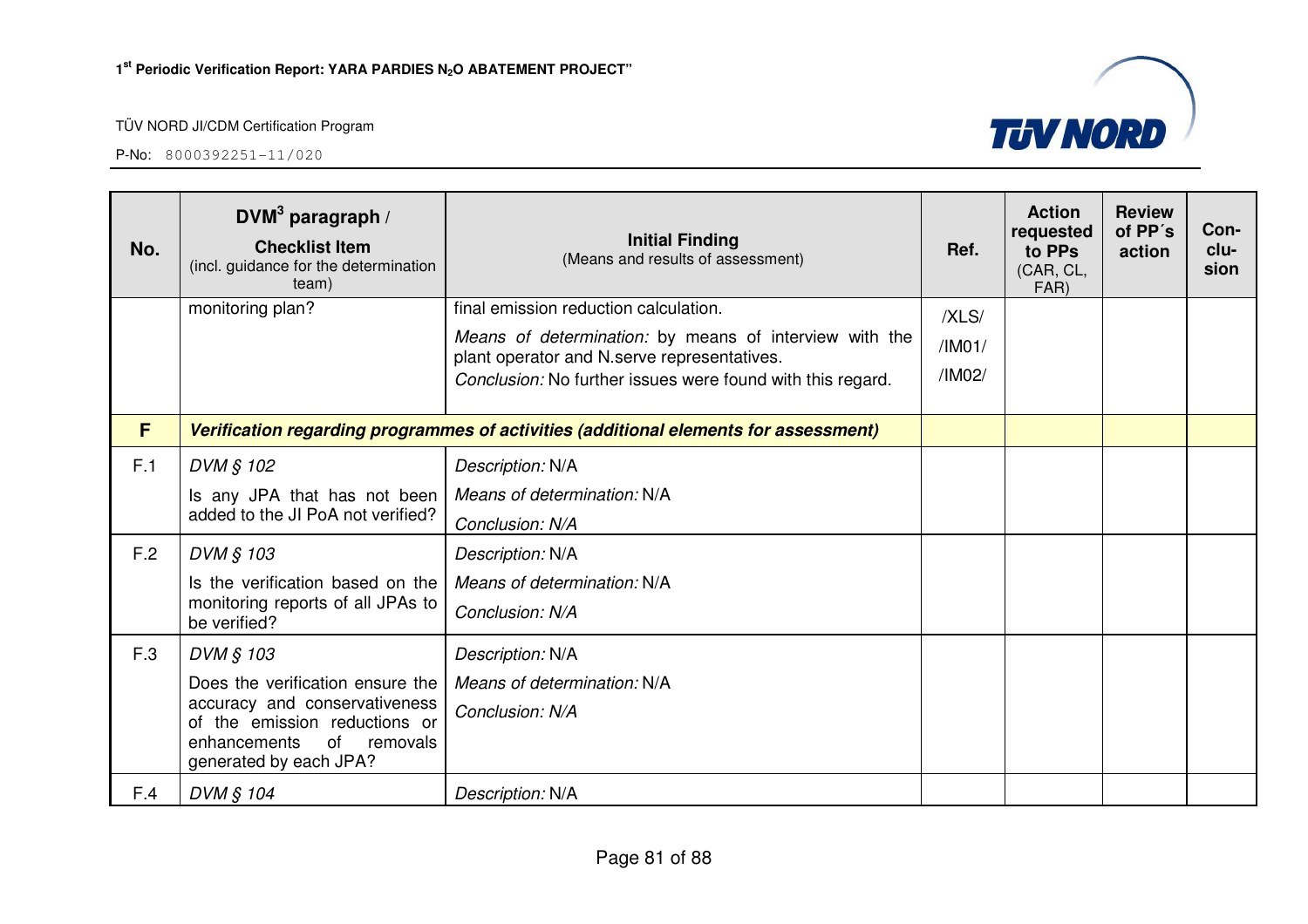| No. | DVM[3] paragraph / **Checklist Item** (incl. guidance for the determination team) | **Initial Finding** (Means and results of assessment) | Ref. | Action requested to PPs (CAR, CL, FAR) | Review of PP´s action | Con-clu-sion |
|---|---|---|---|---|---|---|
| | monitoring plan? | final emission reduction calculation. *Means of determination:* by means of interview with the plant operator and N.serve representatives. *Conclusion:* No further issues were found with this regard. | /XLS/ /IM01/ /IM02/ | | | |
| **F** | ***Verification regarding programmes of activities (additional elements for assessment)*** | | | | | |
| F.1 | *DVM § 102* Is any JPA that has not been added to the JI PoA not verified? | *Description:* N/A *Means of determination:* N/A *Conclusion: N/A* | | | | |
| F.2 | *DVM § 103* Is the verification based on the monitoring reports of all JPAs to be verified? | *Description:* N/A *Means of determination:* N/A *Conclusion: N/A* | | | | |
| F.3 | *DVM § 103* Does the verification ensure the accuracy and conservativeness of the emission reductions or enhancements of removals generated by each JPA? | *Description:* N/A *Means of determination:* N/A *Conclusion: N/A* | | | | |
| F.4 | *DVM § 104* | *Description:* N/A | | | | |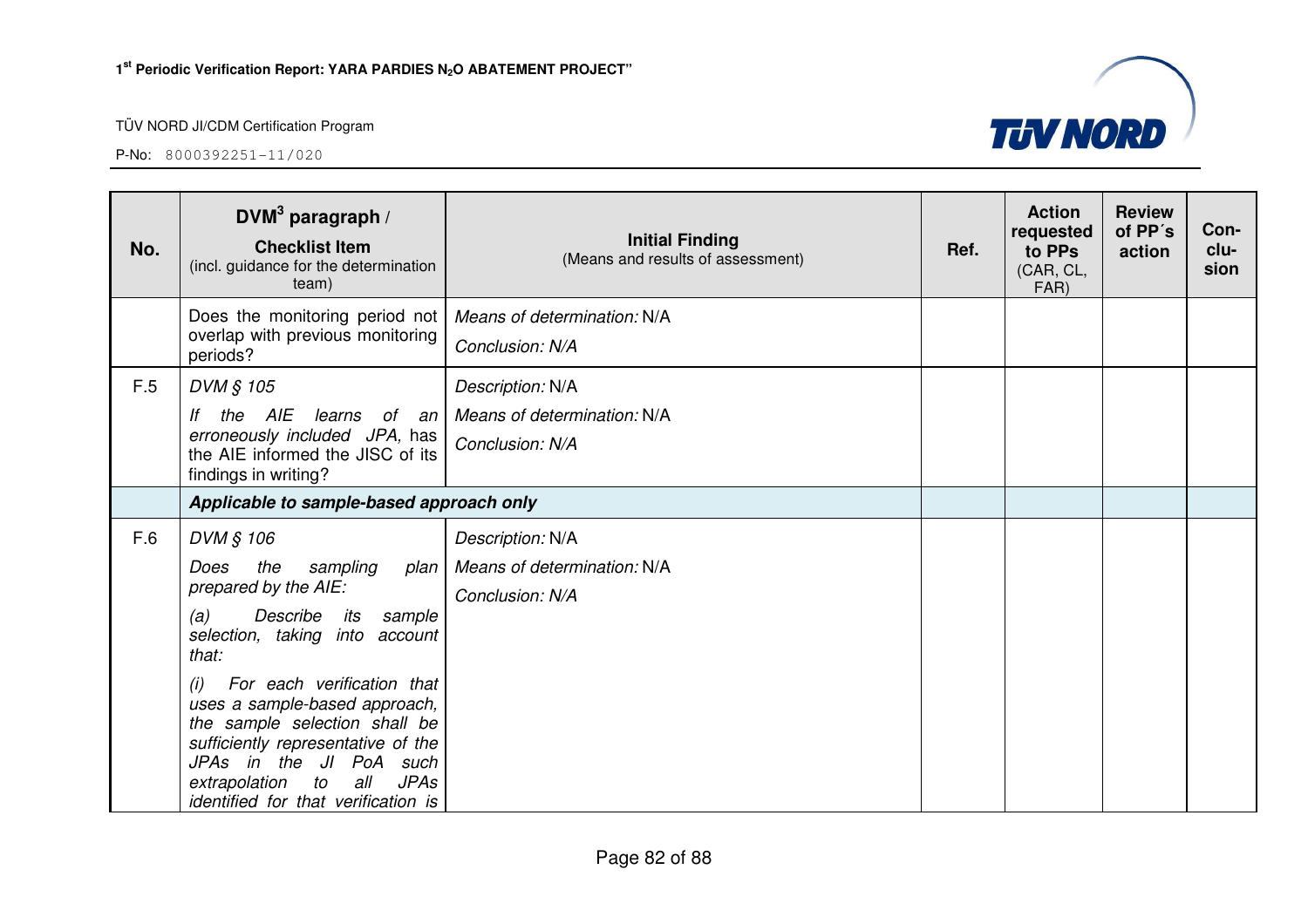| No. | DVM[3] paragraph / **Checklist Item** (incl. guidance for the determination team) | **Initial Finding** (Means and results of assessment) | Ref. | Action requested to PPs (CAR, CL, FAR) | Review of PP´s action | Con-clu-sion |
|---|---|---|---|---|---|---|
| | Does the monitoring period not overlap with previous monitoring periods? | *Means of determination:* N/A<br>*Conclusion: N/A* | | | | |
| F.5 | *DVM § 105*<br>*If the AIE learns of an erroneously included JPA,* has the AIE informed the JISC of its findings in writing? | *Description:* N/A<br>*Means of determination:* N/A<br>*Conclusion: N/A* | | | | |
| | ***Applicable to sample-based approach only*** | | | | | |
| F.6 | *DVM § 106*<br>*Does the sampling plan prepared by the AIE:*<br>*(a) Describe its sample selection, taking into account that:*<br>*(i) For each verification that uses a sample-based approach, the sample selection shall be sufficiently representative of the JPAs in the JI PoA such extrapolation to all JPAs identified for that verification is* | *Description:* N/A<br>*Means of determination:* N/A<br>*Conclusion: N/A* | | | | |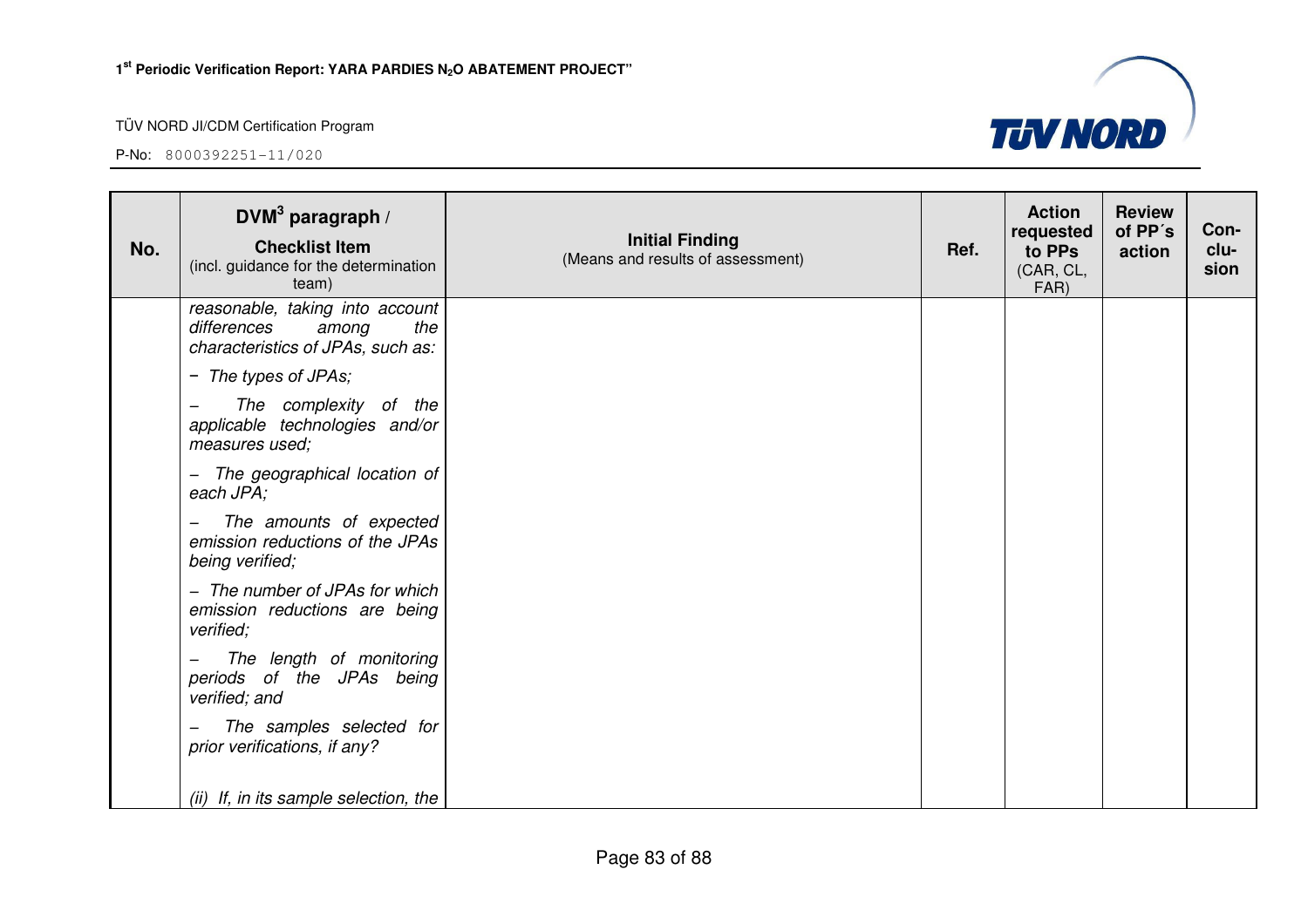| No. | DVM[3] paragraph / **Checklist Item** (incl. guidance for the determination team) | **Initial Finding** (Means and results of assessment) | Ref. | Action requested to PPs (CAR, CL, FAR) | Review of PP´s action | Con-clu-sion |
|---|---|---|---|---|---|---|
| | *reasonable, taking into account differences among the characteristics of JPAs, such as:* <br> *– The types of JPAs;* <br> *– The complexity of the applicable technologies and/or measures used;* <br> *– The geographical location of each JPA;* <br> *– The amounts of expected emission reductions of the JPAs being verified;* <br> *– The number of JPAs for which emission reductions are being verified;* <br> *– The length of monitoring periods of the JPAs being verified; and* <br> *– The samples selected for prior verifications, if any?* <br><br> *(ii) If, in its sample selection, the* | | | | | |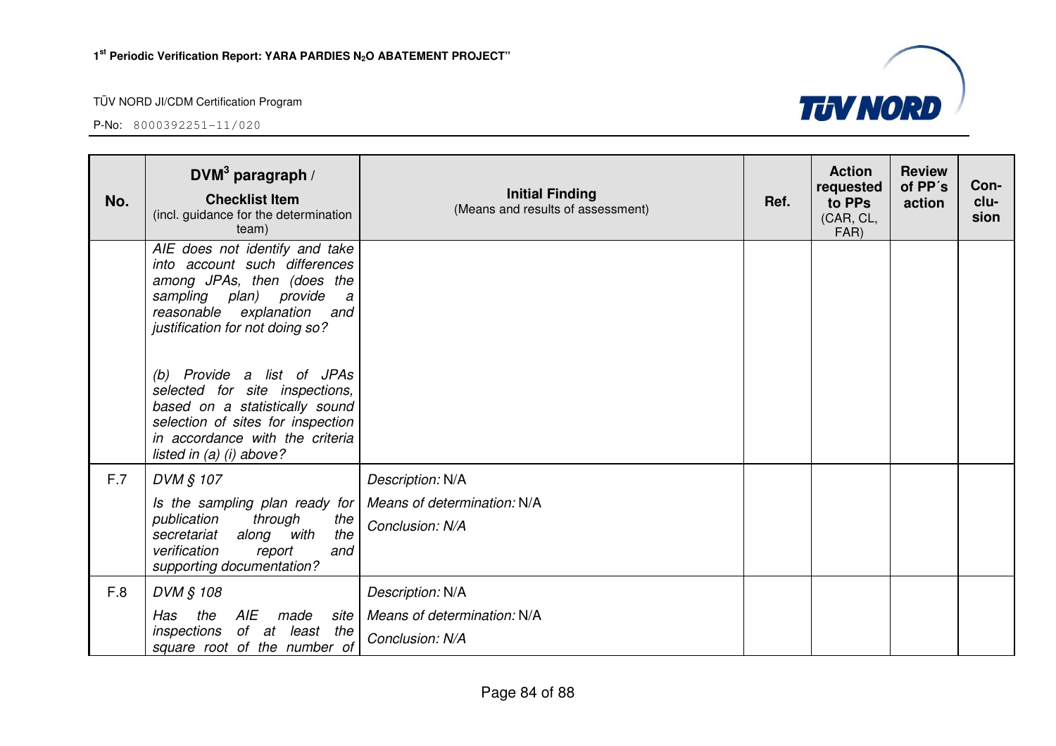| No. | DVM[3] paragraph / **Checklist Item** (incl. guidance for the determination team) | **Initial Finding** (Means and results of assessment) | Ref. | Action requested to PPs (CAR, CL, FAR) | Review of PP´s action | Con-clu-sion |
|---|---|---|---|---|---|---|
| | *AIE does not identify and take into account such differences among JPAs, then (does the sampling plan) provide a reasonable explanation and justification for not doing so?*<br><br>*(b) Provide a list of JPAs selected for site inspections, based on a statistically sound selection of sites for inspection in accordance with the criteria listed in (a) (i) above?* | | | | | |
| F.7 | *DVM § 107*<br>*Is the sampling plan ready for publication through the secretariat along with the verification report and supporting documentation?* | *Description:* N/A<br>*Means of determination:* N/A<br>*Conclusion: N/A* | | | | |
| F.8 | *DVM § 108*<br>*Has the AIE made site inspections of at least the square root of the number of* | *Description:* N/A<br>*Means of determination:* N/A<br>*Conclusion: N/A* | | | | |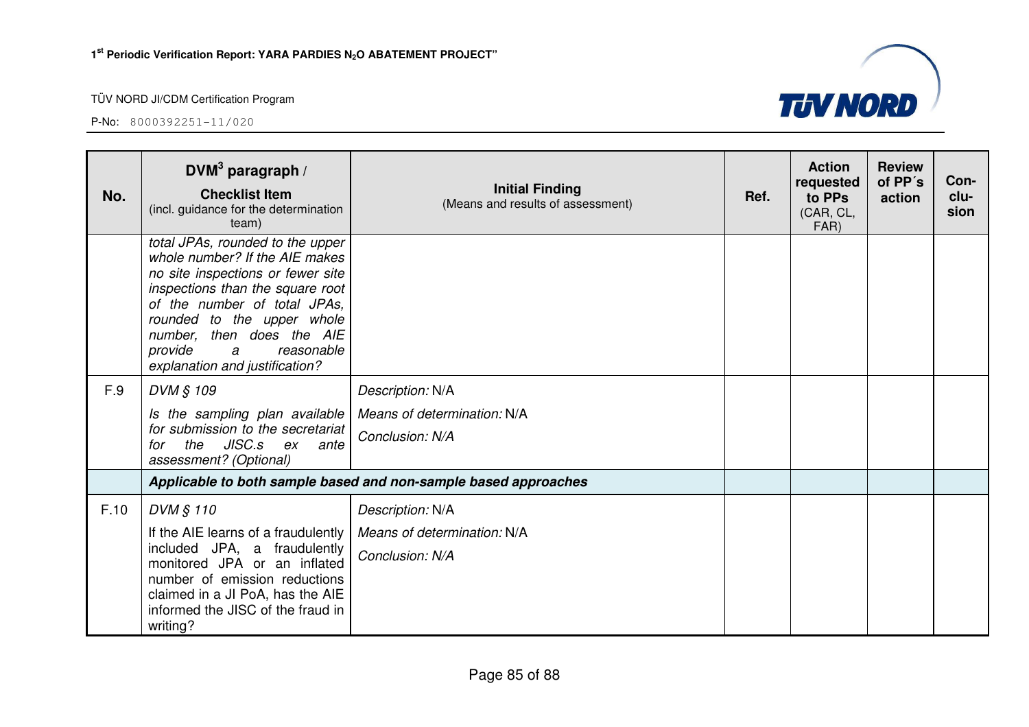| No. | DVM[3] paragraph / **Checklist Item** (incl. guidance for the determination team) | **Initial Finding** (Means and results of assessment) | Ref. | Action requested to PPs (CAR, CL, FAR) | Review of PP´s action | Con-clu-sion |
|---|---|---|---|---|---|---|
| | *total JPAs, rounded to the upper whole number? If the AIE makes no site inspections or fewer site inspections than the square root of the number of total JPAs, rounded to the upper whole number, then does the AIE provide a reasonable explanation and justification?* | | | | | |
| F.9 | *DVM § 109*<br><br>*Is the sampling plan available for submission to the secretariat for the JISC.s ex ante assessment? (Optional)* | *Description:* N/A<br><br>*Means of determination:* N/A<br><br>*Conclusion: N/A* | | | | |
| | ***Applicable to both sample based and non-sample based approaches*** | | | | | |
| F.10 | *DVM § 110*<br><br>If the AIE learns of a fraudulently included JPA, a fraudulently monitored JPA or an inflated number of emission reductions claimed in a JI PoA, has the AIE informed the JISC of the fraud in writing? | *Description:* N/A<br><br>*Means of determination:* N/A<br><br>*Conclusion: N/A* | | | | |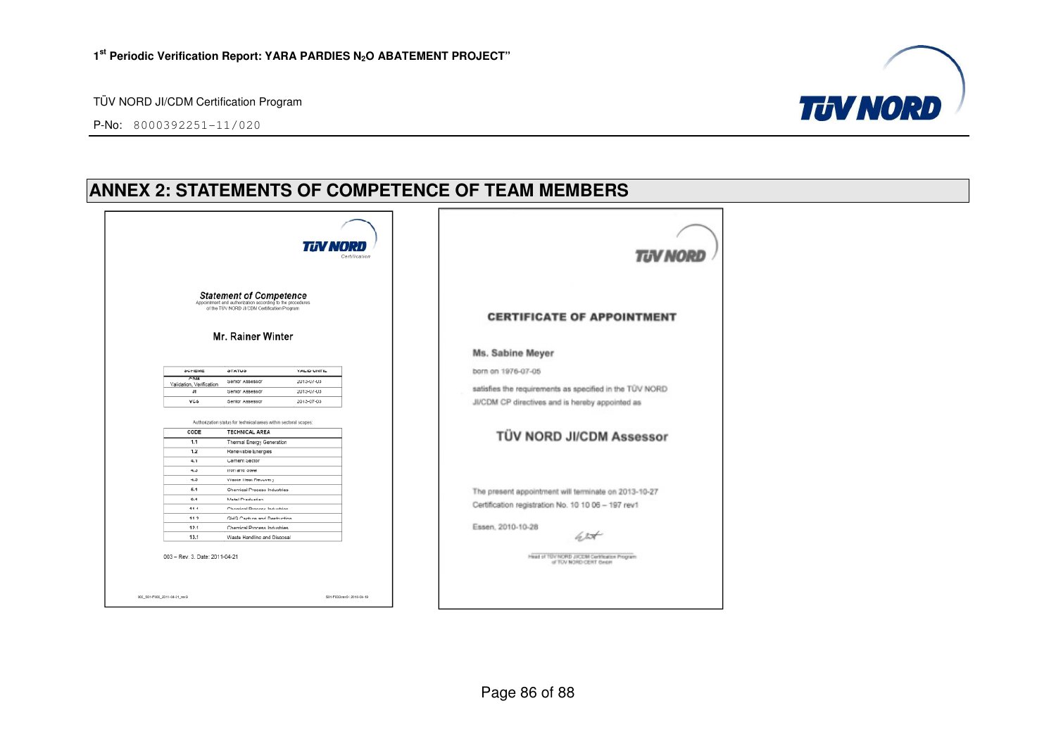## ANNEX 2: STATEMENTS OF COMPETENCE OF TEAM MEMBERS

TÜV NORD Certification

**Statement of Competence**

Appointment and authorization according to the procedures of the TÜV NORD JI/CDM Certification Program

**Mr. Rainer Winter**

| SCHEME | STATUS | VALID UNTIL |
|---|---|---|
| CDM Validation, Verification | Senior Assessor | 2013-07-03 |
| JI | Senior Assessor | 2013-07-03 |
| VCS | Senior Assessor | 2013-07-03 |

Authorization status for technical areas within sectoral scopes:

| CODE | TECHNICAL AREA |
|---|---|
| 1.1 | Thermal Energy Generation |
| 1.2 | Renewable Energies |
| 4.1 | Cement Sector |
| 4.3 | Iron and Steel |
| 4.5 | Waste Heat Recovery |
| 5.1 | Chemical Process Industries |
| 9.1 | Metal Production |
| 11.1 | Chemical Process Industries |
| 11.2 | GHG Capture and Destruction |
| 12.1 | Chemical Process Industries |
| 13.1 | Waste Handling and Disposal |

003 – Rev. 3. Date: 2011-04-21

TÜV NORD

**CERTIFICATE OF APPOINTMENT**

**Ms. Sabine Meyer**

born on 1976-07-05

satisfies the requirements as specified in the TÜV NORD JI/CDM CP directives and is hereby appointed as

**TÜV NORD JI/CDM Assessor**

The present appointment will terminate on 2013-10-27

Certification registration No. 10 10 06 – 197 rev1

Essen, 2010-10-28

Head of TÜV NORD JI/CDM Certification Program of TÜV NORD CERT GmbH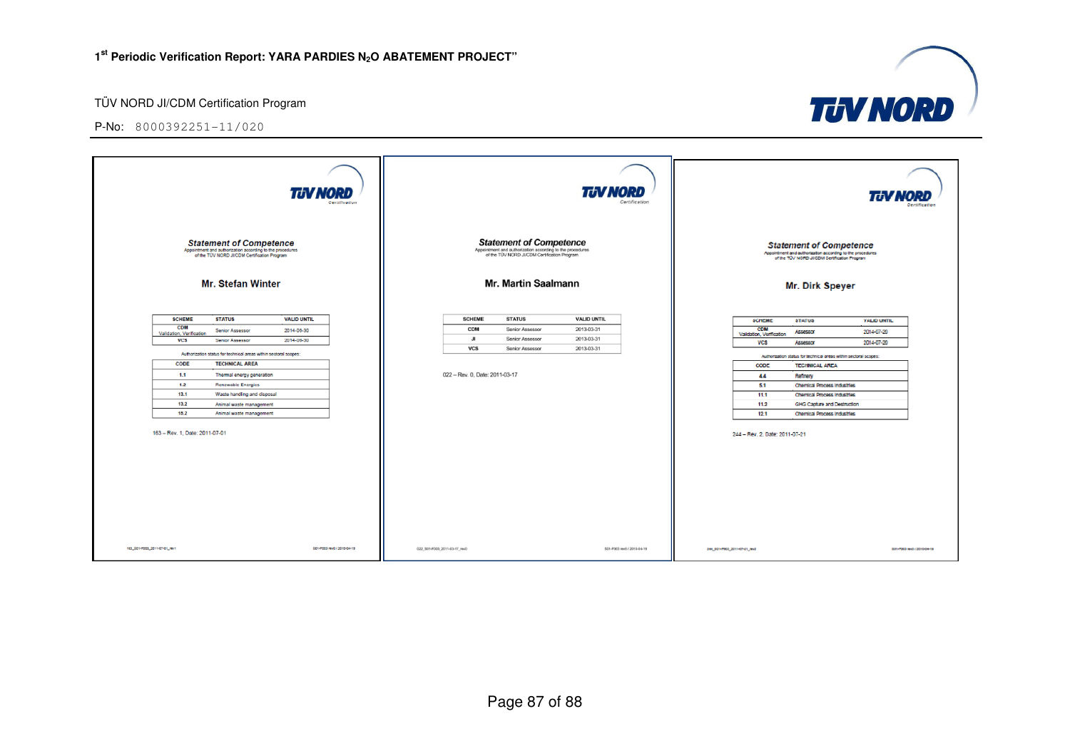**Statement of Competence**

Appointment and authorization according to the procedures of the TÜV NORD JI/CDM Certification Program

**Mr. Stefan Winter**

| SCHEME | STATUS | VALID UNTIL |
|---|---|---|
| CDM Validation, Verification | Senior Assessor | 2014-06-30 |
| VCS | Senior Assessor | 2014-06-30 |

Authorization status for technical areas within sectoral scopes:

| CODE | TECHNICAL AREA |
|---|---|
| 1.1 | Thermal energy generation |
| 1.2 | Renewable Energies |
| 13.1 | Waste handling and disposal |
| 13.2 | Animal waste management |
| 15.2 | Animal waste management |

163 – Rev. 1, Date: 2011-07-01

163_S01-F003_2011-07-01_rev1 S01-F003 rev0 / 2010-04-19

**Statement of Competence**

Appointment and authorization according to the procedures of the TÜV NORD JI/CDM Certification Program

**Mr. Martin Saalmann**

| SCHEME | STATUS | VALID UNTIL |
|---|---|---|
| CDM | Senior Assessor | 2013-03-31 |
| JI | Senior Assessor | 2013-03-31 |
| VCS | Senior Assessor | 2013-03-31 |

022 – Rev. 0, Date: 2011-03-17

022_S01-F003_2011-03-17_rev0 S01-F003 rev0 / 2010-04-19

**Statement of Competence**

Appointment and authorization according to the procedures of the TÜV NORD JI/CDM Certification Program

**Mr. Dirk Speyer**

| SCHEME | STATUS | VALID UNTIL |
|---|---|---|
| CDM Validation, Verification | Assessor | 2014-07-20 |
| VCS | Assessor | 2014-07-20 |

Authorization status for technical areas within sectoral scopes:

| CODE | TECHNICAL AREA |
|---|---|
| 4.4 | Refinery |
| 5.1 | Chemical Process Industries |
| 11.1 | Chemical Process Industries |
| 11.2 | GHG Capture and Destruction |
| 12.1 | Chemical Process Industries |

244 – Rev. 2, Date: 2011-07-21

244_S01-F003_2011-07-21_rev2 S01-F003 rev0 / 2010-04-19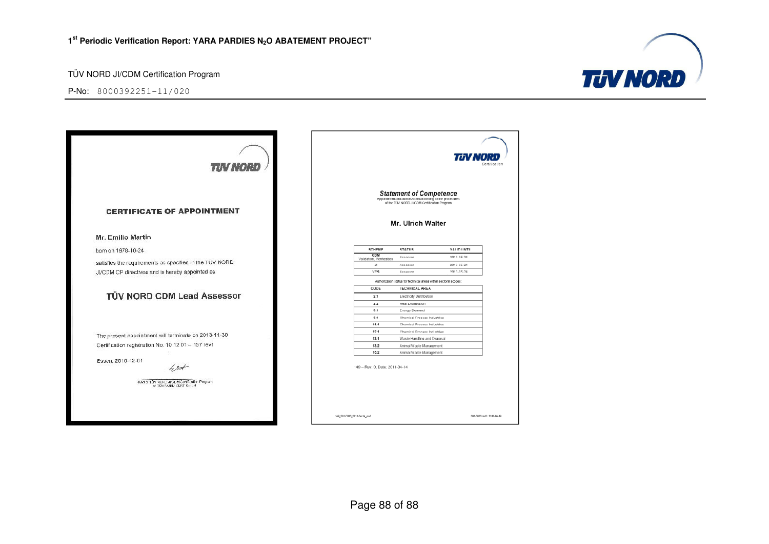TÜV NORD

**CERTIFICATE OF APPOINTMENT**

Mr. Emilio Martin

born on 1978-10-24

satisfies the requirements as specified in the TÜV NORD JI/CDM CP directives and is hereby appointed as

**TÜV NORD CDM Lead Assessor**

The present appointment will terminate on 2013-11-30

Certification registration No. 10 12 01 – 157 rev1

Essen, 2010-12-01

Head of TÜV NORD JI/CDM Certification Program
of TÜV NORD CERT GmbH

---

TÜV NORD Certification

***Statement of Competence***

Appointment and authorization according to the procedures of the TÜV NORD JI/CDM Certification Program

**Mr. Ulrich Walter**

| SCHEME | STATUS | VALID UNTIL |
|---|---|---|
| CDM Validation, Verification | Assessor | 2013-05-24 |
| JI | Assessor | 2013-05-24 |
| VCS | Assessor | 2013-05-24 |

Authorization status for technical areas within sectoral scopes:

| CODE | TECHNICAL AREA |
|---|---|
| 2.1 | Electricity Distribution |
| 2.2 | Heat Distribution |
| 3.1 | Energy Demand |
| 5.1 | Chemical Process Industries |
| 11.1 | Chemical Process Industries |
| 12.1 | Chemical Process Industries |
| 13.1 | Waste Handling and Disposal |
| 13.2 | Animal Waste Management |
| 15.2 | Animal Waste Management |

149 – Rev. 0, Date: 2011-04-14

149_S01-F003_2011-04-14_rev0

S01-F003 rev0 / 2010-04-19